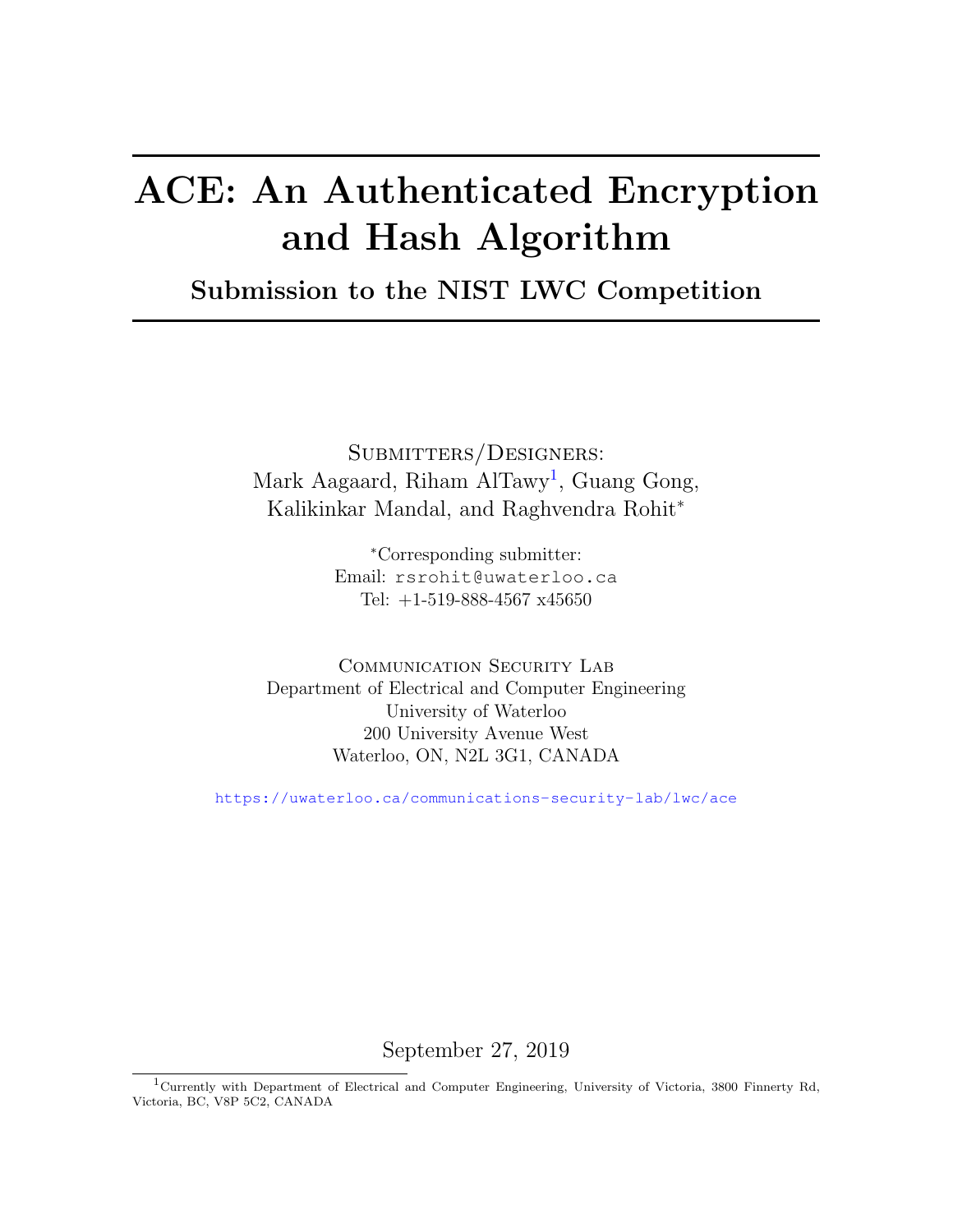# ACE: An Authenticated Encryption and Hash Algorithm

## Submission to the NIST LWC Competition

Submitters/Designers:
Mark Aagaard, Riham AlTawy[1], Guang Gong,
Kalikinkar Mandal, and Raghvendra Rohit*

*Corresponding submitter:
Email: rsrohit@uwaterloo.ca
Tel: +1-519-888-4567 x45650

Communication Security Lab
Department of Electrical and Computer Engineering
University of Waterloo
200 University Avenue West
Waterloo, ON, N2L 3G1, CANADA

https://uwaterloo.ca/communications-security-lab/lwc/ace

September 27, 2019

[1]Currently with Department of Electrical and Computer Engineering, University of Victoria, 3800 Finnerty Rd, Victoria, BC, V8P 5C2, CANADA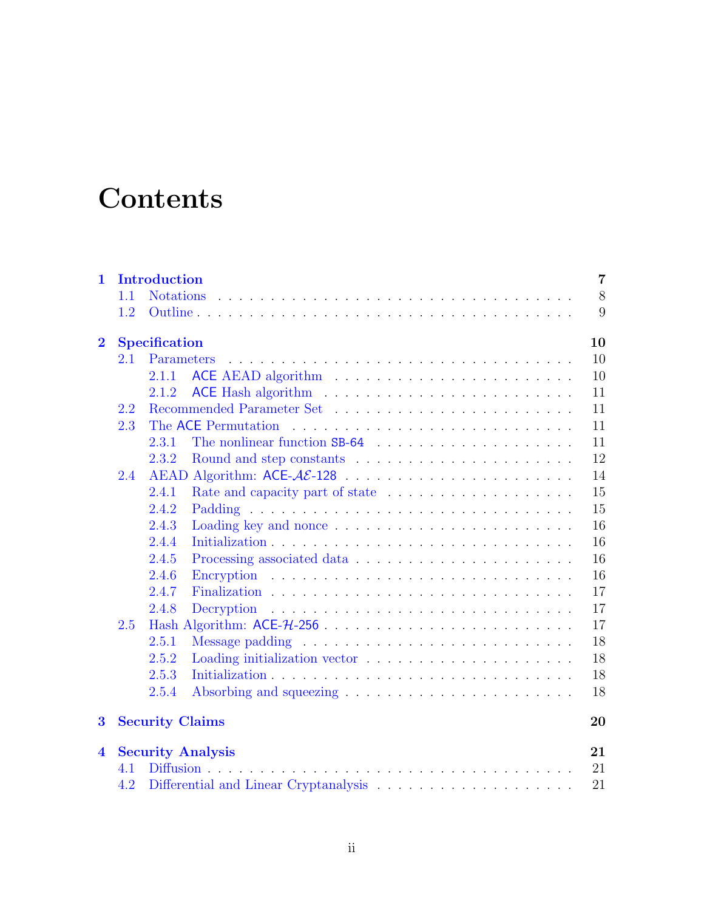# Contents

**1 Introduction** **7**
- 1.1 Notations . . . 8
- 1.2 Outline . . . 9

**2 Specification** **10**
- 2.1 Parameters . . . 10
  - 2.1.1 ACE AEAD algorithm . . . 10
  - 2.1.2 ACE Hash algorithm . . . 11
- 2.2 Recommended Parameter Set . . . 11
- 2.3 The ACE Permutation . . . 11
  - 2.3.1 The nonlinear function SB-64 . . . 11
  - 2.3.2 Round and step constants . . . 12
- 2.4 AEAD Algorithm: ACE-$\mathcal{AE}$-128 . . . 14
  - 2.4.1 Rate and capacity part of state . . . 15
  - 2.4.2 Padding . . . 15
  - 2.4.3 Loading key and nonce . . . 16
  - 2.4.4 Initialization . . . 16
  - 2.4.5 Processing associated data . . . 16
  - 2.4.6 Encryption . . . 16
  - 2.4.7 Finalization . . . 17
  - 2.4.8 Decryption . . . 17
- 2.5 Hash Algorithm: ACE-$\mathcal{H}$-256 . . . 17
  - 2.5.1 Message padding . . . 18
  - 2.5.2 Loading initialization vector . . . 18
  - 2.5.3 Initialization . . . 18
  - 2.5.4 Absorbing and squeezing . . . 18

**3 Security Claims** **20**

**4 Security Analysis** **21**
- 4.1 Diffusion . . . 21
- 4.2 Differential and Linear Cryptanalysis . . . 21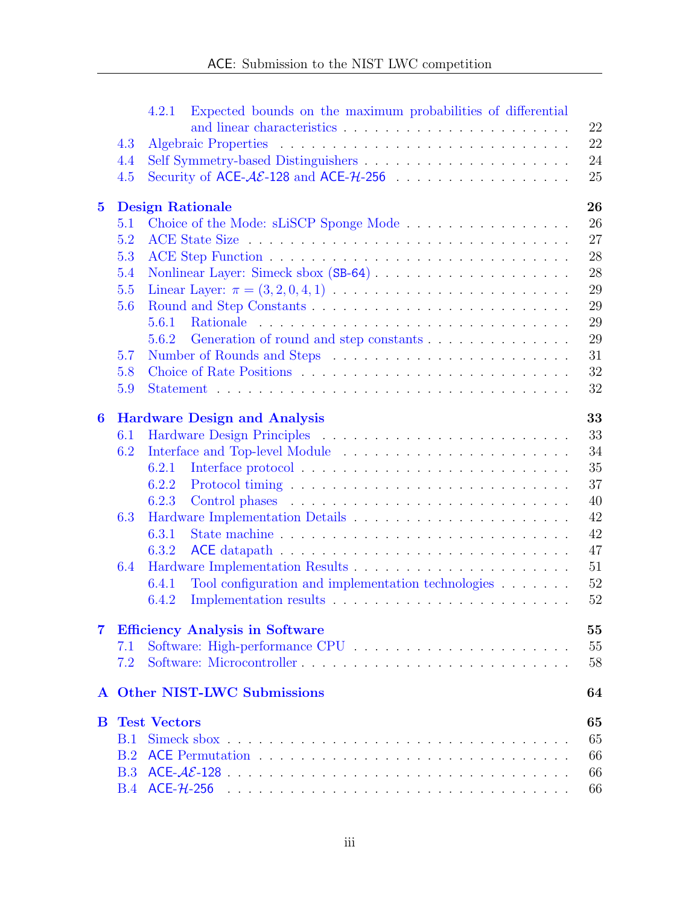- 4.2.1 Expected bounds on the maximum probabilities of differential and linear characteristics . . . . . . . . . . . . . . . . . . . . . . 22
- 4.3 Algebraic Properties . . . . . . . . . . . . . . . . . . . . . . . . . . . . 22
- 4.4 Self Symmetry-based Distinguishers . . . . . . . . . . . . . . . . . . . . 24
- 4.5 Security of ACE-$\mathcal{AE}$-128 and ACE-$\mathcal{H}$-256 . . . . . . . . . . . . . . . . . . 25

**5 Design Rationale 26**

- 5.1 Choice of the Mode: sLiSCP Sponge Mode . . . . . . . . . . . . . . . . 26
- 5.2 ACE State Size . . . . . . . . . . . . . . . . . . . . . . . . . . . . . . 27
- 5.3 ACE Step Function . . . . . . . . . . . . . . . . . . . . . . . . . . . . 28
- 5.4 Nonlinear Layer: Simeck sbox (SB-64) . . . . . . . . . . . . . . . . . . 28
- 5.5 Linear Layer: $\pi = (3, 2, 0, 4, 1)$ . . . . . . . . . . . . . . . . . . . . . . 29
- 5.6 Round and Step Constants . . . . . . . . . . . . . . . . . . . . . . . . 29
  - 5.6.1 Rationale . . . . . . . . . . . . . . . . . . . . . . . . . . . . . . . 29
  - 5.6.2 Generation of round and step constants . . . . . . . . . . . . . . 29
- 5.7 Number of Rounds and Steps . . . . . . . . . . . . . . . . . . . . . . . 31
- 5.8 Choice of Rate Positions . . . . . . . . . . . . . . . . . . . . . . . . . 32
- 5.9 Statement . . . . . . . . . . . . . . . . . . . . . . . . . . . . . . . . . 32

**6 Hardware Design and Analysis 33**

- 6.1 Hardware Design Principles . . . . . . . . . . . . . . . . . . . . . . . . 33
- 6.2 Interface and Top-level Module . . . . . . . . . . . . . . . . . . . . . . 34
  - 6.2.1 Interface protocol . . . . . . . . . . . . . . . . . . . . . . . . . . 35
  - 6.2.2 Protocol timing . . . . . . . . . . . . . . . . . . . . . . . . . . . 37
  - 6.2.3 Control phases . . . . . . . . . . . . . . . . . . . . . . . . . . . 40
- 6.3 Hardware Implementation Details . . . . . . . . . . . . . . . . . . . . . 42
  - 6.3.1 State machine . . . . . . . . . . . . . . . . . . . . . . . . . . . . 42
  - 6.3.2 ACE datapath . . . . . . . . . . . . . . . . . . . . . . . . . . . . 47
- 6.4 Hardware Implementation Results . . . . . . . . . . . . . . . . . . . . . 51
  - 6.4.1 Tool configuration and implementation technologies . . . . . . . 52
  - 6.4.2 Implementation results . . . . . . . . . . . . . . . . . . . . . . . 52

**7 Efficiency Analysis in Software 55**

- 7.1 Software: High-performance CPU . . . . . . . . . . . . . . . . . . . . . 55
- 7.2 Software: Microcontroller . . . . . . . . . . . . . . . . . . . . . . . . . 58

**A Other NIST-LWC Submissions 64**

**B Test Vectors 65**

- B.1 Simeck sbox . . . . . . . . . . . . . . . . . . . . . . . . . . . . . . . . 65
- B.2 ACE Permutation . . . . . . . . . . . . . . . . . . . . . . . . . . . . . 66
- B.3 ACE-$\mathcal{AE}$-128 . . . . . . . . . . . . . . . . . . . . . . . . . . . . . . . 66
- B.4 ACE-$\mathcal{H}$-256 . . . . . . . . . . . . . . . . . . . . . . . . . . . . . . . 66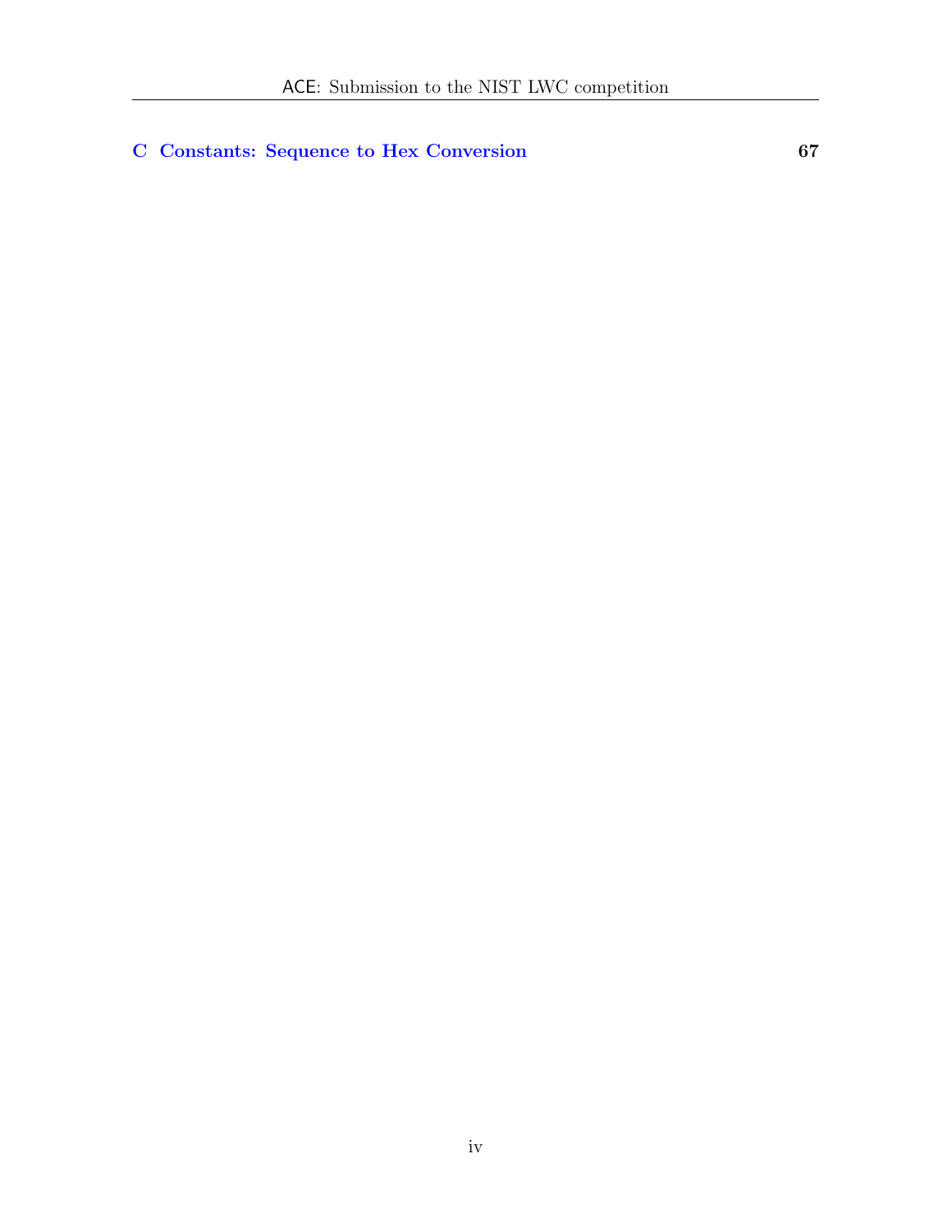**C Constants: Sequence to Hex Conversion** **67**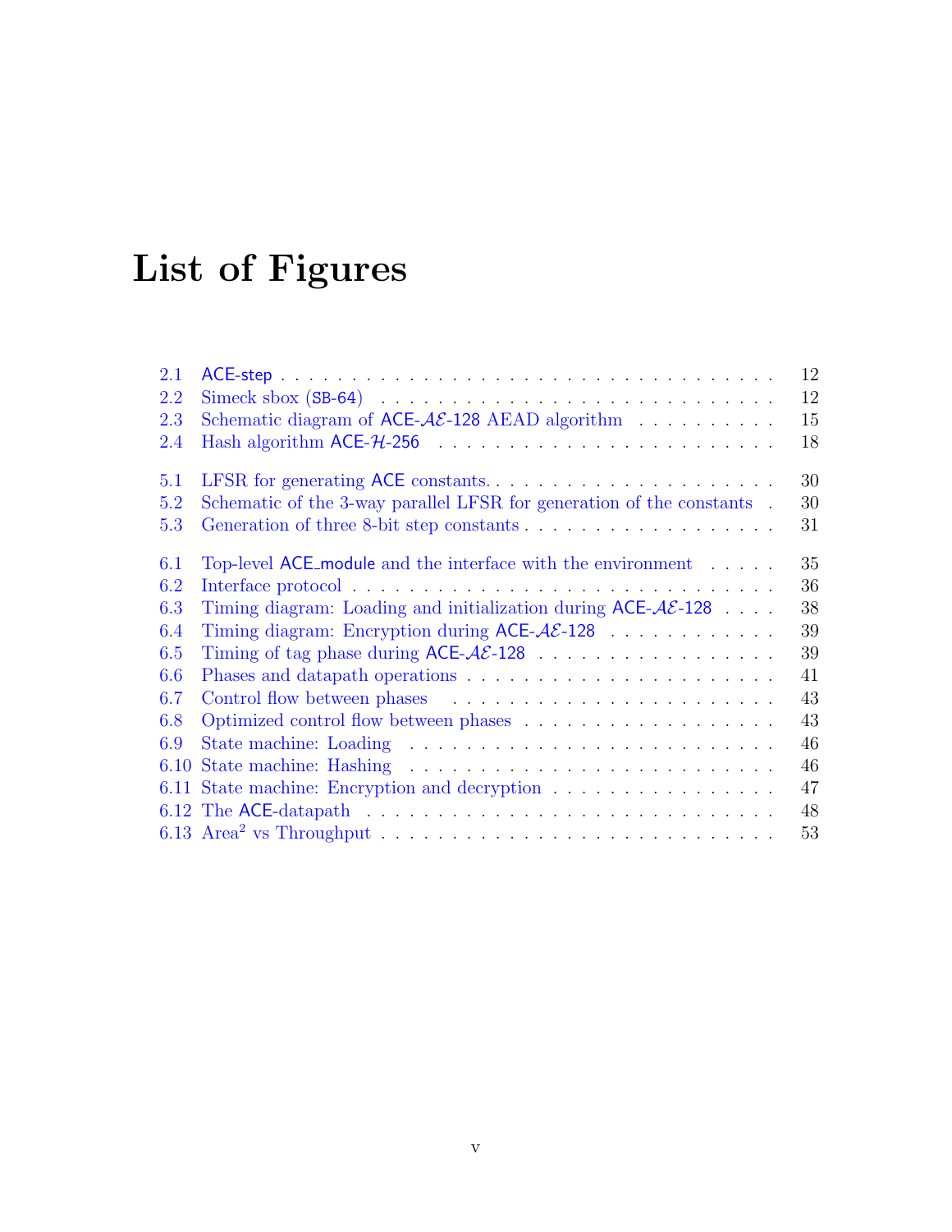# List of Figures

- 2.1 ACE-step . . . 12
- 2.2 Simeck sbox (SB-64) . . . 12
- 2.3 Schematic diagram of ACE-$\mathcal{AE}$-128 AEAD algorithm . . . 15
- 2.4 Hash algorithm ACE-$\mathcal{H}$-256 . . . 18

- 5.1 LFSR for generating ACE constants. . . . 30
- 5.2 Schematic of the 3-way parallel LFSR for generation of the constants . . . 30
- 5.3 Generation of three 8-bit step constants . . . 31

- 6.1 Top-level ACE_module and the interface with the environment . . . 35
- 6.2 Interface protocol . . . 36
- 6.3 Timing diagram: Loading and initialization during ACE-$\mathcal{AE}$-128 . . . 38
- 6.4 Timing diagram: Encryption during ACE-$\mathcal{AE}$-128 . . . 39
- 6.5 Timing of tag phase during ACE-$\mathcal{AE}$-128 . . . 39
- 6.6 Phases and datapath operations . . . 41
- 6.7 Control flow between phases . . . 43
- 6.8 Optimized control flow between phases . . . 43
- 6.9 State machine: Loading . . . 46
- 6.10 State machine: Hashing . . . 46
- 6.11 State machine: Encryption and decryption . . . 47
- 6.12 The ACE-datapath . . . 48
- 6.13 Area$^2$ vs Throughput . . . 53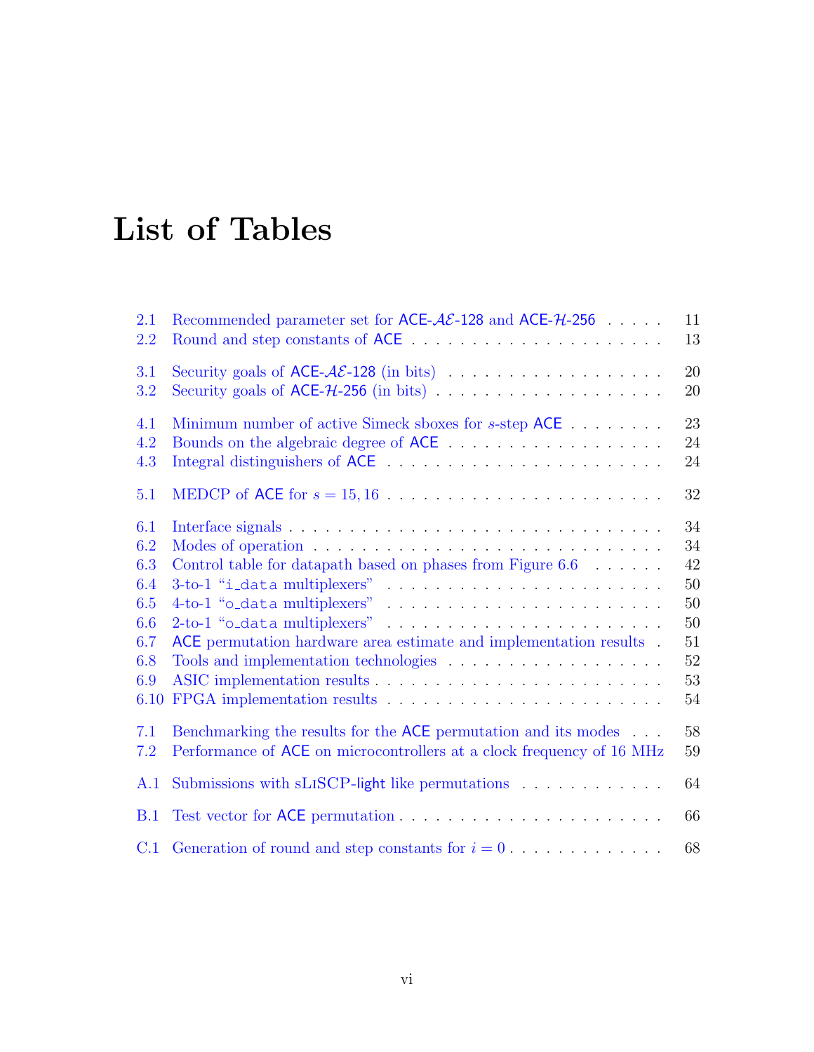# List of Tables

| | | |
|---|---|---|
| 2.1 | Recommended parameter set for ACE-$\mathcal{AE}$-128 and ACE-$\mathcal{H}$-256 | 11 |
| 2.2 | Round and step constants of ACE | 13 |
| 3.1 | Security goals of ACE-$\mathcal{AE}$-128 (in bits) | 20 |
| 3.2 | Security goals of ACE-$\mathcal{H}$-256 (in bits) | 20 |
| 4.1 | Minimum number of active Simeck sboxes for $s$-step ACE | 23 |
| 4.2 | Bounds on the algebraic degree of ACE | 24 |
| 4.3 | Integral distinguishers of ACE | 24 |
| 5.1 | MEDCP of ACE for $s = 15, 16$ | 32 |
| 6.1 | Interface signals | 34 |
| 6.2 | Modes of operation | 34 |
| 6.3 | Control table for datapath based on phases from Figure 6.6 | 42 |
| 6.4 | 3-to-1 "i_data multiplexers" | 50 |
| 6.5 | 4-to-1 "o_data multiplexers" | 50 |
| 6.6 | 2-to-1 "o_data multiplexers" | 50 |
| 6.7 | ACE permutation hardware area estimate and implementation results | 51 |
| 6.8 | Tools and implementation technologies | 52 |
| 6.9 | ASIC implementation results | 53 |
| 6.10 | FPGA implementation results | 54 |
| 7.1 | Benchmarking the results for the ACE permutation and its modes | 58 |
| 7.2 | Performance of ACE on microcontrollers at a clock frequency of 16 MHz | 59 |
| A.1 | Submissions with sLiSCP-light like permutations | 64 |
| B.1 | Test vector for ACE permutation | 66 |
| C.1 | Generation of round and step constants for $i = 0$ | 68 |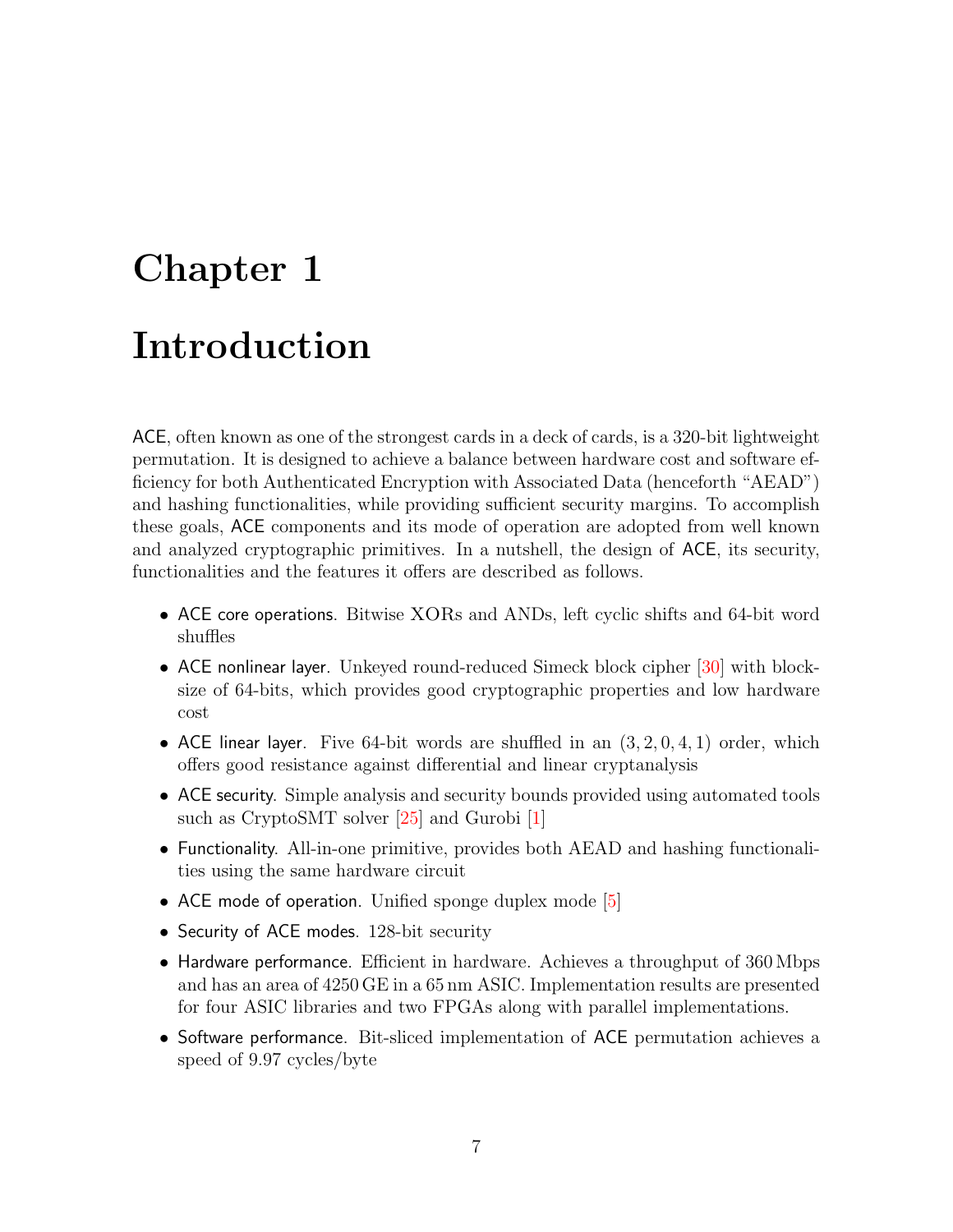# Chapter 1

# Introduction

ACE, often known as one of the strongest cards in a deck of cards, is a 320-bit lightweight permutation. It is designed to achieve a balance between hardware cost and software efficiency for both Authenticated Encryption with Associated Data (henceforth "AEAD") and hashing functionalities, while providing sufficient security margins. To accomplish these goals, ACE components and its mode of operation are adopted from well known and analyzed cryptographic primitives. In a nutshell, the design of ACE, its security, functionalities and the features it offers are described as follows.

- ACE core operations. Bitwise XORs and ANDs, left cyclic shifts and 64-bit word shuffles
- ACE nonlinear layer. Unkeyed round-reduced Simeck block cipher [30] with block-size of 64-bits, which provides good cryptographic properties and low hardware cost
- ACE linear layer. Five 64-bit words are shuffled in an $(3, 2, 0, 4, 1)$ order, which offers good resistance against differential and linear cryptanalysis
- ACE security. Simple analysis and security bounds provided using automated tools such as CryptoSMT solver [25] and Gurobi [1]
- Functionality. All-in-one primitive, provides both AEAD and hashing functionalities using the same hardware circuit
- ACE mode of operation. Unified sponge duplex mode [5]
- Security of ACE modes. 128-bit security
- Hardware performance. Efficient in hardware. Achieves a throughput of 360 Mbps and has an area of 4250 GE in a 65 nm ASIC. Implementation results are presented for four ASIC libraries and two FPGAs along with parallel implementations.
- Software performance. Bit-sliced implementation of ACE permutation achieves a speed of 9.97 cycles/byte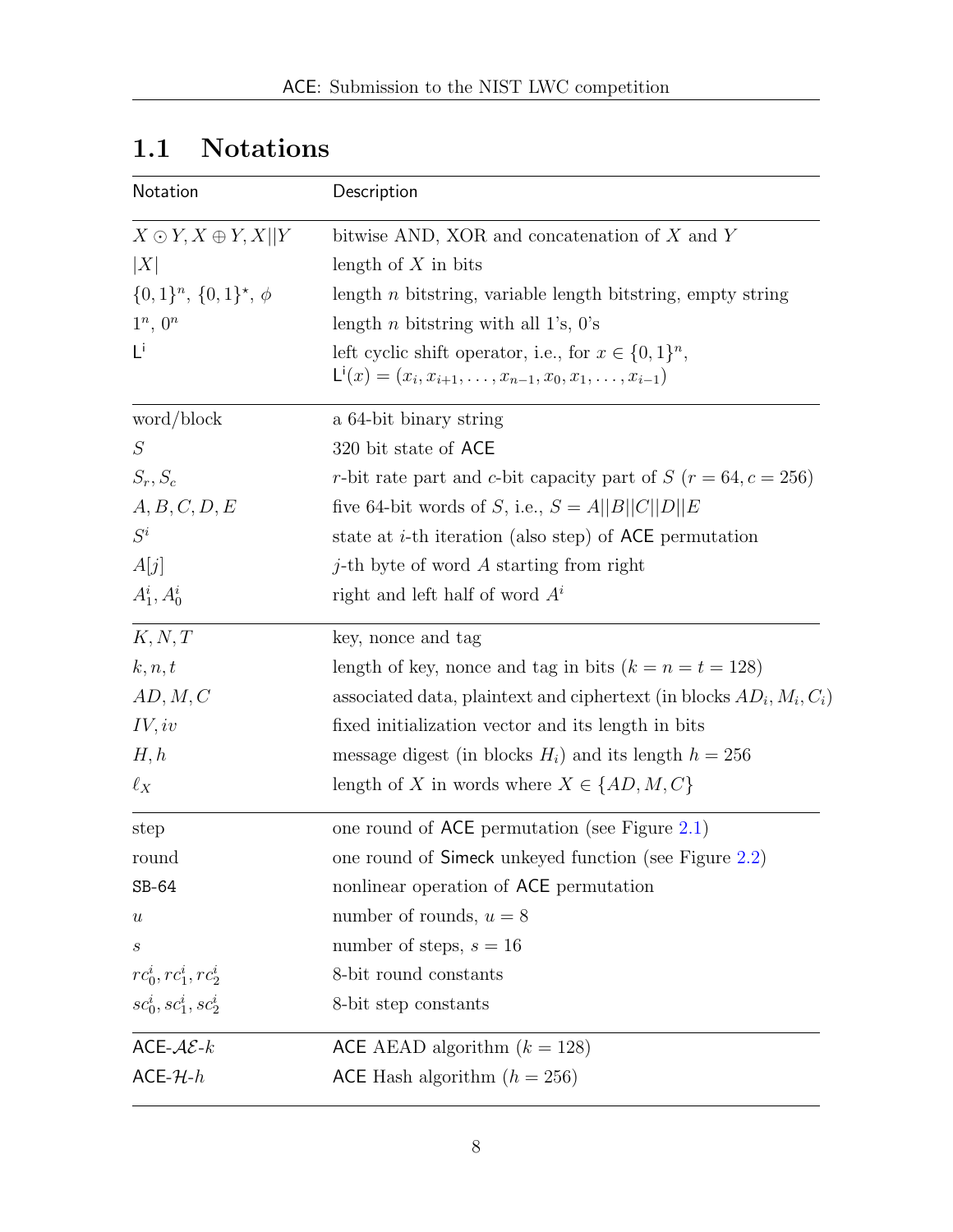## 1.1 Notations

| Notation | Description |
|---|---|
| $X \odot Y, X \oplus Y, X\|\|Y$ | bitwise AND, XOR and concatenation of $X$ and $Y$ |
| $\|X\|$ | length of $X$ in bits |
| $\{0,1\}^n$, $\{0,1\}^\star$, $\phi$ | length $n$ bitstring, variable length bitstring, empty string |
| $1^n$, $0^n$ | length $n$ bitstring with all 1's, 0's |
| $\mathsf{L}^\mathsf{i}$ | left cyclic shift operator, i.e., for $x \in \{0,1\}^n$, $\mathsf{L}^\mathsf{i}(x) = (x_i, x_{i+1}, \ldots, x_{n-1}, x_0, x_1, \ldots, x_{i-1})$ |
| word/block | a 64-bit binary string |
| $S$ | 320 bit state of ACE |
| $S_r, S_c$ | $r$-bit rate part and $c$-bit capacity part of $S$ ($r = 64, c = 256$) |
| $A, B, C, D, E$ | five 64-bit words of $S$, i.e., $S = A\|\|B\|\|C\|\|D\|\|E$ |
| $S^i$ | state at $i$-th iteration (also step) of ACE permutation |
| $A[j]$ | $j$-th byte of word $A$ starting from right |
| $A^i_1, A^i_0$ | right and left half of word $A^i$ |
| $K, N, T$ | key, nonce and tag |
| $k, n, t$ | length of key, nonce and tag in bits ($k = n = t = 128$) |
| $AD, M, C$ | associated data, plaintext and ciphertext (in blocks $AD_i, M_i, C_i$) |
| $IV, iv$ | fixed initialization vector and its length in bits |
| $H, h$ | message digest (in blocks $H_i$) and its length $h = 256$ |
| $\ell_X$ | length of $X$ in words where $X \in \{AD, M, C\}$ |
| step | one round of ACE permutation (see Figure 2.1) |
| round | one round of Simeck unkeyed function (see Figure 2.2) |
| SB-64 | nonlinear operation of ACE permutation |
| $u$ | number of rounds, $u = 8$ |
| $s$ | number of steps, $s = 16$ |
| $rc^i_0, rc^i_1, rc^i_2$ | 8-bit round constants |
| $sc^i_0, sc^i_1, sc^i_2$ | 8-bit step constants |
| ACE-$\mathcal{AE}$-$k$ | ACE AEAD algorithm ($k = 128$) |
| ACE-$\mathcal{H}$-$h$ | ACE Hash algorithm ($h = 256$) |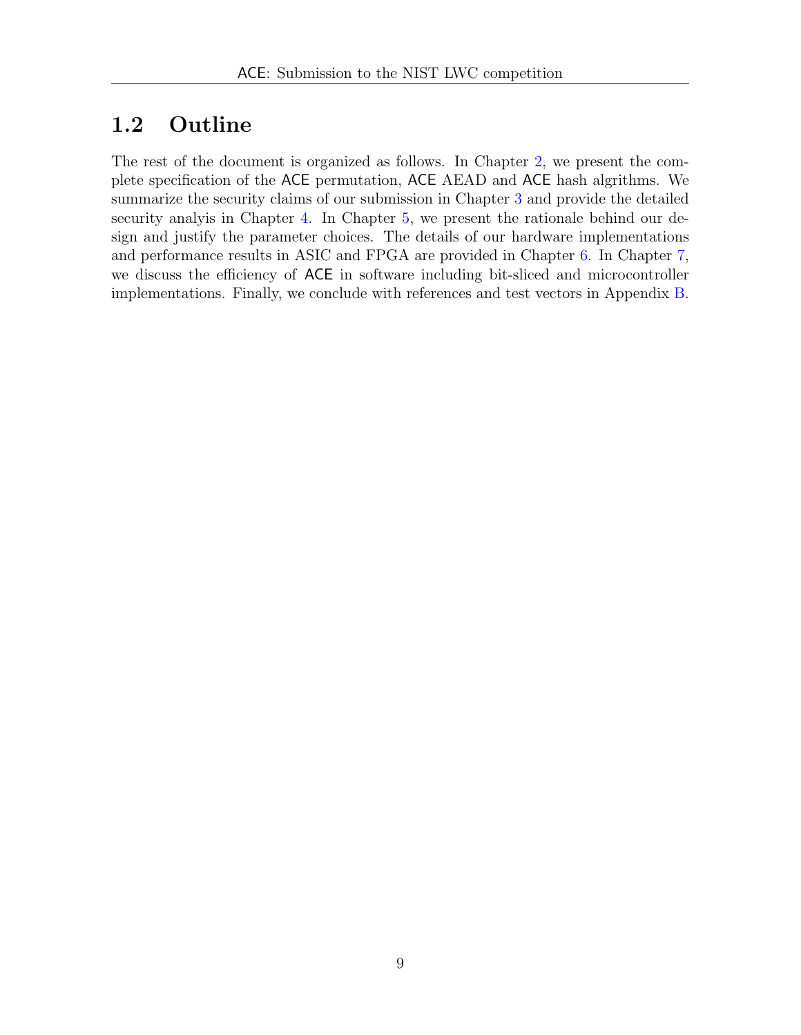## 1.2 Outline

The rest of the document is organized as follows. In Chapter 2, we present the complete specification of the ACE permutation, ACE AEAD and ACE hash algrithms. We summarize the security claims of our submission in Chapter 3 and provide the detailed security analyis in Chapter 4. In Chapter 5, we present the rationale behind our design and justify the parameter choices. The details of our hardware implementations and performance results in ASIC and FPGA are provided in Chapter 6. In Chapter 7, we discuss the efficiency of ACE in software including bit-sliced and microcontroller implementations. Finally, we conclude with references and test vectors in Appendix B.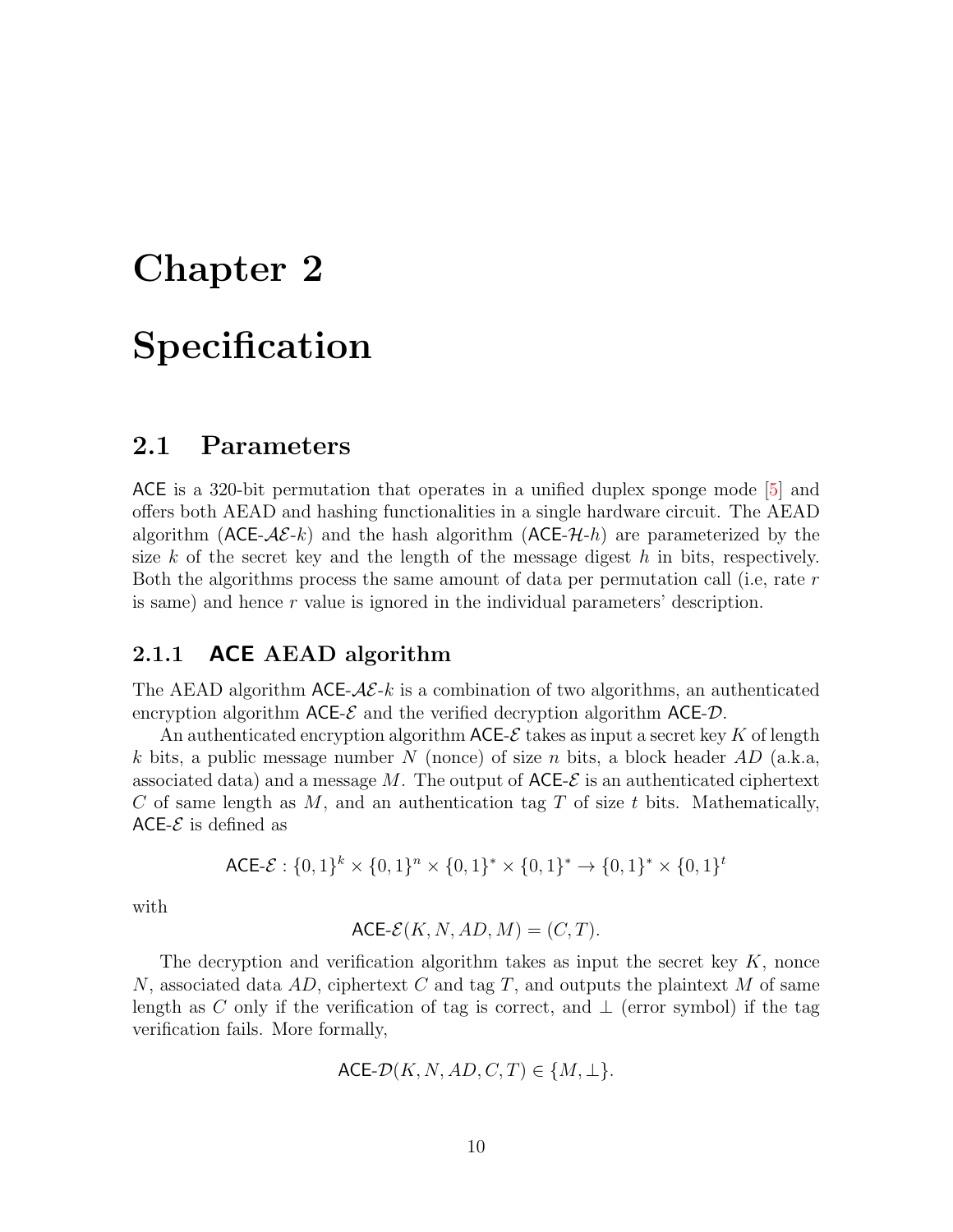# Chapter 2

# Specification

## 2.1 Parameters

ACE is a 320-bit permutation that operates in a unified duplex sponge mode [5] and offers both AEAD and hashing functionalities in a single hardware circuit. The AEAD algorithm (ACE-$\mathcal{AE}$-$k$) and the hash algorithm (ACE-$\mathcal{H}$-$h$) are parameterized by the size $k$ of the secret key and the length of the message digest $h$ in bits, respectively. Both the algorithms process the same amount of data per permutation call (i.e, rate $r$ is same) and hence $r$ value is ignored in the individual parameters' description.

### 2.1.1 ACE AEAD algorithm

The AEAD algorithm ACE-$\mathcal{AE}$-$k$ is a combination of two algorithms, an authenticated encryption algorithm ACE-$\mathcal{E}$ and the verified decryption algorithm ACE-$\mathcal{D}$.

An authenticated encryption algorithm ACE-$\mathcal{E}$ takes as input a secret key $K$ of length $k$ bits, a public message number $N$ (nonce) of size $n$ bits, a block header $AD$ (a.k.a, associated data) and a message $M$. The output of ACE-$\mathcal{E}$ is an authenticated ciphertext $C$ of same length as $M$, and an authentication tag $T$ of size $t$ bits. Mathematically, ACE-$\mathcal{E}$ is defined as

$$\text{ACE-}\mathcal{E} : \{0,1\}^k \times \{0,1\}^n \times \{0,1\}^* \times \{0,1\}^* \rightarrow \{0,1\}^* \times \{0,1\}^t$$

with

$$\text{ACE-}\mathcal{E}(K, N, AD, M) = (C, T).$$

The decryption and verification algorithm takes as input the secret key $K$, nonce $N$, associated data $AD$, ciphertext $C$ and tag $T$, and outputs the plaintext $M$ of same length as $C$ only if the verification of tag is correct, and $\perp$ (error symbol) if the tag verification fails. More formally,

$$\text{ACE-}\mathcal{D}(K, N, AD, C, T) \in \{M, \perp\}.$$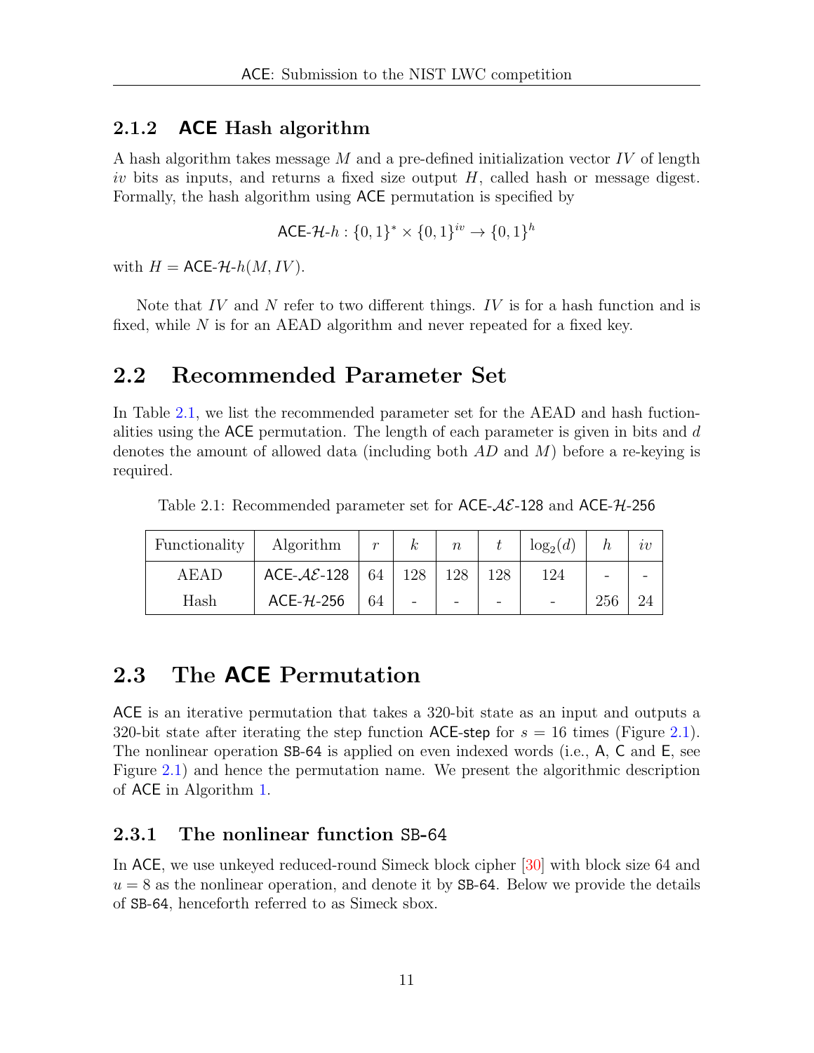### 2.1.2 ACE Hash algorithm

A hash algorithm takes message $M$ and a pre-defined initialization vector $IV$ of length $iv$ bits as inputs, and returns a fixed size output $H$, called hash or message digest. Formally, the hash algorithm using ACE permutation is specified by

$$\mathsf{ACE}\text{-}\mathcal{H}\text{-}h : \{0,1\}^* \times \{0,1\}^{iv} \rightarrow \{0,1\}^h$$

with $H = \mathsf{ACE}\text{-}\mathcal{H}\text{-}h(M, IV)$.

Note that $IV$ and $N$ refer to two different things. $IV$ is for a hash function and is fixed, while $N$ is for an AEAD algorithm and never repeated for a fixed key.

## 2.2 Recommended Parameter Set

In Table 2.1, we list the recommended parameter set for the AEAD and hash fuctionalities using the ACE permutation. The length of each parameter is given in bits and $d$ denotes the amount of allowed data (including both $AD$ and $M$) before a re-keying is required.

Table 2.1: Recommended parameter set for ACE-$\mathcal{AE}$-128 and ACE-$\mathcal{H}$-256

| Functionality | Algorithm | $r$ | $k$ | $n$ | $t$ | $\log_2(d)$ | $h$ | $iv$ |
|---|---|---|---|---|---|---|---|---|
| AEAD | ACE-$\mathcal{AE}$-128 | 64 | 128 | 128 | 128 | 124 | - | - |
| Hash | ACE-$\mathcal{H}$-256 | 64 | - | - | - | - | 256 | 24 |

## 2.3 The ACE Permutation

ACE is an iterative permutation that takes a 320-bit state as an input and outputs a 320-bit state after iterating the step function ACE-step for $s = 16$ times (Figure 2.1). The nonlinear operation SB-64 is applied on even indexed words (i.e., A, C and E, see Figure 2.1) and hence the permutation name. We present the algorithmic description of ACE in Algorithm 1.

### 2.3.1 The nonlinear function SB-64

In ACE, we use unkeyed reduced-round Simeck block cipher [30] with block size 64 and $u = 8$ as the nonlinear operation, and denote it by SB-64. Below we provide the details of SB-64, henceforth referred to as Simeck sbox.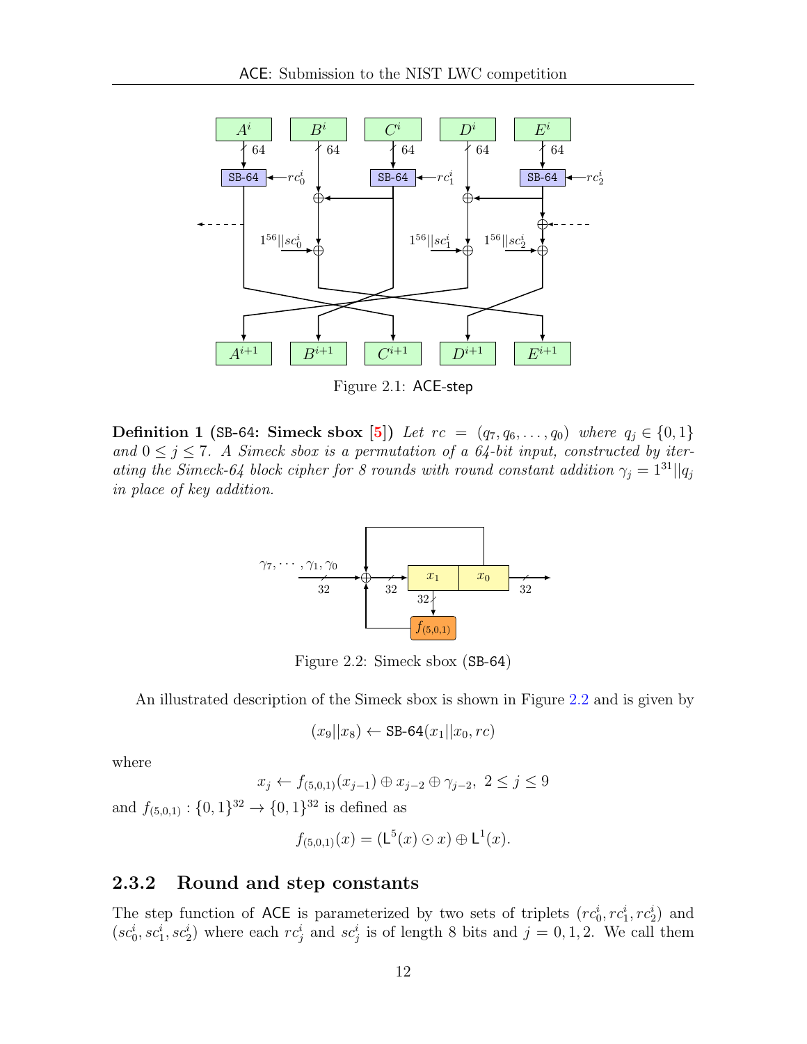Figure 2.1: ACE-step

**Definition 1** (SB-64: **Simeck sbox** [5]) *Let $rc = (q_7, q_6, \ldots, q_0)$ where $q_j \in \{0,1\}$ and $0 \leq j \leq 7$. A Simeck sbox is a permutation of a 64-bit input, constructed by iterating the Simeck-64 block cipher for 8 rounds with round constant addition $\gamma_j = 1^{31}||q_j$ in place of key addition.*

Figure 2.2: Simeck sbox (SB-64)

An illustrated description of the Simeck sbox is shown in Figure 2.2 and is given by

$$(x_9||x_8) \leftarrow \text{SB-64}(x_1||x_0, rc)$$

where

$$x_j \leftarrow f_{(5,0,1)}(x_{j-1}) \oplus x_{j-2} \oplus \gamma_{j-2},\ 2 \leq j \leq 9$$

and $f_{(5,0,1)} : \{0,1\}^{32} \rightarrow \{0,1\}^{32}$ is defined as

$$f_{(5,0,1)}(x) = (\mathsf{L}^5(x) \odot x) \oplus \mathsf{L}^1(x).$$

### 2.3.2 Round and step constants

The step function of ACE is parameterized by two sets of triplets $(rc_0^i, rc_1^i, rc_2^i)$ and $(sc_0^i, sc_1^i, sc_2^i)$ where each $rc_j^i$ and $sc_j^i$ is of length 8 bits and $j = 0, 1, 2$. We call them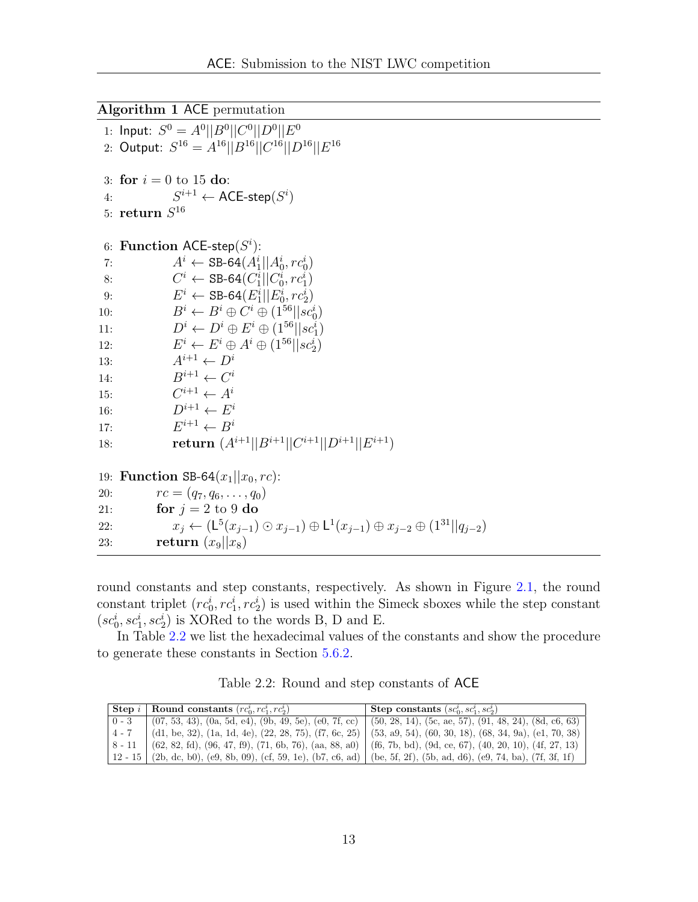**Algorithm 1** ACE permutation

```
1: Input: S^0 = A^0||B^0||C^0||D^0||E^0
2: Output: S^16 = A^16||B^16||C^16||D^16||E^16

3: for i = 0 to 15 do:
4:        S^{i+1} ← ACE-step(S^i)
5: return S^16

6: Function ACE-step(S^i):
7:        A^i ← SB-64(A^i_1||A^i_0, rc^i_0)
8:        C^i ← SB-64(C^i_1||C^i_0, rc^i_1)
9:        E^i ← SB-64(E^i_1||E^i_0, rc^i_2)
10:       B^i ← B^i ⊕ C^i ⊕ (1^56||sc^i_0)
11:       D^i ← D^i ⊕ E^i ⊕ (1^56||sc^i_1)
12:       E^i ← E^i ⊕ A^i ⊕ (1^56||sc^i_2)
13:       A^{i+1} ← D^i
14:       B^{i+1} ← C^i
15:       C^{i+1} ← A^i
16:       D^{i+1} ← E^i
17:       E^{i+1} ← B^i
18:       return (A^{i+1}||B^{i+1}||C^{i+1}||D^{i+1}||E^{i+1})

19: Function SB-64(x_1||x_0, rc):
20:       rc = (q_7, q_6, ..., q_0)
21:       for j = 2 to 9 do
22:           x_j ← (L^5(x_{j-1}) ⊙ x_{j-1}) ⊕ L^1(x_{j-1}) ⊕ x_{j-2} ⊕ (1^31||q_{j-2})
23:       return (x_9||x_8)
```

round constants and step constants, respectively. As shown in Figure 2.1, the round constant triplet $(rc_0^i, rc_1^i, rc_2^i)$ is used within the Simeck sboxes while the step constant $(sc_0^i, sc_1^i, sc_2^i)$ is XORed to the words B, D and E.

In Table 2.2 we list the hexadecimal values of the constants and show the procedure to generate these constants in Section 5.6.2.

Table 2.2: Round and step constants of ACE

| Step $i$ | Round constants $(rc_0^i, rc_1^i, rc_2^i)$ | Step constants $(sc_0^i, sc_1^i, sc_2^i)$ |
|---|---|---|
| 0 - 3 | (07, 53, 43), (0a, 5d, e4), (9b, 49, 5e), (e0, 7f, cc) | (50, 28, 14), (5c, ae, 57), (91, 48, 24), (8d, c6, 63) |
| 4 - 7 | (d1, be, 32), (1a, 1d, 4e), (22, 28, 75), (f7, 6c, 25) | (53, a9, 54), (60, 30, 18), (68, 34, 9a), (e1, 70, 38) |
| 8 - 11 | (62, 82, fd), (96, 47, f9), (71, 6b, 76), (aa, 88, a0) | (f6, 7b, bd), (9d, ce, 67), (40, 20, 10), (4f, 27, 13) |
| 12 - 15 | (2b, dc, b0), (e9, 8b, 09), (cf, 59, 1e), (b7, c6, ad) | (be, 5f, 2f), (5b, ad, d6), (e9, 74, ba), (7f, 3f, 1f) |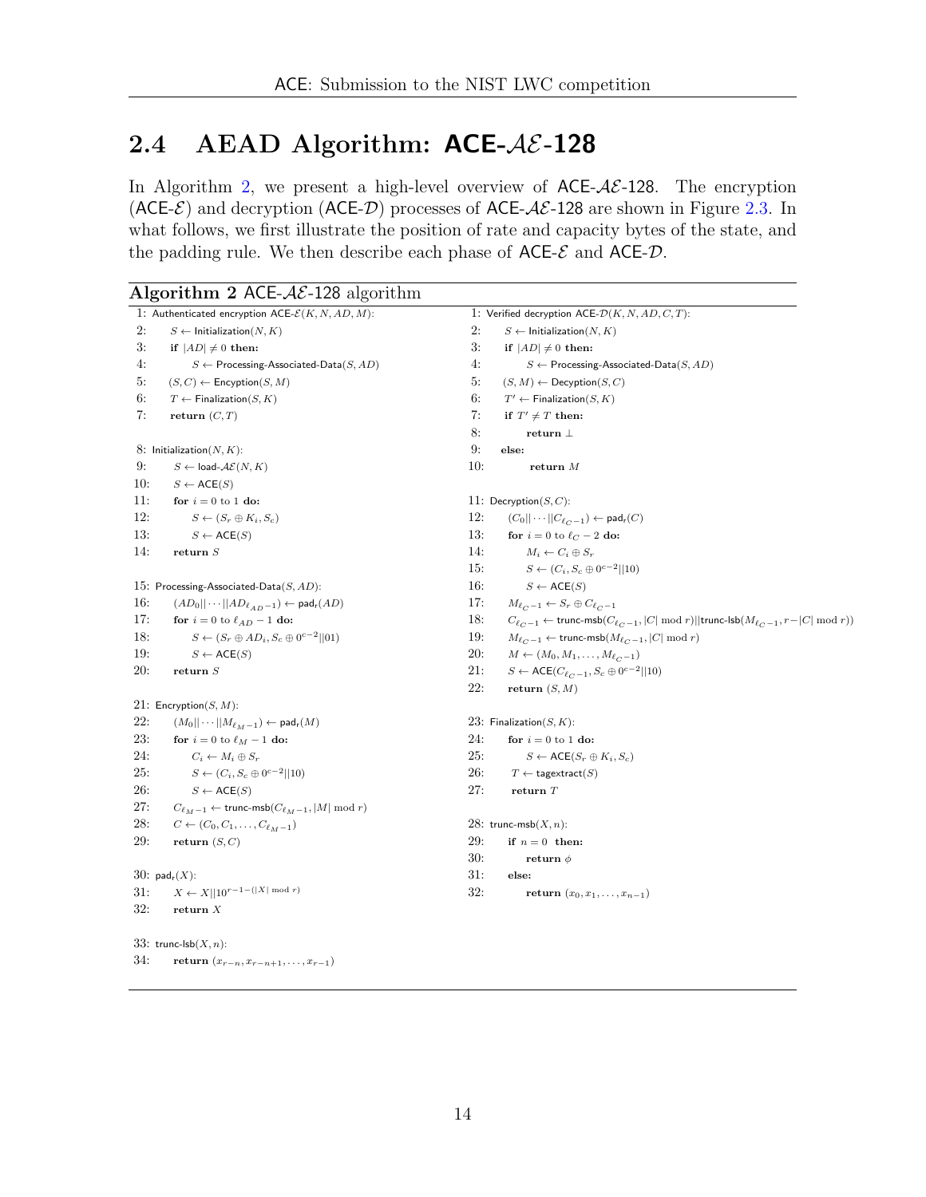## 2.4 AEAD Algorithm: ACE-$\mathcal{AE}$-128

In Algorithm 2, we present a high-level overview of ACE-$\mathcal{AE}$-128. The encryption (ACE-$\mathcal{E}$) and decryption (ACE-$\mathcal{D}$) processes of ACE-$\mathcal{AE}$-128 are shown in Figure 2.3. In what follows, we first illustrate the position of rate and capacity bytes of the state, and the padding rule. We then describe each phase of ACE-$\mathcal{E}$ and ACE-$\mathcal{D}$.

**Algorithm 2** ACE-$\mathcal{AE}$-128 algorithm

```
1: Authenticated encryption ACE-E(K, N, AD, M):
2:     S ← Initialization(N, K)
3:     if |AD| ≠ 0 then:
4:         S ← Processing-Associated-Data(S, AD)
5:     (S, C) ← Encyption(S, M)
6:     T ← Finalization(S, K)
7:     return (C, T)

8: Initialization(N, K):
9:     S ← load-AE(N, K)
10:    S ← ACE(S)
11:    for i = 0 to 1 do:
12:        S ← (S_r ⊕ K_i, S_c)
13:        S ← ACE(S)
14:    return S

15: Processing-Associated-Data(S, AD):
16:    (AD_0||···||AD_{ℓ_AD−1}) ← pad_r(AD)
17:    for i = 0 to ℓ_AD − 1 do:
18:        S ← (S_r ⊕ AD_i, S_c ⊕ 0^{c−2}||01)
19:        S ← ACE(S)
20:    return S

21: Encryption(S, M):
22:    (M_0||···||M_{ℓ_M−1}) ← pad_r(M)
23:    for i = 0 to ℓ_M − 1 do:
24:        C_i ← M_i ⊕ S_r
25:        S ← (C_i, S_c ⊕ 0^{c−2}||10)
26:        S ← ACE(S)
27:    C_{ℓ_M−1} ← trunc-msb(C_{ℓ_M−1}, |M| mod r)
28:    C ← (C_0, C_1, ..., C_{ℓ_M−1})
29:    return (S, C)

30: pad_r(X):
31:    X ← X||10^{r−1−(|X| mod r)}
32:    return X

33: trunc-lsb(X, n):
34:    return (x_{r−n}, x_{r−n+1}, ..., x_{r−1})
```

```
1: Verified decryption ACE-D(K, N, AD, C, T):
2:     S ← Initialization(N, K)
3:     if |AD| ≠ 0 then:
4:         S ← Processing-Associated-Data(S, AD)
5:     (S, M) ← Decyption(S, C)
6:     T' ← Finalization(S, K)
7:     if T' ≠ T then:
8:         return ⊥
9:     else:
10:        return M

11: Decryption(S, C):
12:    (C_0||···||C_{ℓ_C−1}) ← pad_r(C)
13:    for i = 0 to ℓ_C − 2 do:
14:        M_i ← C_i ⊕ S_r
15:        S ← (C_i, S_c ⊕ 0^{c−2}||10)
16:        S ← ACE(S)
17:    M_{ℓ_C−1} ← S_r ⊕ C_{ℓ_C−1}
18:    C_{ℓ_C−1} ← trunc-msb(C_{ℓ_C−1}, |C| mod r)||trunc-lsb(M_{ℓ_C−1}, r−|C| mod r)
19:    M_{ℓ_C−1} ← trunc-msb(M_{ℓ_C−1}, |C| mod r)
20:    M ← (M_0, M_1, ..., M_{ℓ_C−1})
21:    S ← ACE(C_{ℓ_C−1}, S_c ⊕ 0^{c−2}||10)
22:    return (S, M)

23: Finalization(S, K):
24:    for i = 0 to 1 do:
25:        S ← ACE(S_r ⊕ K_i, S_c)
26:    T ← tagextract(S)
27:    return T

28: trunc-msb(X, n):
29:    if n = 0 then:
30:        return φ
31:    else:
32:        return (x_0, x_1, ..., x_{n−1})
```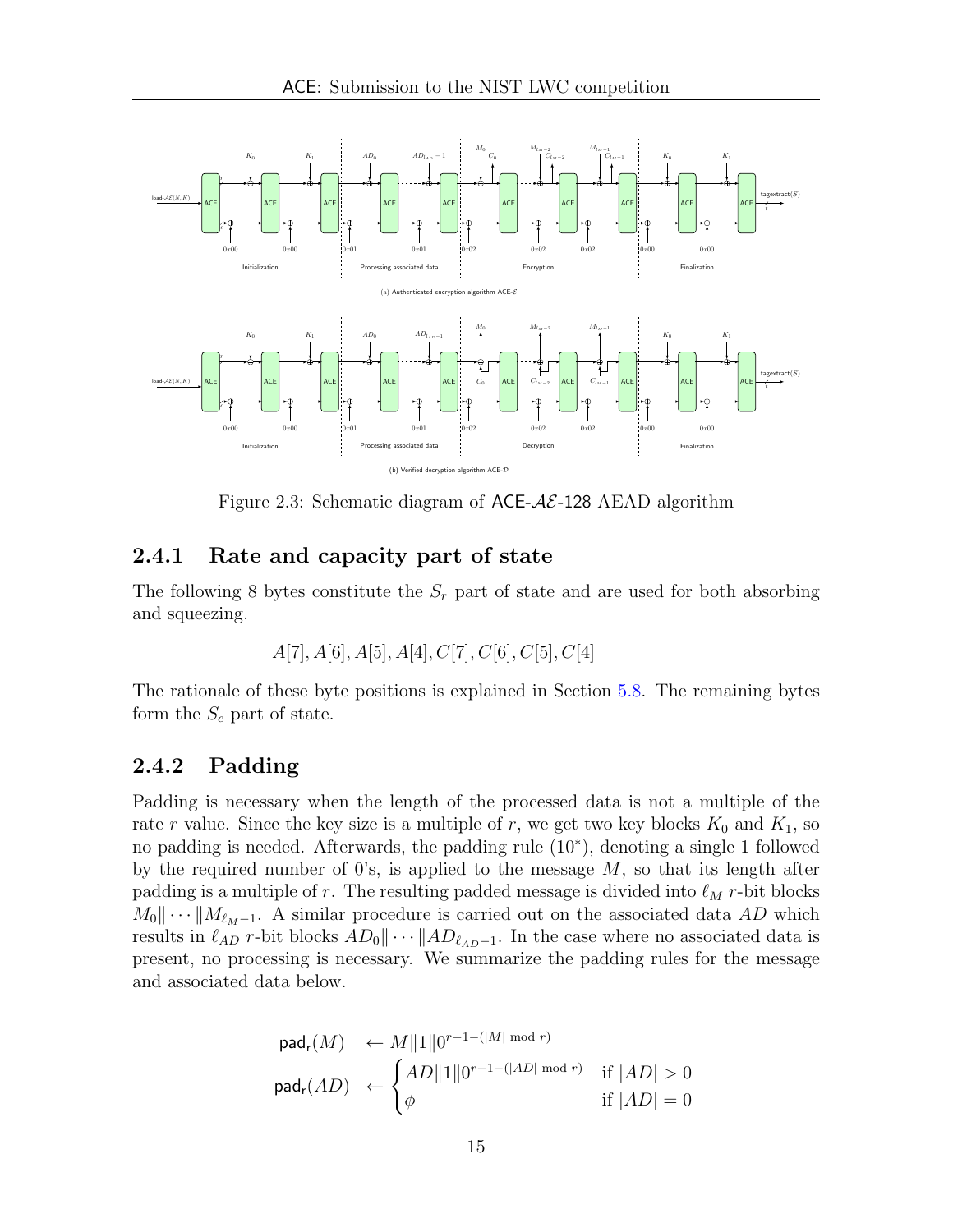(a) Authenticated encryption algorithm ACE-$\mathcal{E}$

(b) Verified decryption algorithm ACE-$\mathcal{D}$

Figure 2.3: Schematic diagram of ACE-$\mathcal{AE}$-128 AEAD algorithm

### 2.4.1 Rate and capacity part of state

The following 8 bytes constitute the $S_r$ part of state and are used for both absorbing and squeezing.

$$A[7], A[6], A[5], A[4], C[7], C[6], C[5], C[4]$$

The rationale of these byte positions is explained in Section 5.8. The remaining bytes form the $S_c$ part of state.

### 2.4.2 Padding

Padding is necessary when the length of the processed data is not a multiple of the rate $r$ value. Since the key size is a multiple of $r$, we get two key blocks $K_0$ and $K_1$, so no padding is needed. Afterwards, the padding rule ($10^*$), denoting a single 1 followed by the required number of 0's, is applied to the message $M$, so that its length after padding is a multiple of $r$. The resulting padded message is divided into $\ell_M$ $r$-bit blocks $M_0\| \cdots \|M_{\ell_M-1}$. A similar procedure is carried out on the associated data $AD$ which results in $\ell_{AD}$ $r$-bit blocks $AD_0\| \cdots \|AD_{\ell_{AD}-1}$. In the case where no associated data is present, no processing is necessary. We summarize the padding rules for the message and associated data below.

$$\begin{aligned}
\mathsf{pad_r}(M) &\leftarrow M\|1\|0^{r-1-(|M| \bmod r)} \\
\mathsf{pad_r}(AD) &\leftarrow \begin{cases} AD\|1\|0^{r-1-(|AD| \bmod r)} & \text{if } |AD| > 0 \\ \phi & \text{if } |AD| = 0 \end{cases}
\end{aligned}$$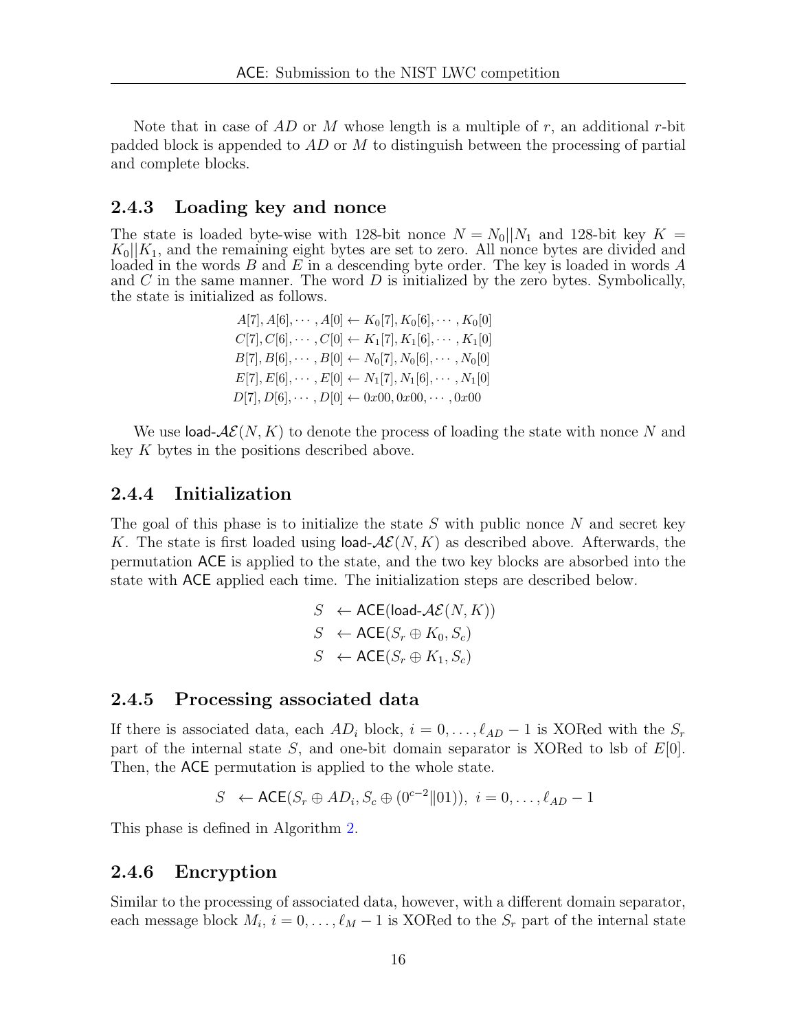Note that in case of $AD$ or $M$ whose length is a multiple of $r$, an additional $r$-bit padded block is appended to $AD$ or $M$ to distinguish between the processing of partial and complete blocks.

### 2.4.3 Loading key and nonce

The state is loaded byte-wise with 128-bit nonce $N = N_0||N_1$ and 128-bit key $K = K_0||K_1$, and the remaining eight bytes are set to zero. All nonce bytes are divided and loaded in the words $B$ and $E$ in a descending byte order. The key is loaded in words $A$ and $C$ in the same manner. The word $D$ is initialized by the zero bytes. Symbolically, the state is initialized as follows.

$$
\begin{aligned}
A[7], A[6], \cdots, A[0] &\leftarrow K_0[7], K_0[6], \cdots, K_0[0] \\
C[7], C[6], \cdots, C[0] &\leftarrow K_1[7], K_1[6], \cdots, K_1[0] \\
B[7], B[6], \cdots, B[0] &\leftarrow N_0[7], N_0[6], \cdots, N_0[0] \\
E[7], E[6], \cdots, E[0] &\leftarrow N_1[7], N_1[6], \cdots, N_1[0] \\
D[7], D[6], \cdots, D[0] &\leftarrow 0x00, 0x00, \cdots, 0x00
\end{aligned}
$$

We use $\textsf{load-}\mathcal{AE}(N, K)$ to denote the process of loading the state with nonce $N$ and key $K$ bytes in the positions described above.

### 2.4.4 Initialization

The goal of this phase is to initialize the state $S$ with public nonce $N$ and secret key $K$. The state is first loaded using $\textsf{load-}\mathcal{AE}(N, K)$ as described above. Afterwards, the permutation ACE is applied to the state, and the two key blocks are absorbed into the state with ACE applied each time. The initialization steps are described below.

$$
\begin{aligned}
S &\leftarrow \textsf{ACE}(\textsf{load-}\mathcal{AE}(N, K)) \\
S &\leftarrow \textsf{ACE}(S_r \oplus K_0, S_c) \\
S &\leftarrow \textsf{ACE}(S_r \oplus K_1, S_c)
\end{aligned}
$$

### 2.4.5 Processing associated data

If there is associated data, each $AD_i$ block, $i = 0, \ldots, \ell_{AD} - 1$ is XORed with the $S_r$ part of the internal state $S$, and one-bit domain separator is XORed to lsb of $E[0]$. Then, the ACE permutation is applied to the whole state.

$$
S \leftarrow \textsf{ACE}(S_r \oplus AD_i, S_c \oplus (0^{c-2}\|01)), \; i = 0, \ldots, \ell_{AD} - 1
$$

This phase is defined in Algorithm 2.

### 2.4.6 Encryption

Similar to the processing of associated data, however, with a different domain separator, each message block $M_i$, $i = 0, \ldots, \ell_M - 1$ is XORed to the $S_r$ part of the internal state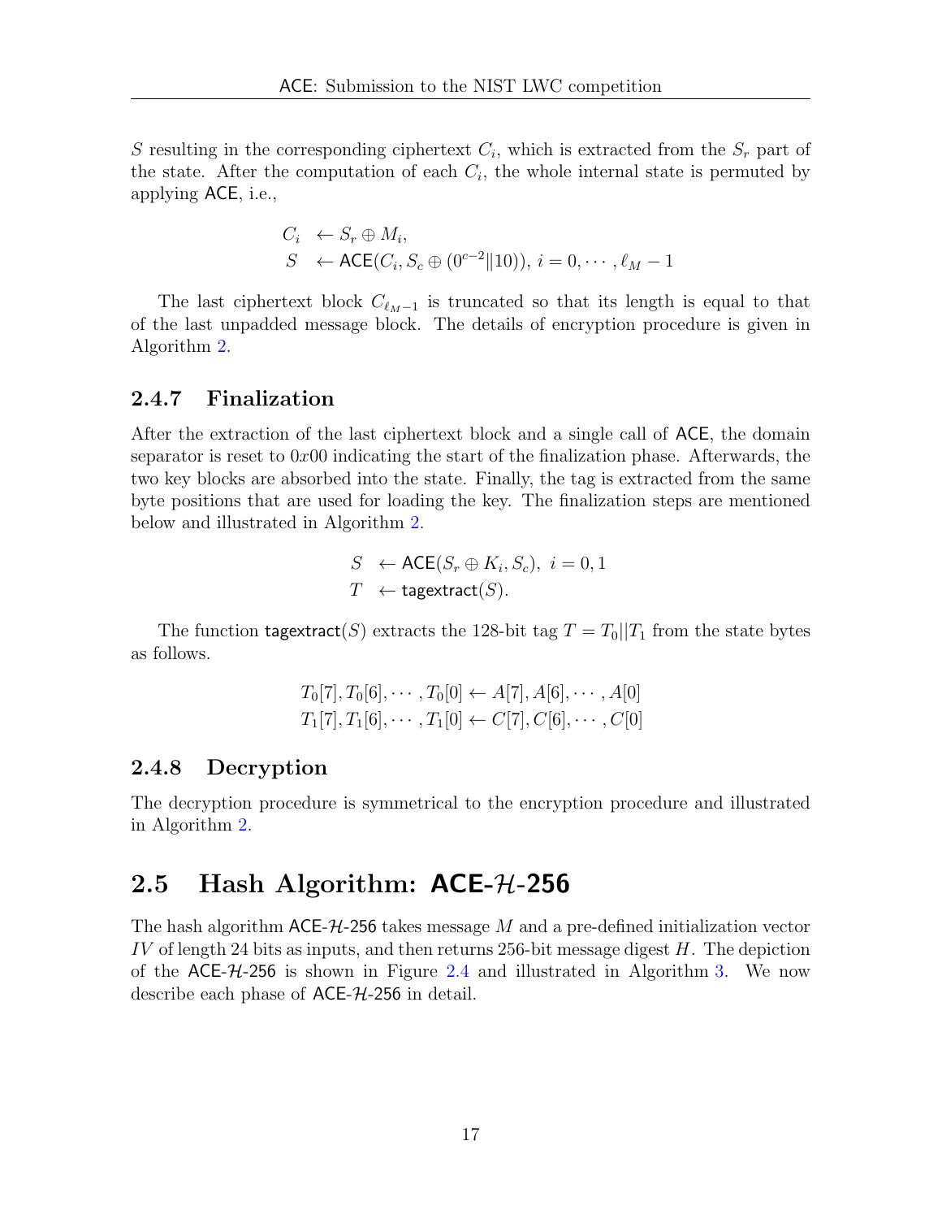$S$ resulting in the corresponding ciphertext $C_i$, which is extracted from the $S_r$ part of the state. After the computation of each $C_i$, the whole internal state is permuted by applying ACE, i.e.,

$$
\begin{aligned}
C_i &\leftarrow S_r \oplus M_i, \\
S &\leftarrow \mathsf{ACE}(C_i, S_c \oplus (0^{c-2} \| 10)),\ i = 0, \cdots, \ell_M - 1
\end{aligned}
$$

The last ciphertext block $C_{\ell_M - 1}$ is truncated so that its length is equal to that of the last unpadded message block. The details of encryption procedure is given in Algorithm 2.

### 2.4.7 Finalization

After the extraction of the last ciphertext block and a single call of ACE, the domain separator is reset to $0x00$ indicating the start of the finalization phase. Afterwards, the two key blocks are absorbed into the state. Finally, the tag is extracted from the same byte positions that are used for loading the key. The finalization steps are mentioned below and illustrated in Algorithm 2.

$$
\begin{aligned}
S &\leftarrow \mathsf{ACE}(S_r \oplus K_i, S_c),\ \ i = 0, 1 \\
T &\leftarrow \mathsf{tagextract}(S).
\end{aligned}
$$

The function tagextract($S$) extracts the 128-bit tag $T = T_0 || T_1$ from the state bytes as follows.

$$
\begin{aligned}
T_0[7], T_0[6], \cdots, T_0[0] &\leftarrow A[7], A[6], \cdots, A[0] \\
T_1[7], T_1[6], \cdots, T_1[0] &\leftarrow C[7], C[6], \cdots, C[0]
\end{aligned}
$$

### 2.4.8 Decryption

The decryption procedure is symmetrical to the encryption procedure and illustrated in Algorithm 2.

## 2.5 Hash Algorithm: ACE-$\mathcal{H}$-256

The hash algorithm ACE-$\mathcal{H}$-256 takes message $M$ and a pre-defined initialization vector $IV$ of length 24 bits as inputs, and then returns 256-bit message digest $H$. The depiction of the ACE-$\mathcal{H}$-256 is shown in Figure 2.4 and illustrated in Algorithm 3. We now describe each phase of ACE-$\mathcal{H}$-256 in detail.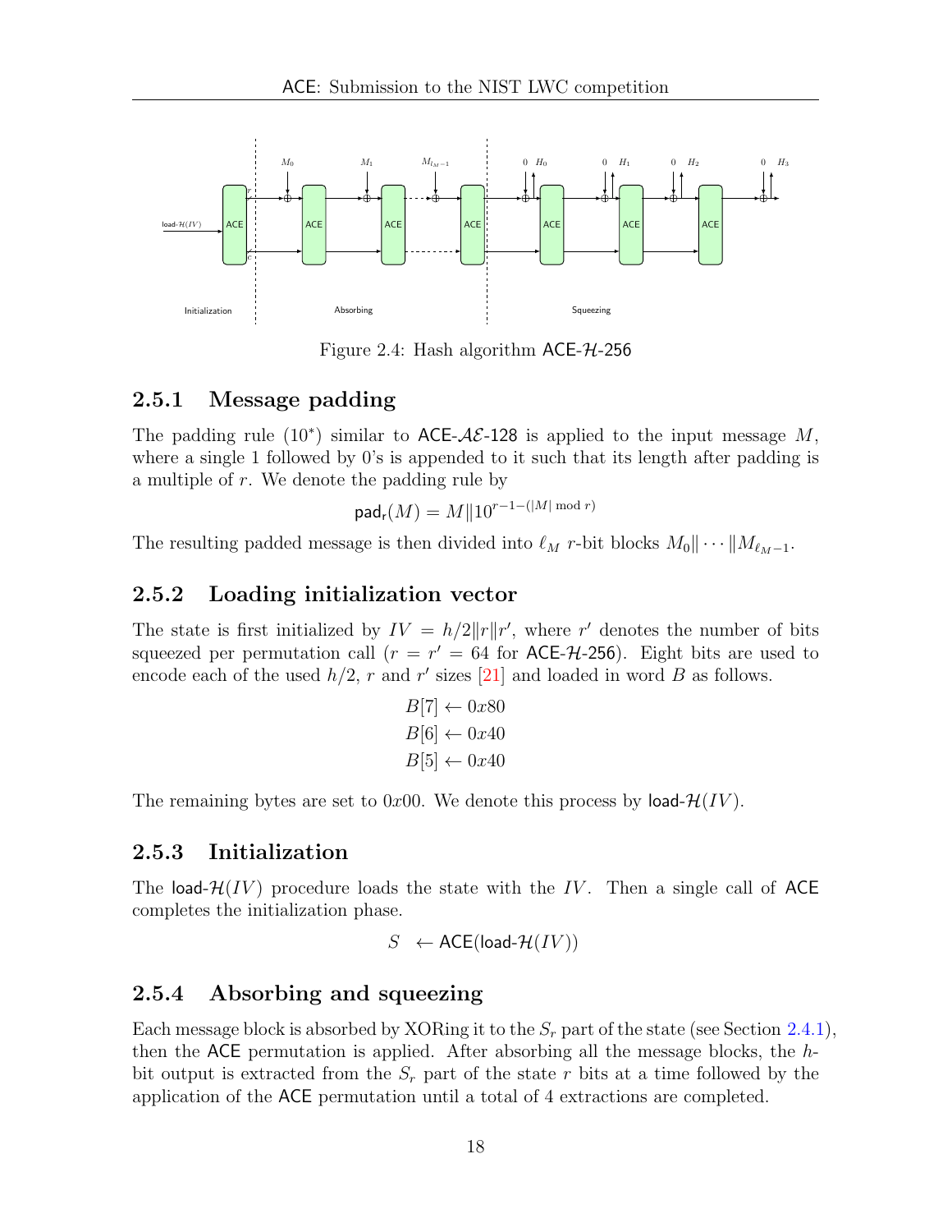Figure 2.4: Hash algorithm ACE-$\mathcal{H}$-256

### 2.5.1 Message padding

The padding rule $(10^*)$ similar to ACE-$\mathcal{AE}$-128 is applied to the input message $M$, where a single 1 followed by 0's is appended to it such that its length after padding is a multiple of $r$. We denote the padding rule by

$$\mathsf{pad_r}(M) = M \| 10^{r-1-(|M| \bmod r)}$$

The resulting padded message is then divided into $\ell_M$ $r$-bit blocks $M_0 \| \cdots \| M_{\ell_M - 1}$.

### 2.5.2 Loading initialization vector

The state is first initialized by $IV = h/2 \| r \| r'$, where $r'$ denotes the number of bits squeezed per permutation call ($r = r' = 64$ for ACE-$\mathcal{H}$-256). Eight bits are used to encode each of the used $h/2$, $r$ and $r'$ sizes [21] and loaded in word $B$ as follows.

$$\begin{aligned} B[7] &\leftarrow 0x80 \\ B[6] &\leftarrow 0x40 \\ B[5] &\leftarrow 0x40 \end{aligned}$$

The remaining bytes are set to $0x00$. We denote this process by load-$\mathcal{H}(IV)$.

### 2.5.3 Initialization

The load-$\mathcal{H}(IV)$ procedure loads the state with the $IV$. Then a single call of ACE completes the initialization phase.

$$S \leftarrow \mathsf{ACE}(\text{load-}\mathcal{H}(IV))$$

### 2.5.4 Absorbing and squeezing

Each message block is absorbed by XORing it to the $S_r$ part of the state (see Section 2.4.1), then the ACE permutation is applied. After absorbing all the message blocks, the $h$-bit output is extracted from the $S_r$ part of the state $r$ bits at a time followed by the application of the ACE permutation until a total of 4 extractions are completed.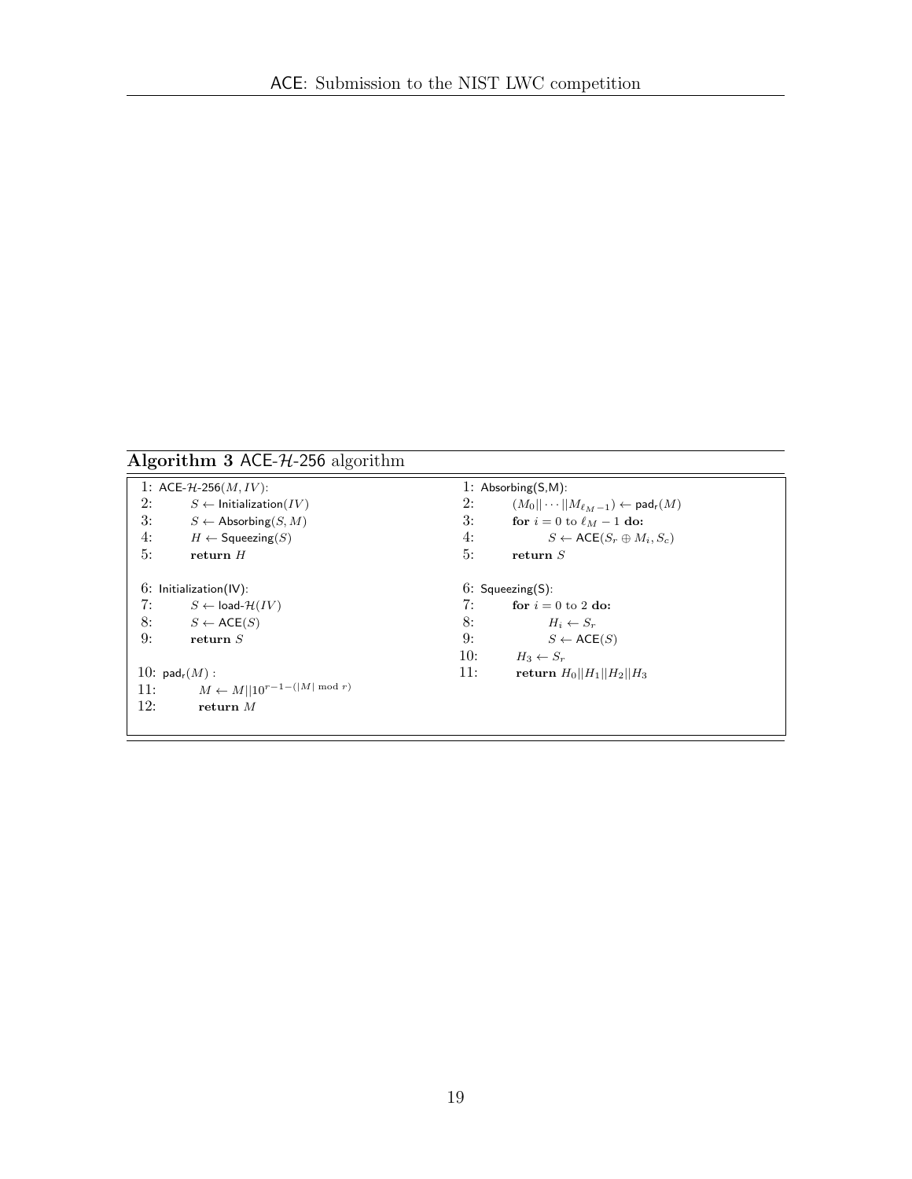**Algorithm 3** ACE-$\mathcal{H}$-256 algorithm

```
1: ACE-H-256(M, IV):
2:     S ← Initialization(IV)
3:     S ← Absorbing(S, M)
4:     H ← Squeezing(S)
5:     return H

6: Initialization(IV):
7:     S ← load-H(IV)
8:     S ← ACE(S)
9:     return S

10: pad_r(M) :
11:     M ← M||10^{r−1−(|M| mod r)}
12:     return M
```

```
1: Absorbing(S,M):
2:     (M_0|| ··· ||M_{ℓ_M −1}) ← pad_r(M)
3:     for i = 0 to ℓ_M − 1 do:
4:         S ← ACE(S_r ⊕ M_i, S_c)
5:     return S

6: Squeezing(S):
7:     for i = 0 to 2 do:
8:         H_i ← S_r
9:         S ← ACE(S)
10:    H_3 ← S_r
11:    return H_0||H_1||H_2||H_3
```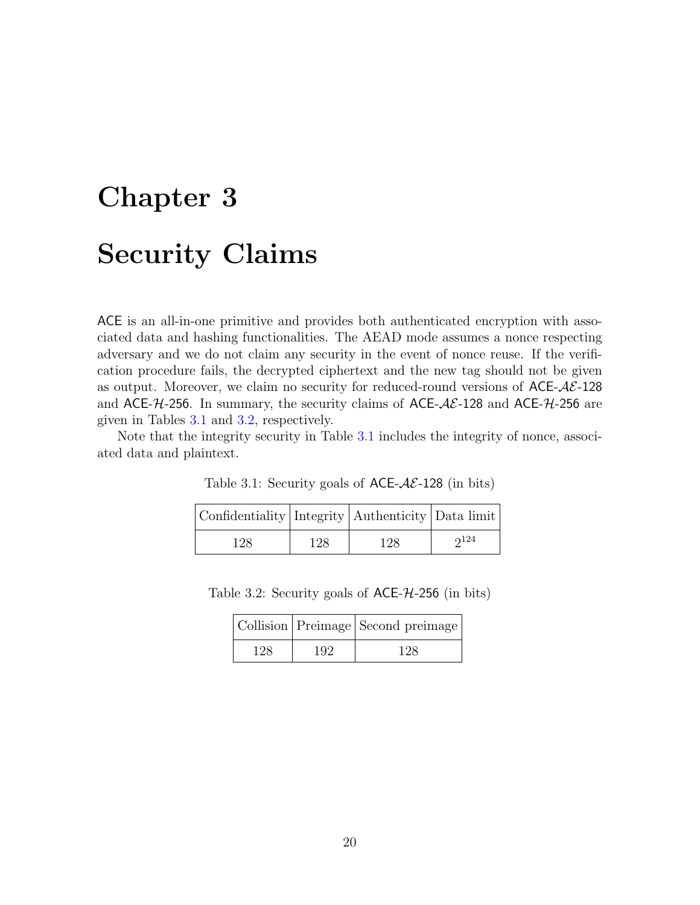# Chapter 3

# Security Claims

ACE is an all-in-one primitive and provides both authenticated encryption with associated data and hashing functionalities. The AEAD mode assumes a nonce respecting adversary and we do not claim any security in the event of nonce reuse. If the verification procedure fails, the decrypted ciphertext and the new tag should not be given as output. Moreover, we claim no security for reduced-round versions of ACE-$\mathcal{AE}$-128 and ACE-$\mathcal{H}$-256. In summary, the security claims of ACE-$\mathcal{AE}$-128 and ACE-$\mathcal{H}$-256 are given in Tables 3.1 and 3.2, respectively.

Note that the integrity security in Table 3.1 includes the integrity of nonce, associated data and plaintext.

Table 3.1: Security goals of ACE-$\mathcal{AE}$-128 (in bits)

| Confidentiality | Integrity | Authenticity | Data limit |
|---|---|---|---|
| 128 | 128 | 128 | $2^{124}$ |

Table 3.2: Security goals of ACE-$\mathcal{H}$-256 (in bits)

| Collision | Preimage | Second preimage |
|---|---|---|
| 128 | 192 | 128 |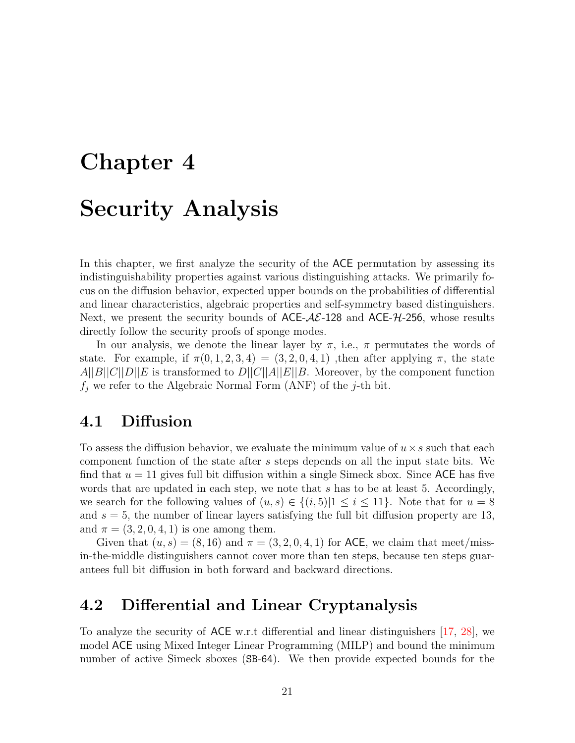# Chapter 4

# Security Analysis

In this chapter, we first analyze the security of the ACE permutation by assessing its indistinguishability properties against various distinguishing attacks. We primarily focus on the diffusion behavior, expected upper bounds on the probabilities of differential and linear characteristics, algebraic properties and self-symmetry based distinguishers. Next, we present the security bounds of ACE-$\mathcal{AE}$-128 and ACE-$\mathcal{H}$-256, whose results directly follow the security proofs of sponge modes.

In our analysis, we denote the linear layer by $\pi$, i.e., $\pi$ permutates the words of state. For example, if $\pi(0,1,2,3,4) = (3,2,0,4,1)$ ,then after applying $\pi$, the state $A||B||C||D||E$ is transformed to $D||C||A||E||B$. Moreover, by the component function $f_j$ we refer to the Algebraic Normal Form (ANF) of the $j$-th bit.

## 4.1 Diffusion

To assess the diffusion behavior, we evaluate the minimum value of $u \times s$ such that each component function of the state after $s$ steps depends on all the input state bits. We find that $u = 11$ gives full bit diffusion within a single Simeck sbox. Since ACE has five words that are updated in each step, we note that $s$ has to be at least 5. Accordingly, we search for the following values of $(u, s) \in \{(i, 5) | 1 \leq i \leq 11\}$. Note that for $u = 8$ and $s = 5$, the number of linear layers satisfying the full bit diffusion property are 13, and $\pi = (3, 2, 0, 4, 1)$ is one among them.

Given that $(u, s) = (8, 16)$ and $\pi = (3, 2, 0, 4, 1)$ for ACE, we claim that meet/miss-in-the-middle distinguishers cannot cover more than ten steps, because ten steps guarantees full bit diffusion in both forward and backward directions.

## 4.2 Differential and Linear Cryptanalysis

To analyze the security of ACE w.r.t differential and linear distinguishers [17, 28], we model ACE using Mixed Integer Linear Programming (MILP) and bound the minimum number of active Simeck sboxes (SB-64). We then provide expected bounds for the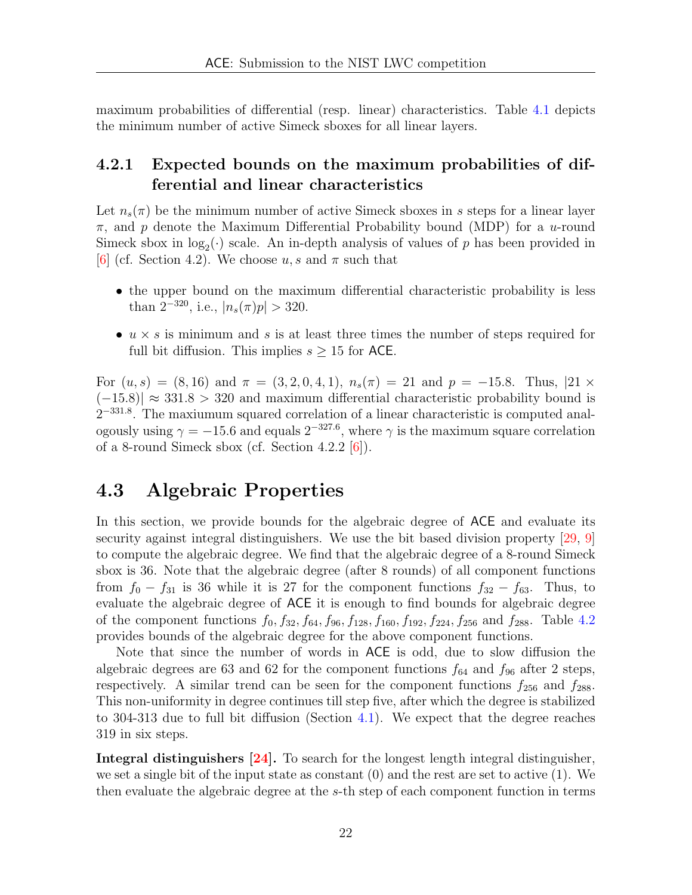maximum probabilities of differential (resp. linear) characteristics. Table 4.1 depicts the minimum number of active Simeck sboxes for all linear layers.

### 4.2.1 Expected bounds on the maximum probabilities of differential and linear characteristics

Let $n_s(\pi)$ be the minimum number of active Simeck sboxes in $s$ steps for a linear layer $\pi$, and $p$ denote the Maximum Differential Probability bound (MDP) for a $u$-round Simeck sbox in $\log_2(\cdot)$ scale. An in-depth analysis of values of $p$ has been provided in [6] (cf. Section 4.2). We choose $u, s$ and $\pi$ such that

- the upper bound on the maximum differential characteristic probability is less than $2^{-320}$, i.e., $|n_s(\pi)p| > 320$.
- $u \times s$ is minimum and $s$ is at least three times the number of steps required for full bit diffusion. This implies $s \geq 15$ for ACE.

For $(u, s) = (8, 16)$ and $\pi = (3, 2, 0, 4, 1)$, $n_s(\pi) = 21$ and $p = -15.8$. Thus, $|21 \times (-15.8)| \approx 331.8 > 320$ and maximum differential characteristic probability bound is $2^{-331.8}$. The maxiumum squared correlation of a linear characteristic is computed analogously using $\gamma = -15.6$ and equals $2^{-327.6}$, where $\gamma$ is the maximum square correlation of a 8-round Simeck sbox (cf. Section 4.2.2 [6]).

## 4.3 Algebraic Properties

In this section, we provide bounds for the algebraic degree of ACE and evaluate its security against integral distinguishers. We use the bit based division property [29, 9] to compute the algebraic degree. We find that the algebraic degree of a 8-round Simeck sbox is 36. Note that the algebraic degree (after 8 rounds) of all component functions from $f_0 - f_{31}$ is 36 while it is 27 for the component functions $f_{32} - f_{63}$. Thus, to evaluate the algebraic degree of ACE it is enough to find bounds for algebraic degree of the component functions $f_0, f_{32}, f_{64}, f_{96}, f_{128}, f_{160}, f_{192}, f_{224}, f_{256}$ and $f_{288}$. Table 4.2 provides bounds of the algebraic degree for the above component functions.

Note that since the number of words in ACE is odd, due to slow diffusion the algebraic degrees are 63 and 62 for the component functions $f_{64}$ and $f_{96}$ after 2 steps, respectively. A similar trend can be seen for the component functions $f_{256}$ and $f_{288}$. This non-uniformity in degree continues till step five, after which the degree is stabilized to 304-313 due to full bit diffusion (Section 4.1). We expect that the degree reaches 319 in six steps.

**Integral distinguishers [24].** To search for the longest length integral distinguisher, we set a single bit of the input state as constant (0) and the rest are set to active (1). We then evaluate the algebraic degree at the $s$-th step of each component function in terms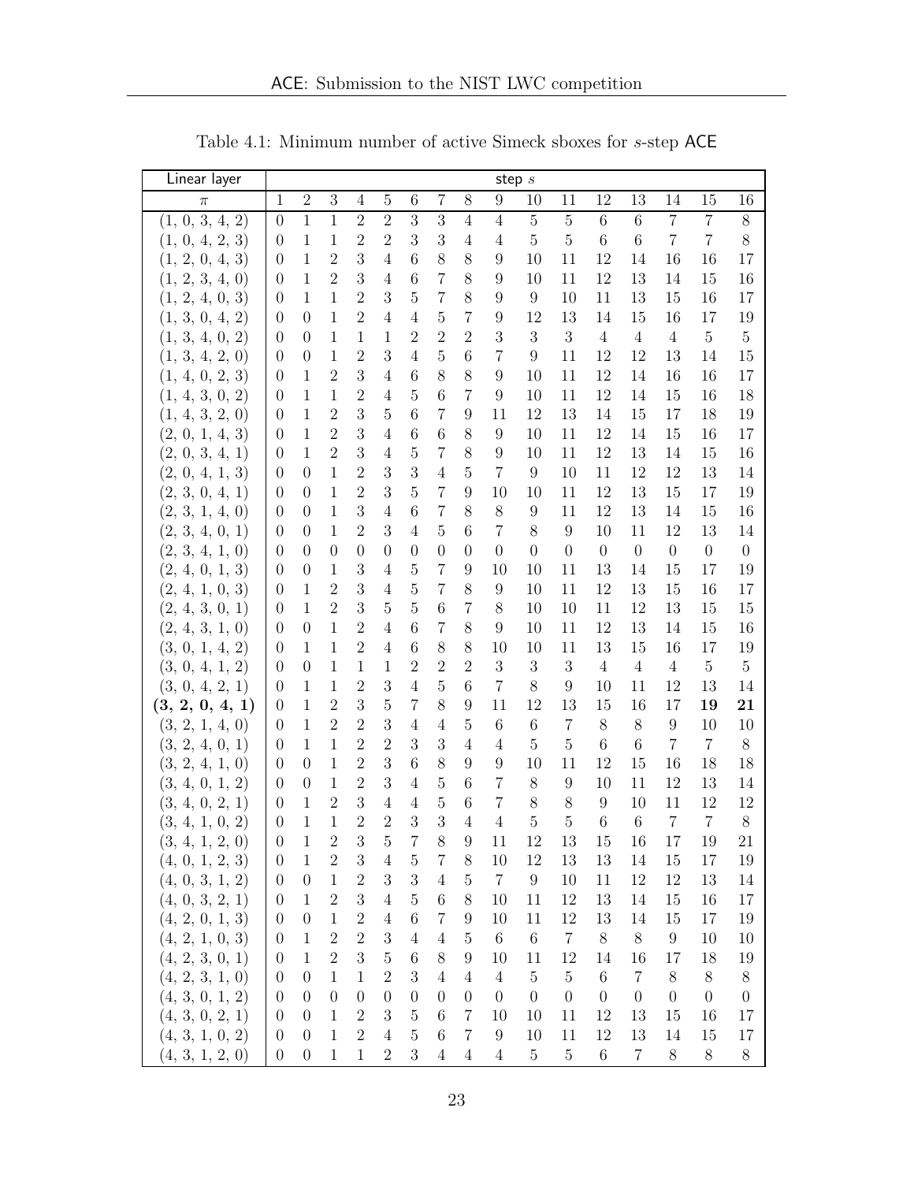Table 4.1: Minimum number of active Simeck sboxes for $s$-step ACE

| Linear layer | step $s$ | | | | | | | | | | | | | | | |
|---|---|---|---|---|---|---|---|---|---|---|---|---|---|---|---|---|
| $\pi$ | 1 | 2 | 3 | 4 | 5 | 6 | 7 | 8 | 9 | 10 | 11 | 12 | 13 | 14 | 15 | 16 |
| (1, 0, 3, 4, 2) | 0 | 1 | 1 | 2 | 2 | 3 | 3 | 4 | 4 | 5 | 5 | 6 | 6 | 7 | 7 | 8 |
| (1, 0, 4, 2, 3) | 0 | 1 | 1 | 2 | 2 | 3 | 3 | 4 | 4 | 5 | 5 | 6 | 6 | 7 | 7 | 8 |
| (1, 2, 0, 4, 3) | 0 | 1 | 2 | 3 | 4 | 6 | 8 | 8 | 9 | 10 | 11 | 12 | 14 | 16 | 16 | 17 |
| (1, 2, 3, 4, 0) | 0 | 1 | 2 | 3 | 4 | 6 | 7 | 8 | 9 | 10 | 11 | 12 | 13 | 14 | 15 | 16 |
| (1, 2, 4, 0, 3) | 0 | 1 | 1 | 2 | 3 | 5 | 7 | 8 | 9 | 9 | 10 | 11 | 13 | 15 | 16 | 17 |
| (1, 3, 0, 4, 2) | 0 | 0 | 1 | 2 | 4 | 4 | 5 | 7 | 9 | 12 | 13 | 14 | 15 | 16 | 17 | 19 |
| (1, 3, 4, 0, 2) | 0 | 0 | 1 | 1 | 1 | 2 | 2 | 2 | 3 | 3 | 3 | 4 | 4 | 4 | 5 | 5 |
| (1, 3, 4, 2, 0) | 0 | 0 | 1 | 2 | 3 | 4 | 5 | 6 | 7 | 9 | 11 | 12 | 12 | 13 | 14 | 15 |
| (1, 4, 0, 2, 3) | 0 | 1 | 2 | 3 | 4 | 6 | 8 | 8 | 9 | 10 | 11 | 12 | 14 | 16 | 16 | 17 |
| (1, 4, 3, 0, 2) | 0 | 1 | 1 | 2 | 4 | 5 | 6 | 7 | 9 | 10 | 11 | 12 | 14 | 15 | 16 | 18 |
| (1, 4, 3, 2, 0) | 0 | 1 | 2 | 3 | 5 | 6 | 7 | 9 | 11 | 12 | 13 | 14 | 15 | 17 | 18 | 19 |
| (2, 0, 1, 4, 3) | 0 | 1 | 2 | 3 | 4 | 6 | 6 | 8 | 9 | 10 | 11 | 12 | 14 | 15 | 16 | 17 |
| (2, 0, 3, 4, 1) | 0 | 1 | 2 | 3 | 4 | 5 | 7 | 8 | 9 | 10 | 11 | 12 | 13 | 14 | 15 | 16 |
| (2, 0, 4, 1, 3) | 0 | 0 | 1 | 2 | 3 | 3 | 4 | 5 | 7 | 9 | 10 | 11 | 12 | 12 | 13 | 14 |
| (2, 3, 0, 4, 1) | 0 | 0 | 1 | 2 | 3 | 5 | 7 | 9 | 10 | 10 | 11 | 12 | 13 | 15 | 17 | 19 |
| (2, 3, 1, 4, 0) | 0 | 0 | 1 | 3 | 4 | 6 | 7 | 8 | 8 | 9 | 11 | 12 | 13 | 14 | 15 | 16 |
| (2, 3, 4, 0, 1) | 0 | 0 | 1 | 2 | 3 | 4 | 5 | 6 | 7 | 8 | 9 | 10 | 11 | 12 | 13 | 14 |
| (2, 3, 4, 1, 0) | 0 | 0 | 0 | 0 | 0 | 0 | 0 | 0 | 0 | 0 | 0 | 0 | 0 | 0 | 0 | 0 |
| (2, 4, 0, 1, 3) | 0 | 0 | 1 | 3 | 4 | 5 | 7 | 9 | 10 | 10 | 11 | 13 | 14 | 15 | 17 | 19 |
| (2, 4, 1, 0, 3) | 0 | 1 | 2 | 3 | 4 | 5 | 7 | 8 | 9 | 10 | 11 | 12 | 13 | 15 | 16 | 17 |
| (2, 4, 3, 0, 1) | 0 | 1 | 2 | 3 | 5 | 5 | 6 | 7 | 8 | 10 | 10 | 11 | 12 | 13 | 15 | 15 |
| (2, 4, 3, 1, 0) | 0 | 0 | 1 | 2 | 4 | 6 | 7 | 8 | 9 | 10 | 11 | 12 | 13 | 14 | 15 | 16 |
| (3, 0, 1, 4, 2) | 0 | 1 | 1 | 2 | 4 | 6 | 8 | 8 | 10 | 10 | 11 | 13 | 15 | 16 | 17 | 19 |
| (3, 0, 4, 1, 2) | 0 | 0 | 1 | 1 | 1 | 2 | 2 | 2 | 3 | 3 | 3 | 4 | 4 | 4 | 5 | 5 |
| (3, 0, 4, 2, 1) | 0 | 1 | 1 | 2 | 3 | 4 | 5 | 6 | 7 | 8 | 9 | 10 | 11 | 12 | 13 | 14 |
| **(3, 2, 0, 4, 1)** | 0 | 1 | 2 | 3 | 5 | 7 | 8 | 9 | 11 | 12 | 13 | 15 | 16 | 17 | **19** | **21** |
| (3, 2, 1, 4, 0) | 0 | 1 | 2 | 2 | 3 | 4 | 4 | 5 | 6 | 6 | 7 | 8 | 8 | 9 | 10 | 10 |
| (3, 2, 4, 0, 1) | 0 | 1 | 1 | 2 | 2 | 3 | 3 | 4 | 4 | 5 | 5 | 6 | 6 | 7 | 7 | 8 |
| (3, 2, 4, 1, 0) | 0 | 0 | 1 | 2 | 3 | 6 | 8 | 9 | 9 | 10 | 11 | 12 | 15 | 16 | 18 | 18 |
| (3, 4, 0, 1, 2) | 0 | 0 | 1 | 2 | 3 | 4 | 5 | 6 | 7 | 8 | 9 | 10 | 11 | 12 | 13 | 14 |
| (3, 4, 0, 2, 1) | 0 | 1 | 2 | 3 | 4 | 4 | 5 | 6 | 7 | 8 | 8 | 9 | 10 | 11 | 12 | 12 |
| (3, 4, 1, 0, 2) | 0 | 1 | 1 | 2 | 2 | 3 | 3 | 4 | 4 | 5 | 5 | 6 | 6 | 7 | 7 | 8 |
| (3, 4, 1, 2, 0) | 0 | 1 | 2 | 3 | 5 | 7 | 8 | 9 | 11 | 12 | 13 | 15 | 16 | 17 | 19 | 21 |
| (4, 0, 1, 2, 3) | 0 | 1 | 2 | 3 | 4 | 5 | 7 | 8 | 10 | 12 | 13 | 13 | 14 | 15 | 17 | 19 |
| (4, 0, 3, 1, 2) | 0 | 0 | 1 | 2 | 3 | 3 | 4 | 5 | 7 | 9 | 10 | 11 | 12 | 12 | 13 | 14 |
| (4, 0, 3, 2, 1) | 0 | 1 | 2 | 3 | 4 | 5 | 6 | 8 | 10 | 11 | 12 | 13 | 14 | 15 | 16 | 17 |
| (4, 2, 0, 1, 3) | 0 | 0 | 1 | 2 | 4 | 6 | 7 | 9 | 10 | 11 | 12 | 13 | 14 | 15 | 17 | 19 |
| (4, 2, 1, 0, 3) | 0 | 1 | 2 | 2 | 3 | 4 | 4 | 5 | 6 | 6 | 7 | 8 | 8 | 9 | 10 | 10 |
| (4, 2, 3, 0, 1) | 0 | 1 | 2 | 3 | 5 | 6 | 8 | 9 | 10 | 11 | 12 | 14 | 16 | 17 | 18 | 19 |
| (4, 2, 3, 1, 0) | 0 | 0 | 1 | 1 | 2 | 3 | 4 | 4 | 4 | 5 | 5 | 6 | 7 | 8 | 8 | 8 |
| (4, 3, 0, 1, 2) | 0 | 0 | 0 | 0 | 0 | 0 | 0 | 0 | 0 | 0 | 0 | 0 | 0 | 0 | 0 | 0 |
| (4, 3, 0, 2, 1) | 0 | 0 | 1 | 2 | 3 | 5 | 6 | 7 | 10 | 10 | 11 | 12 | 13 | 15 | 16 | 17 |
| (4, 3, 1, 0, 2) | 0 | 0 | 1 | 2 | 4 | 5 | 6 | 7 | 9 | 10 | 11 | 12 | 13 | 14 | 15 | 17 |
| (4, 3, 1, 2, 0) | 0 | 0 | 1 | 1 | 2 | 3 | 4 | 4 | 4 | 5 | 5 | 6 | 7 | 8 | 8 | 8 |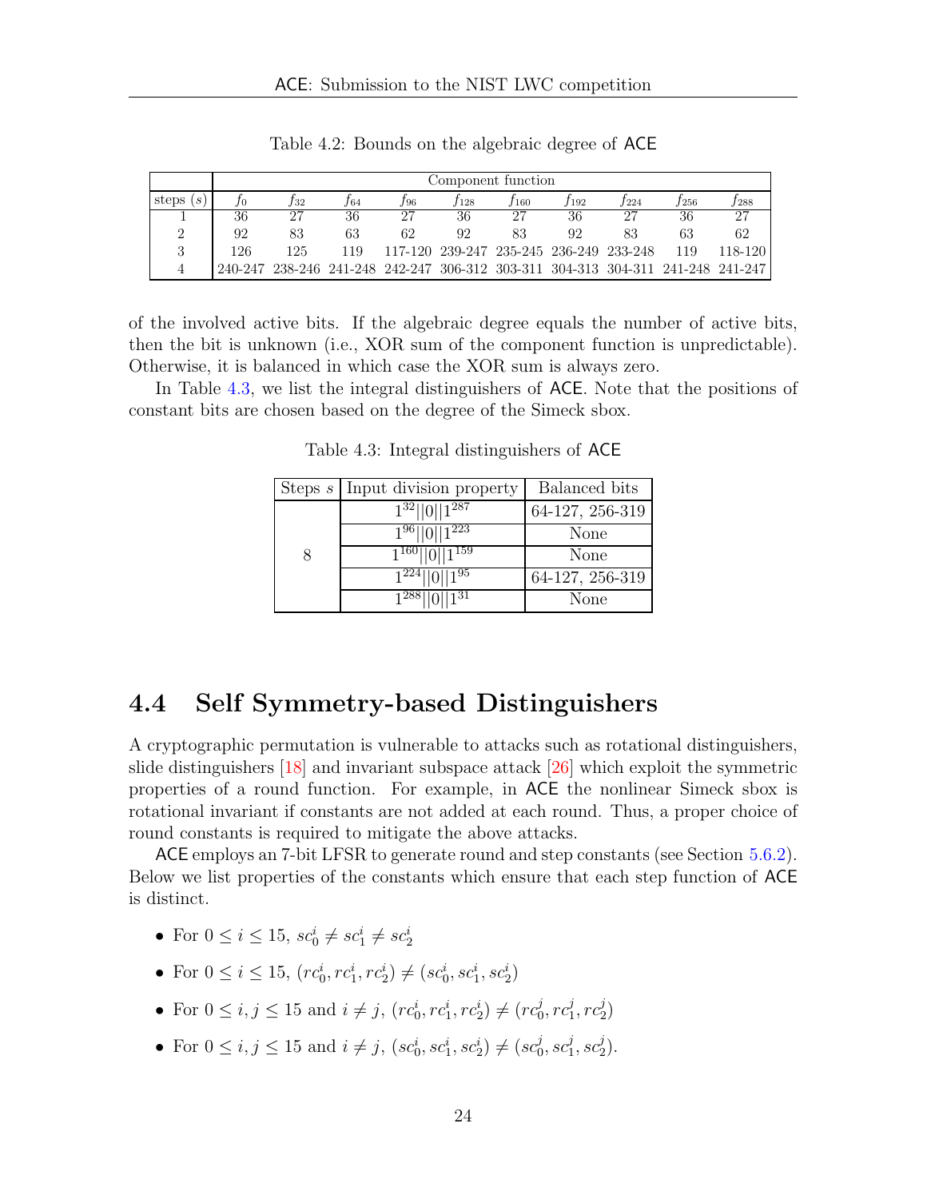Table 4.2: Bounds on the algebraic degree of ACE

| | Component function | | | | | | | | | |
|---|---|---|---|---|---|---|---|---|---|---|
| steps ($s$) | $f_0$ | $f_{32}$ | $f_{64}$ | $f_{96}$ | $f_{128}$ | $f_{160}$ | $f_{192}$ | $f_{224}$ | $f_{256}$ | $f_{288}$ |
| 1 | 36 | 27 | 36 | 27 | 36 | 27 | 36 | 27 | 36 | 27 |
| 2 | 92 | 83 | 63 | 62 | 92 | 83 | 92 | 83 | 63 | 62 |
| 3 | 126 | 125 | 119 | 117-120 | 239-247 | 235-245 | 236-249 | 233-248 | 119 | 118-120 |
| 4 | 240-247 | 238-246 | 241-248 | 242-247 | 306-312 | 303-311 | 304-313 | 304-311 | 241-248 | 241-247 |

of the involved active bits. If the algebraic degree equals the number of active bits, then the bit is unknown (i.e., XOR sum of the component function is unpredictable). Otherwise, it is balanced in which case the XOR sum is always zero.

In Table 4.3, we list the integral distinguishers of ACE. Note that the positions of constant bits are chosen based on the degree of the Simeck sbox.

Table 4.3: Integral distinguishers of ACE

| Steps $s$ | Input division property | Balanced bits |
|---|---|---|
| 8 | $1^{32}\|\|0\|\|1^{287}$ | 64-127, 256-319 |
| | $1^{96}\|\|0\|\|1^{223}$ | None |
| | $1^{160}\|\|0\|\|1^{159}$ | None |
| | $1^{224}\|\|0\|\|1^{95}$ | 64-127, 256-319 |
| | $1^{288}\|\|0\|\|1^{31}$ | None |

## 4.4 Self Symmetry-based Distinguishers

A cryptographic permutation is vulnerable to attacks such as rotational distinguishers, slide distinguishers [18] and invariant subspace attack [26] which exploit the symmetric properties of a round function. For example, in ACE the nonlinear Simeck sbox is rotational invariant if constants are not added at each round. Thus, a proper choice of round constants is required to mitigate the above attacks.

ACE employs an 7-bit LFSR to generate round and step constants (see Section 5.6.2). Below we list properties of the constants which ensure that each step function of ACE is distinct.

- For $0 \leq i \leq 15$, $sc_0^i \neq sc_1^i \neq sc_2^i$
- For $0 \leq i \leq 15$, $(rc_0^i, rc_1^i, rc_2^i) \neq (sc_0^i, sc_1^i, sc_2^i)$
- For $0 \leq i, j \leq 15$ and $i \neq j$, $(rc_0^i, rc_1^i, rc_2^i) \neq (rc_0^j, rc_1^j, rc_2^j)$
- For $0 \leq i, j \leq 15$ and $i \neq j$, $(sc_0^i, sc_1^i, sc_2^i) \neq (sc_0^j, sc_1^j, sc_2^j)$.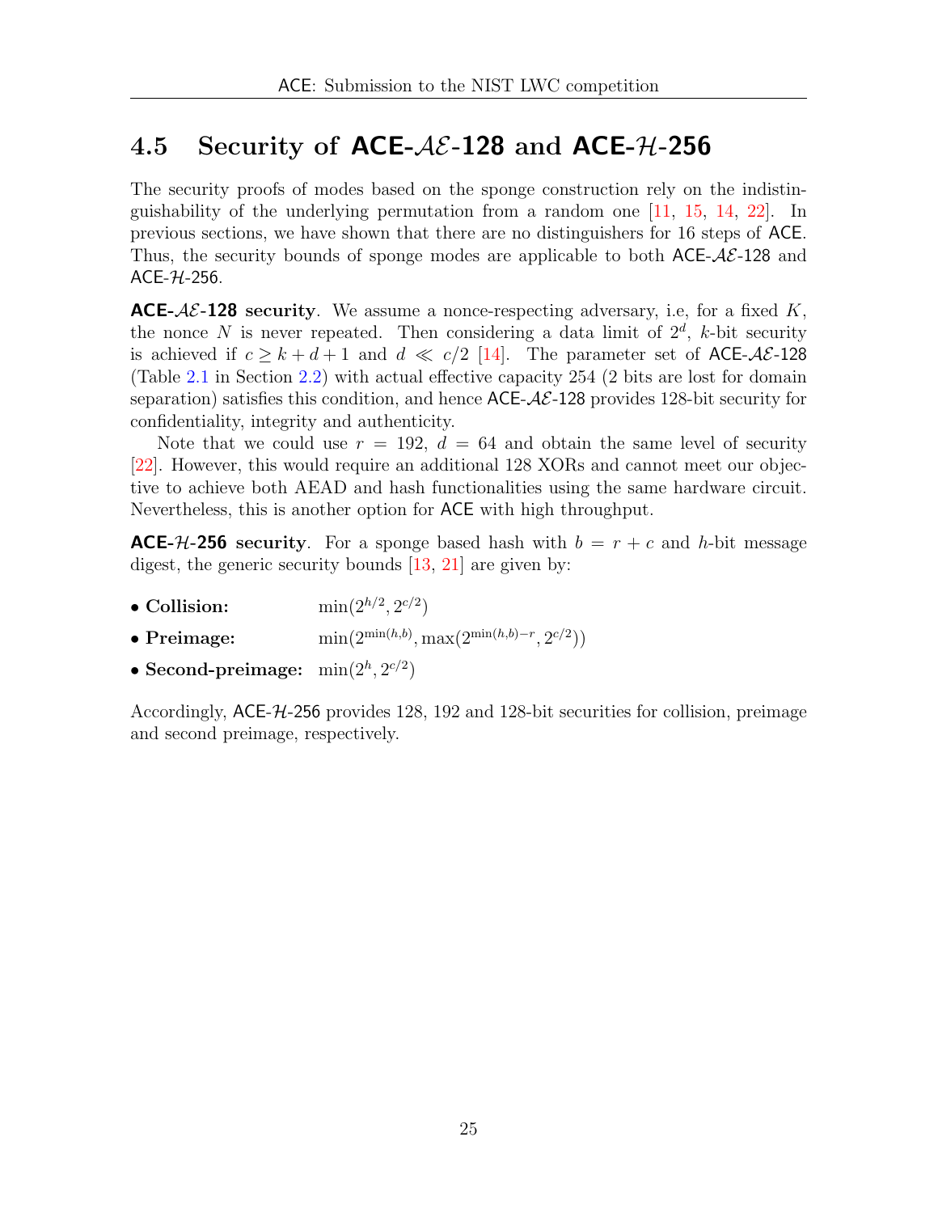## 4.5 Security of ACE-$\mathcal{AE}$-128 and ACE-$\mathcal{H}$-256

The security proofs of modes based on the sponge construction rely on the indistinguishability of the underlying permutation from a random one [11, 15, 14, 22]. In previous sections, we have shown that there are no distinguishers for 16 steps of ACE. Thus, the security bounds of sponge modes are applicable to both ACE-$\mathcal{AE}$-128 and ACE-$\mathcal{H}$-256.

**ACE-$\mathcal{AE}$-128 security**. We assume a nonce-respecting adversary, i.e, for a fixed $K$, the nonce $N$ is never repeated. Then considering a data limit of $2^d$, $k$-bit security is achieved if $c \geq k + d + 1$ and $d \ll c/2$ [14]. The parameter set of ACE-$\mathcal{AE}$-128 (Table 2.1 in Section 2.2) with actual effective capacity 254 (2 bits are lost for domain separation) satisfies this condition, and hence ACE-$\mathcal{AE}$-128 provides 128-bit security for confidentiality, integrity and authenticity.

Note that we could use $r = 192$, $d = 64$ and obtain the same level of security [22]. However, this would require an additional 128 XORs and cannot meet our objective to achieve both AEAD and hash functionalities using the same hardware circuit. Nevertheless, this is another option for ACE with high throughput.

**ACE-$\mathcal{H}$-256 security**. For a sponge based hash with $b = r + c$ and $h$-bit message digest, the generic security bounds [13, 21] are given by:

- **Collision:** $\min(2^{h/2}, 2^{c/2})$
- **Preimage:** $\min(2^{\min(h,b)}, \max(2^{\min(h,b)-r}, 2^{c/2}))$
- **Second-preimage:** $\min(2^h, 2^{c/2})$

Accordingly, ACE-$\mathcal{H}$-256 provides 128, 192 and 128-bit securities for collision, preimage and second preimage, respectively.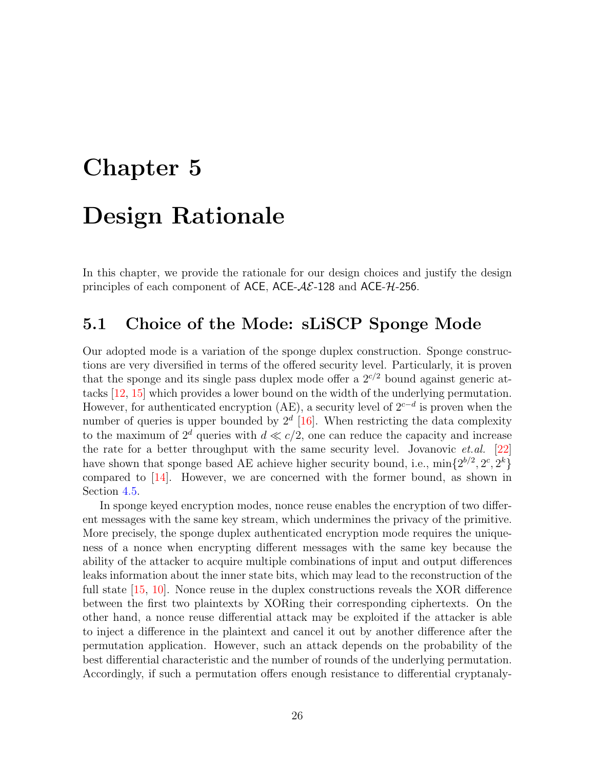# Chapter 5

# Design Rationale

In this chapter, we provide the rationale for our design choices and justify the design principles of each component of ACE, ACE-$\mathcal{AE}$-128 and ACE-$\mathcal{H}$-256.

## 5.1 Choice of the Mode: sLiSCP Sponge Mode

Our adopted mode is a variation of the sponge duplex construction. Sponge constructions are very diversified in terms of the offered security level. Particularly, it is proven that the sponge and its single pass duplex mode offer a $2^{c/2}$ bound against generic attacks [12, 15] which provides a lower bound on the width of the underlying permutation. However, for authenticated encryption (AE), a security level of $2^{c-d}$ is proven when the number of queries is upper bounded by $2^d$ [16]. When restricting the data complexity to the maximum of $2^d$ queries with $d \ll c/2$, one can reduce the capacity and increase the rate for a better throughput with the same security level. Jovanovic *et.al.* [22] have shown that sponge based AE achieve higher security bound, i.e., $\min\{2^{b/2}, 2^c, 2^k\}$ compared to [14]. However, we are concerned with the former bound, as shown in Section 4.5.

In sponge keyed encryption modes, nonce reuse enables the encryption of two different messages with the same key stream, which undermines the privacy of the primitive. More precisely, the sponge duplex authenticated encryption mode requires the uniqueness of a nonce when encrypting different messages with the same key because the ability of the attacker to acquire multiple combinations of input and output differences leaks information about the inner state bits, which may lead to the reconstruction of the full state [15, 10]. Nonce reuse in the duplex constructions reveals the XOR difference between the first two plaintexts by XORing their corresponding ciphertexts. On the other hand, a nonce reuse differential attack may be exploited if the attacker is able to inject a difference in the plaintext and cancel it out by another difference after the permutation application. However, such an attack depends on the probability of the best differential characteristic and the number of rounds of the underlying permutation. Accordingly, if such a permutation offers enough resistance to differential cryptanaly-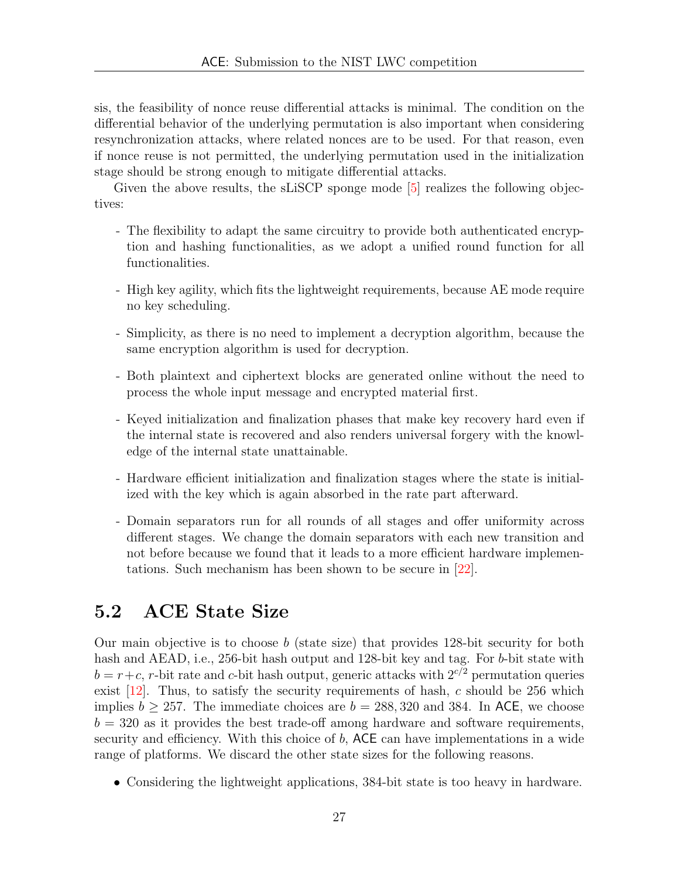sis, the feasibility of nonce reuse differential attacks is minimal. The condition on the differential behavior of the underlying permutation is also important when considering resynchronization attacks, where related nonces are to be used. For that reason, even if nonce reuse is not permitted, the underlying permutation used in the initialization stage should be strong enough to mitigate differential attacks.

Given the above results, the sLiSCP sponge mode [5] realizes the following objectives:

- The flexibility to adapt the same circuitry to provide both authenticated encryption and hashing functionalities, as we adopt a unified round function for all functionalities.
- High key agility, which fits the lightweight requirements, because AE mode require no key scheduling.
- Simplicity, as there is no need to implement a decryption algorithm, because the same encryption algorithm is used for decryption.
- Both plaintext and ciphertext blocks are generated online without the need to process the whole input message and encrypted material first.
- Keyed initialization and finalization phases that make key recovery hard even if the internal state is recovered and also renders universal forgery with the knowledge of the internal state unattainable.
- Hardware efficient initialization and finalization stages where the state is initialized with the key which is again absorbed in the rate part afterward.
- Domain separators run for all rounds of all stages and offer uniformity across different stages. We change the domain separators with each new transition and not before because we found that it leads to a more efficient hardware implementations. Such mechanism has been shown to be secure in [22].

## 5.2 ACE State Size

Our main objective is to choose $b$ (state size) that provides 128-bit security for both hash and AEAD, i.e., 256-bit hash output and 128-bit key and tag. For $b$-bit state with $b = r+c$, $r$-bit rate and $c$-bit hash output, generic attacks with $2^{c/2}$ permutation queries exist [12]. Thus, to satisfy the security requirements of hash, $c$ should be 256 which implies $b \geq 257$. The immediate choices are $b = 288, 320$ and 384. In ACE, we choose $b = 320$ as it provides the best trade-off among hardware and software requirements, security and efficiency. With this choice of $b$, ACE can have implementations in a wide range of platforms. We discard the other state sizes for the following reasons.

- Considering the lightweight applications, 384-bit state is too heavy in hardware.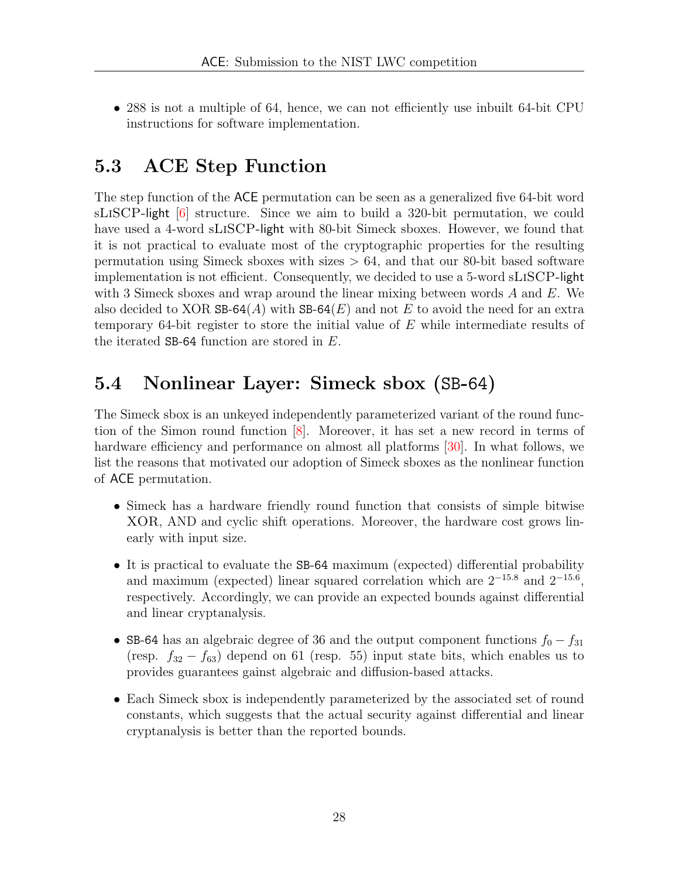- 288 is not a multiple of 64, hence, we can not efficiently use inbuilt 64-bit CPU instructions for software implementation.

## 5.3 ACE Step Function

The step function of the ACE permutation can be seen as a generalized five 64-bit word sLiSCP-light [6] structure. Since we aim to build a 320-bit permutation, we could have used a 4-word sLiSCP-light with 80-bit Simeck sboxes. However, we found that it is not practical to evaluate most of the cryptographic properties for the resulting permutation using Simeck sboxes with sizes > 64, and that our 80-bit based software implementation is not efficient. Consequently, we decided to use a 5-word sLiSCP-light with 3 Simeck sboxes and wrap around the linear mixing between words $A$ and $E$. We also decided to XOR SB-64($A$) with SB-64($E$) and not $E$ to avoid the need for an extra temporary 64-bit register to store the initial value of $E$ while intermediate results of the iterated SB-64 function are stored in $E$.

## 5.4 Nonlinear Layer: Simeck sbox (SB-64)

The Simeck sbox is an unkeyed independently parameterized variant of the round function of the Simon round function [8]. Moreover, it has set a new record in terms of hardware efficiency and performance on almost all platforms [30]. In what follows, we list the reasons that motivated our adoption of Simeck sboxes as the nonlinear function of ACE permutation.

- Simeck has a hardware friendly round function that consists of simple bitwise XOR, AND and cyclic shift operations. Moreover, the hardware cost grows linearly with input size.

- It is practical to evaluate the SB-64 maximum (expected) differential probability and maximum (expected) linear squared correlation which are $2^{-15.8}$ and $2^{-15.6}$, respectively. Accordingly, we can provide an expected bounds against differential and linear cryptanalysis.

- SB-64 has an algebraic degree of 36 and the output component functions $f_0 - f_{31}$ (resp. $f_{32} - f_{63}$) depend on 61 (resp. 55) input state bits, which enables us to provides guarantees gainst algebraic and diffusion-based attacks.

- Each Simeck sbox is independently parameterized by the associated set of round constants, which suggests that the actual security against differential and linear cryptanalysis is better than the reported bounds.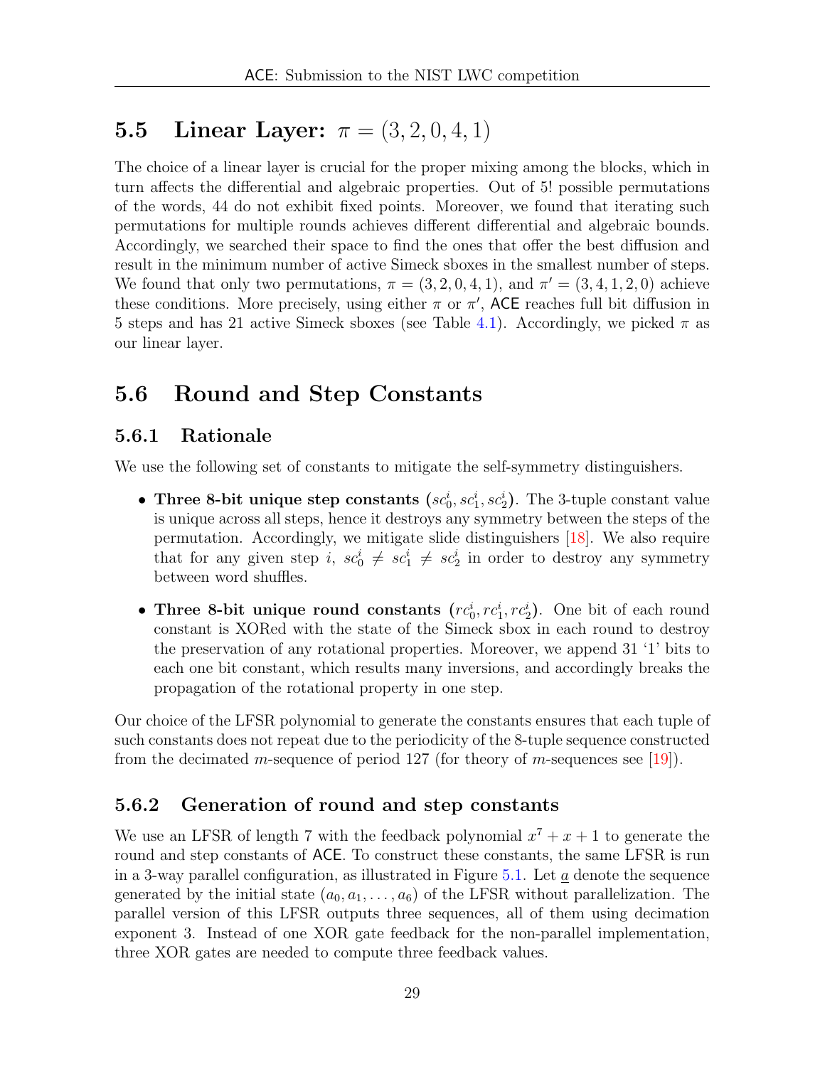## 5.5 Linear Layer: $\pi = (3, 2, 0, 4, 1)$

The choice of a linear layer is crucial for the proper mixing among the blocks, which in turn affects the differential and algebraic properties. Out of 5! possible permutations of the words, 44 do not exhibit fixed points. Moreover, we found that iterating such permutations for multiple rounds achieves different differential and algebraic bounds. Accordingly, we searched their space to find the ones that offer the best diffusion and result in the minimum number of active Simeck sboxes in the smallest number of steps. We found that only two permutations, $\pi = (3, 2, 0, 4, 1)$, and $\pi' = (3, 4, 1, 2, 0)$ achieve these conditions. More precisely, using either $\pi$ or $\pi'$, ACE reaches full bit diffusion in 5 steps and has 21 active Simeck sboxes (see Table 4.1). Accordingly, we picked $\pi$ as our linear layer.

## 5.6 Round and Step Constants

### 5.6.1 Rationale

We use the following set of constants to mitigate the self-symmetry distinguishers.

- **Three 8-bit unique step constants** $(sc_0^i, sc_1^i, sc_2^i)$. The 3-tuple constant value is unique across all steps, hence it destroys any symmetry between the steps of the permutation. Accordingly, we mitigate slide distinguishers [18]. We also require that for any given step $i$, $sc_0^i \neq sc_1^i \neq sc_2^i$ in order to destroy any symmetry between word shuffles.
- **Three 8-bit unique round constants** $(rc_0^i, rc_1^i, rc_2^i)$. One bit of each round constant is XORed with the state of the Simeck sbox in each round to destroy the preservation of any rotational properties. Moreover, we append 31 '1' bits to each one bit constant, which results many inversions, and accordingly breaks the propagation of the rotational property in one step.

Our choice of the LFSR polynomial to generate the constants ensures that each tuple of such constants does not repeat due to the periodicity of the 8-tuple sequence constructed from the decimated $m$-sequence of period 127 (for theory of $m$-sequences see [19]).

### 5.6.2 Generation of round and step constants

We use an LFSR of length 7 with the feedback polynomial $x^7 + x + 1$ to generate the round and step constants of ACE. To construct these constants, the same LFSR is run in a 3-way parallel configuration, as illustrated in Figure 5.1. Let $\underline{a}$ denote the sequence generated by the initial state $(a_0, a_1, \ldots, a_6)$ of the LFSR without parallelization. The parallel version of this LFSR outputs three sequences, all of them using decimation exponent 3. Instead of one XOR gate feedback for the non-parallel implementation, three XOR gates are needed to compute three feedback values.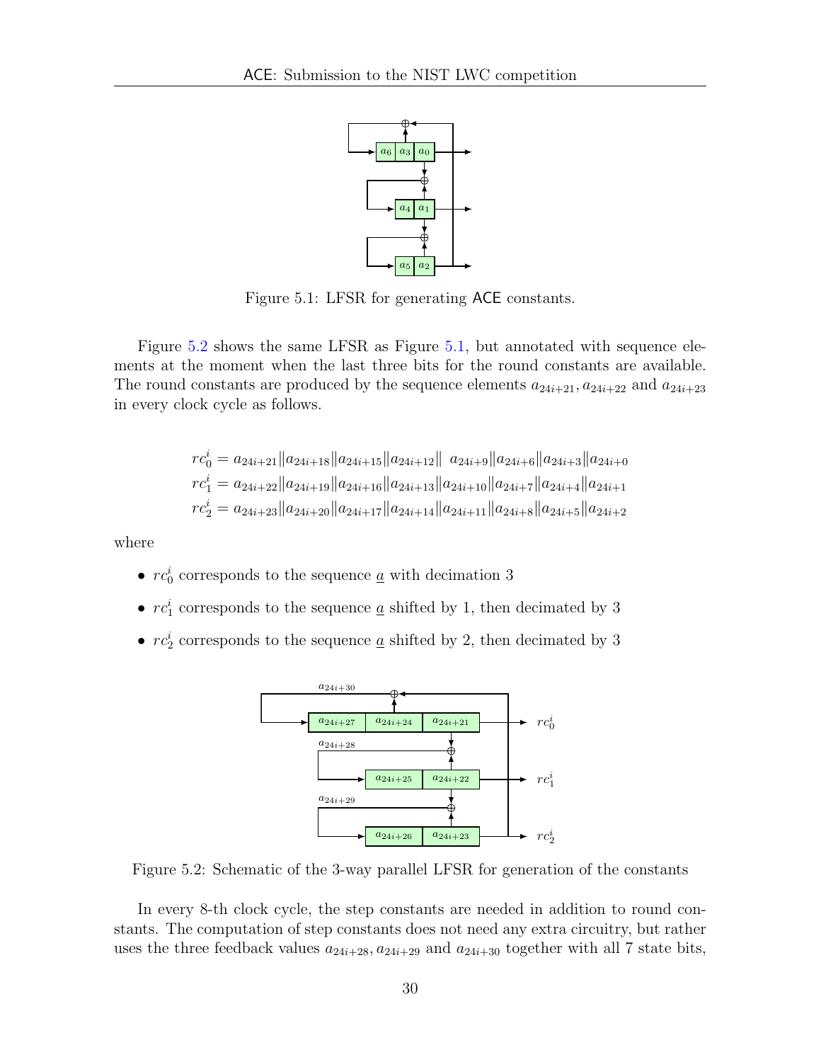Figure 5.1: LFSR for generating ACE constants.

Figure 5.2 shows the same LFSR as Figure 5.1, but annotated with sequence elements at the moment when the last three bits for the round constants are available. The round constants are produced by the sequence elements $a_{24i+21}, a_{24i+22}$ and $a_{24i+23}$ in every clock cycle as follows.

$$
\begin{aligned}
rc_0^i &= a_{24i+21} \| a_{24i+18} \| a_{24i+15} \| a_{24i+12} \| \ a_{24i+9} \| a_{24i+6} \| a_{24i+3} \| a_{24i+0} \\
rc_1^i &= a_{24i+22} \| a_{24i+19} \| a_{24i+16} \| a_{24i+13} \| a_{24i+10} \| a_{24i+7} \| a_{24i+4} \| a_{24i+1} \\
rc_2^i &= a_{24i+23} \| a_{24i+20} \| a_{24i+17} \| a_{24i+14} \| a_{24i+11} \| a_{24i+8} \| a_{24i+5} \| a_{24i+2}
\end{aligned}
$$

where

- $rc_0^i$ corresponds to the sequence $\underline{a}$ with decimation 3
- $rc_1^i$ corresponds to the sequence $\underline{a}$ shifted by 1, then decimated by 3
- $rc_2^i$ corresponds to the sequence $\underline{a}$ shifted by 2, then decimated by 3

Figure 5.2: Schematic of the 3-way parallel LFSR for generation of the constants

In every 8-th clock cycle, the step constants are needed in addition to round constants. The computation of step constants does not need any extra circuitry, but rather uses the three feedback values $a_{24i+28}, a_{24i+29}$ and $a_{24i+30}$ together with all 7 state bits,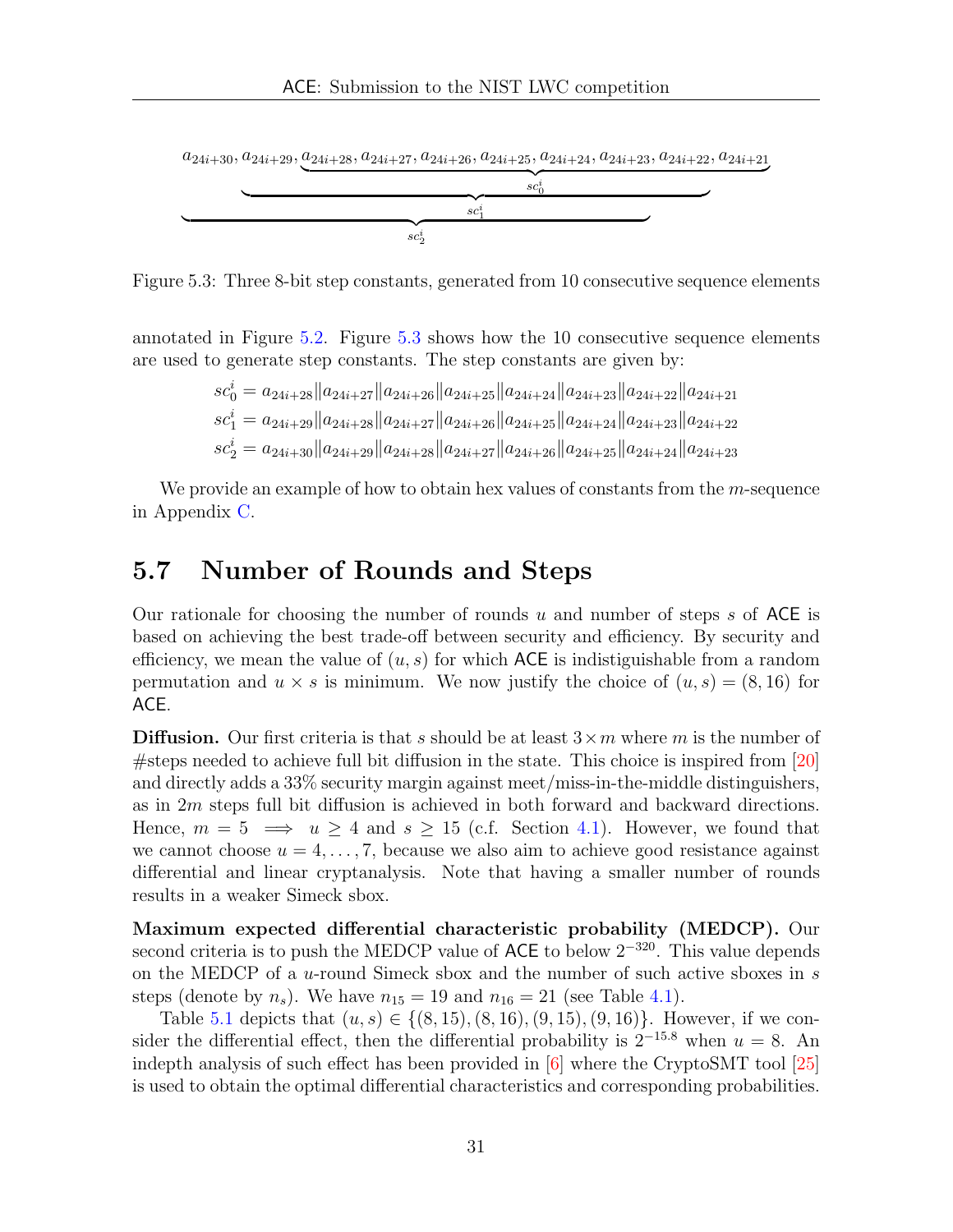$$a_{24i+30}, a_{24i+29}, \underbrace{a_{24i+28}, a_{24i+27}, a_{24i+26}, a_{24i+25}, a_{24i+24}, a_{24i+23}, a_{24i+22}, a_{24i+21}}_{sc_0^i}$$

Figure 5.3: Three 8-bit step constants, generated from 10 consecutive sequence elements

annotated in Figure 5.2. Figure 5.3 shows how the 10 consecutive sequence elements are used to generate step constants. The step constants are given by:

$$sc_0^i = a_{24i+28} \| a_{24i+27} \| a_{24i+26} \| a_{24i+25} \| a_{24i+24} \| a_{24i+23} \| a_{24i+22} \| a_{24i+21}$$
$$sc_1^i = a_{24i+29} \| a_{24i+28} \| a_{24i+27} \| a_{24i+26} \| a_{24i+25} \| a_{24i+24} \| a_{24i+23} \| a_{24i+22}$$
$$sc_2^i = a_{24i+30} \| a_{24i+29} \| a_{24i+28} \| a_{24i+27} \| a_{24i+26} \| a_{24i+25} \| a_{24i+24} \| a_{24i+23}$$

We provide an example of how to obtain hex values of constants from the $m$-sequence in Appendix C.

## 5.7 Number of Rounds and Steps

Our rationale for choosing the number of rounds $u$ and number of steps $s$ of ACE is based on achieving the best trade-off between security and efficiency. By security and efficiency, we mean the value of $(u, s)$ for which ACE is indistiguishable from a random permutation and $u \times s$ is minimum. We now justify the choice of $(u, s) = (8, 16)$ for ACE.

**Diffusion.** Our first criteria is that $s$ should be at least $3 \times m$ where $m$ is the number of #steps needed to achieve full bit diffusion in the state. This choice is inspired from [20] and directly adds a 33% security margin against meet/miss-in-the-middle distinguishers, as in $2m$ steps full bit diffusion is achieved in both forward and backward directions. Hence, $m = 5 \implies u \geq 4$ and $s \geq 15$ (c.f. Section 4.1). However, we found that we cannot choose $u = 4, \ldots, 7$, because we also aim to achieve good resistance against differential and linear cryptanalysis. Note that having a smaller number of rounds results in a weaker Simeck sbox.

**Maximum expected differential characteristic probability (MEDCP).** Our second criteria is to push the MEDCP value of ACE to below $2^{-320}$. This value depends on the MEDCP of a $u$-round Simeck sbox and the number of such active sboxes in $s$ steps (denote by $n_s$). We have $n_{15} = 19$ and $n_{16} = 21$ (see Table 4.1).

Table 5.1 depicts that $(u, s) \in \{(8, 15), (8, 16), (9, 15), (9, 16)\}$. However, if we consider the differential effect, then the differential probability is $2^{-15.8}$ when $u = 8$. An indepth analysis of such effect has been provided in [6] where the CryptoSMT tool [25] is used to obtain the optimal differential characteristics and corresponding probabilities.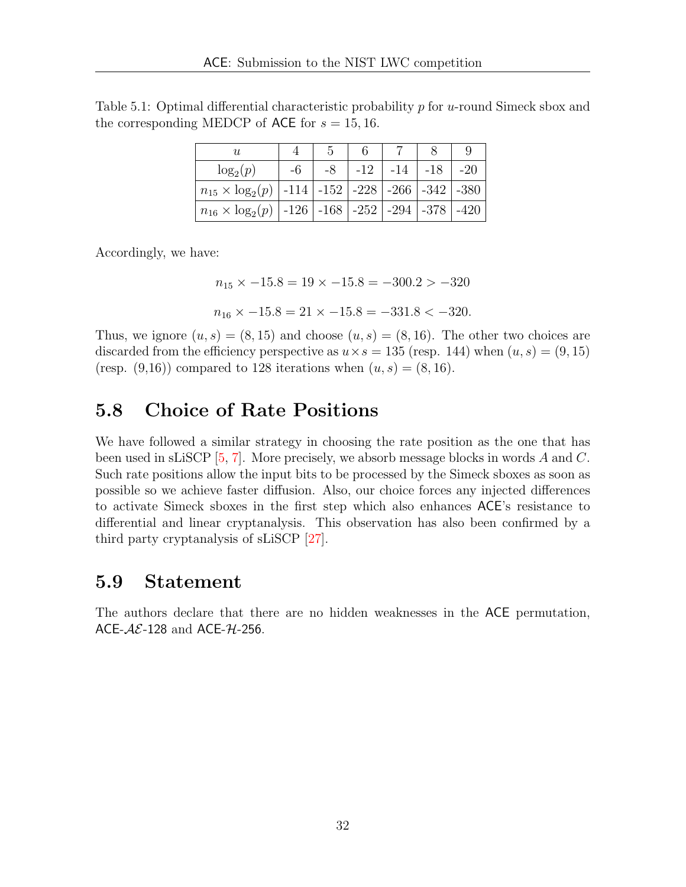Table 5.1: Optimal differential characteristic probability $p$ for $u$-round Simeck sbox and the corresponding MEDCP of ACE for $s = 15, 16$.

| $u$ | 4 | 5 | 6 | 7 | 8 | 9 |
|---|---|---|---|---|---|---|
| $\log_2(p)$ | -6 | -8 | -12 | -14 | -18 | -20 |
| $n_{15} \times \log_2(p)$ | -114 | -152 | -228 | -266 | -342 | -380 |
| $n_{16} \times \log_2(p)$ | -126 | -168 | -252 | -294 | -378 | -420 |

Accordingly, we have:

$$n_{15} \times -15.8 = 19 \times -15.8 = -300.2 > -320$$

$$n_{16} \times -15.8 = 21 \times -15.8 = -331.8 < -320.$$

Thus, we ignore $(u, s) = (8, 15)$ and choose $(u, s) = (8, 16)$. The other two choices are discarded from the efficiency perspective as $u \times s = 135$ (resp. 144) when $(u, s) = (9, 15)$ (resp. (9,16)) compared to 128 iterations when $(u, s) = (8, 16)$.

## 5.8 Choice of Rate Positions

We have followed a similar strategy in choosing the rate position as the one that has been used in sLiSCP [5, 7]. More precisely, we absorb message blocks in words $A$ and $C$. Such rate positions allow the input bits to be processed by the Simeck sboxes as soon as possible so we achieve faster diffusion. Also, our choice forces any injected differences to activate Simeck sboxes in the first step which also enhances ACE's resistance to differential and linear cryptanalysis. This observation has also been confirmed by a third party cryptanalysis of sLiSCP [27].

## 5.9 Statement

The authors declare that there are no hidden weaknesses in the ACE permutation, ACE-$\mathcal{AE}$-128 and ACE-$\mathcal{H}$-256.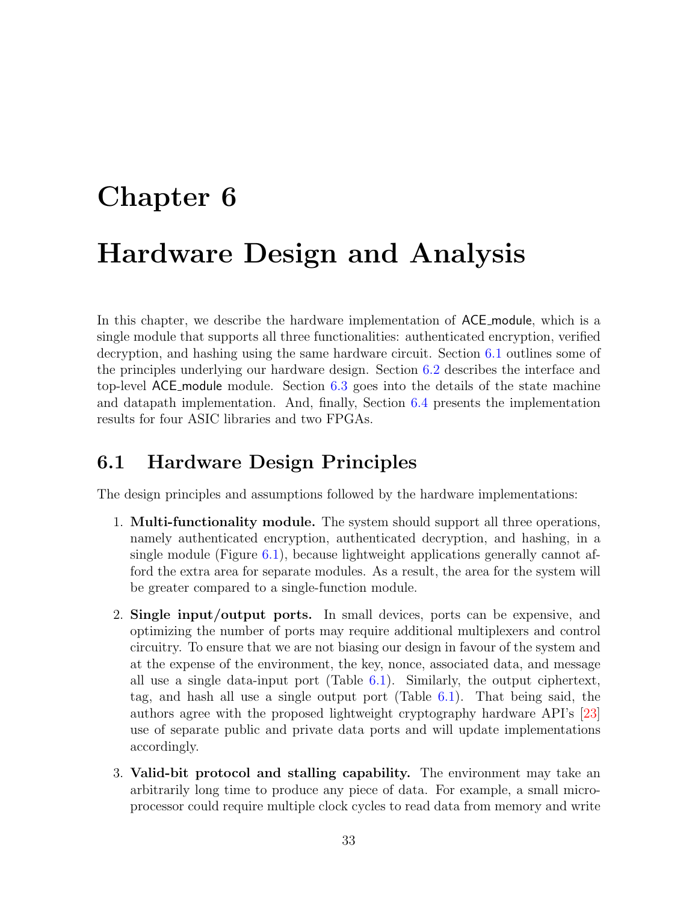# Chapter 6

# Hardware Design and Analysis

In this chapter, we describe the hardware implementation of ACE_module, which is a single module that supports all three functionalities: authenticated encryption, verified decryption, and hashing using the same hardware circuit. Section 6.1 outlines some of the principles underlying our hardware design. Section 6.2 describes the interface and top-level ACE_module module. Section 6.3 goes into the details of the state machine and datapath implementation. And, finally, Section 6.4 presents the implementation results for four ASIC libraries and two FPGAs.

## 6.1 Hardware Design Principles

The design principles and assumptions followed by the hardware implementations:

1. **Multi-functionality module.** The system should support all three operations, namely authenticated encryption, authenticated decryption, and hashing, in a single module (Figure 6.1), because lightweight applications generally cannot afford the extra area for separate modules. As a result, the area for the system will be greater compared to a single-function module.
2. **Single input/output ports.** In small devices, ports can be expensive, and optimizing the number of ports may require additional multiplexers and control circuitry. To ensure that we are not biasing our design in favour of the system and at the expense of the environment, the key, nonce, associated data, and message all use a single data-input port (Table 6.1). Similarly, the output ciphertext, tag, and hash all use a single output port (Table 6.1). That being said, the authors agree with the proposed lightweight cryptography hardware API's [23] use of separate public and private data ports and will update implementations accordingly.
3. **Valid-bit protocol and stalling capability.** The environment may take an arbitrarily long time to produce any piece of data. For example, a small microprocessor could require multiple clock cycles to read data from memory and write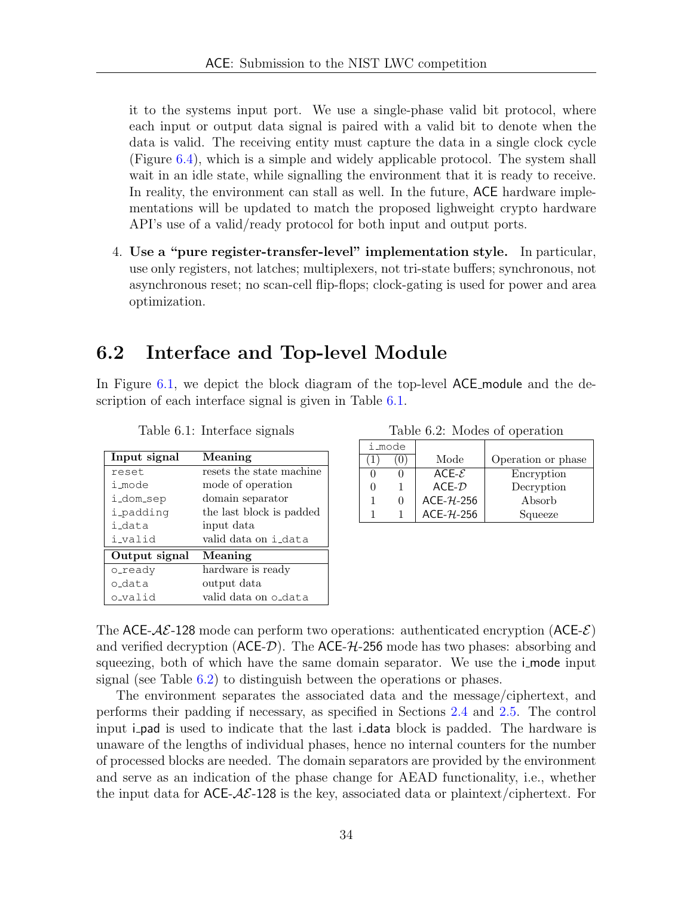it to the systems input port. We use a single-phase valid bit protocol, where each input or output data signal is paired with a valid bit to denote when the data is valid. The receiving entity must capture the data in a single clock cycle (Figure 6.4), which is a simple and widely applicable protocol. The system shall wait in an idle state, while signalling the environment that it is ready to receive. In reality, the environment can stall as well. In the future, ACE hardware implementations will be updated to match the proposed lighweight crypto hardware API's use of a valid/ready protocol for both input and output ports.

4. **Use a "pure register-transfer-level" implementation style.** In particular, use only registers, not latches; multiplexers, not tri-state buffers; synchronous, not asynchronous reset; no scan-cell flip-flops; clock-gating is used for power and area optimization.

## 6.2 Interface and Top-level Module

In Figure 6.1, we depict the block diagram of the top-level ACE_module and the description of each interface signal is given in Table 6.1.

Table 6.1: Interface signals

| Input signal | Meaning |
|---|---|
| `reset` | resets the state machine |
| `i_mode` | mode of operation |
| `i_dom_sep` | domain separator |
| `i_padding` | the last block is padded |
| `i_data` | input data |
| `i_valid` | valid data on `i_data` |
| **Output signal** | **Meaning** |
| `o_ready` | hardware is ready |
| `o_data` | output data |
| `o_valid` | valid data on `o_data` |

Table 6.2: Modes of operation

| `i_mode` (1) | `i_mode` (0) | Mode | Operation or phase |
|---|---|---|---|
| 0 | 0 | ACE-$\mathcal{E}$ | Encryption |
| 0 | 1 | ACE-$\mathcal{D}$ | Decryption |
| 1 | 0 | ACE-$\mathcal{H}$-256 | Absorb |
| 1 | 1 | ACE-$\mathcal{H}$-256 | Squeeze |

The ACE-$\mathcal{AE}$-128 mode can perform two operations: authenticated encryption (ACE-$\mathcal{E}$) and verified decryption (ACE-$\mathcal{D}$). The ACE-$\mathcal{H}$-256 mode has two phases: absorbing and squeezing, both of which have the same domain separator. We use the i_mode input signal (see Table 6.2) to distinguish between the operations or phases.

The environment separates the associated data and the message/ciphertext, and performs their padding if necessary, as specified in Sections 2.4 and 2.5. The control input i_pad is used to indicate that the last i_data block is padded. The hardware is unaware of the lengths of individual phases, hence no internal counters for the number of processed blocks are needed. The domain separators are provided by the environment and serve as an indication of the phase change for AEAD functionality, i.e., whether the input data for ACE-$\mathcal{AE}$-128 is the key, associated data or plaintext/ciphertext. For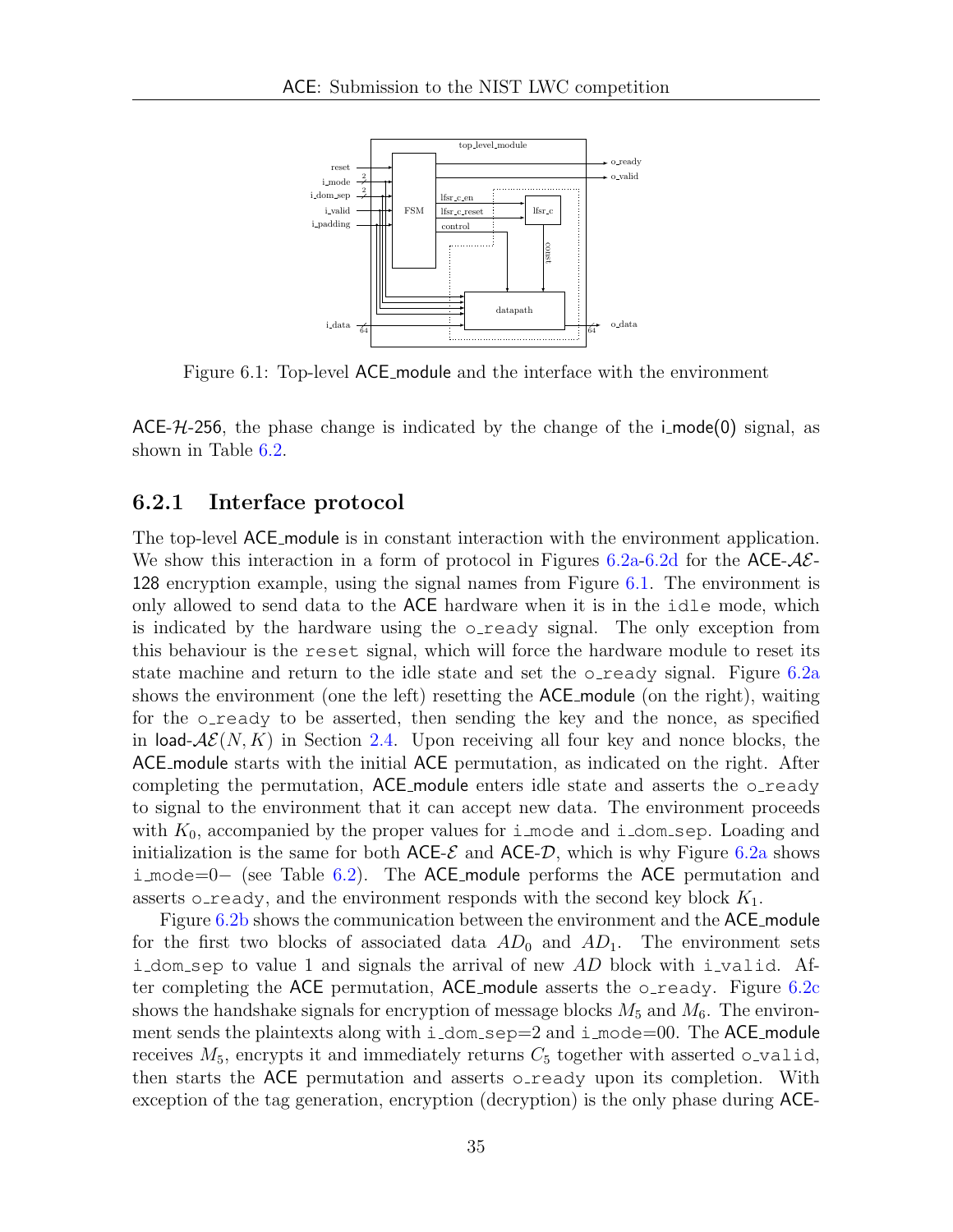Figure 6.1: Top-level ACE_module and the interface with the environment

ACE-$\mathcal{H}$-256, the phase change is indicated by the change of the i_mode(0) signal, as shown in Table 6.2.

### 6.2.1 Interface protocol

The top-level ACE_module is in constant interaction with the environment application. We show this interaction in a form of protocol in Figures 6.2a-6.2d for the ACE-$\mathcal{AE}$-128 encryption example, using the signal names from Figure 6.1. The environment is only allowed to send data to the ACE hardware when it is in the `idle` mode, which is indicated by the hardware using the `o_ready` signal. The only exception from this behaviour is the `reset` signal, which will force the hardware module to reset its state machine and return to the idle state and set the `o_ready` signal. Figure 6.2a shows the environment (one the left) resetting the ACE_module (on the right), waiting for the `o_ready` to be asserted, then sending the key and the nonce, as specified in load-$\mathcal{AE}(N, K)$ in Section 2.4. Upon receiving all four key and nonce blocks, the ACE_module starts with the initial ACE permutation, as indicated on the right. After completing the permutation, ACE_module enters idle state and asserts the `o_ready` to signal to the environment that it can accept new data. The environment proceeds with $K_0$, accompanied by the proper values for `i_mode` and `i_dom_sep`. Loading and initialization is the same for both ACE-$\mathcal{E}$ and ACE-$\mathcal{D}$, which is why Figure 6.2a shows `i_mode`=0− (see Table 6.2). The ACE_module performs the ACE permutation and asserts `o_ready`, and the environment responds with the second key block $K_1$.

Figure 6.2b shows the communication between the environment and the ACE_module for the first two blocks of associated data $AD_0$ and $AD_1$. The environment sets `i_dom_sep` to value 1 and signals the arrival of new $AD$ block with `i_valid`. After completing the ACE permutation, ACE_module asserts the `o_ready`. Figure 6.2c shows the handshake signals for encryption of message blocks $M_5$ and $M_6$. The environment sends the plaintexts along with `i_dom_sep`=2 and `i_mode`=00. The ACE_module receives $M_5$, encrypts it and immediately returns $C_5$ together with asserted `o_valid`, then starts the ACE permutation and asserts `o_ready` upon its completion. With exception of the tag generation, encryption (decryption) is the only phase during ACE-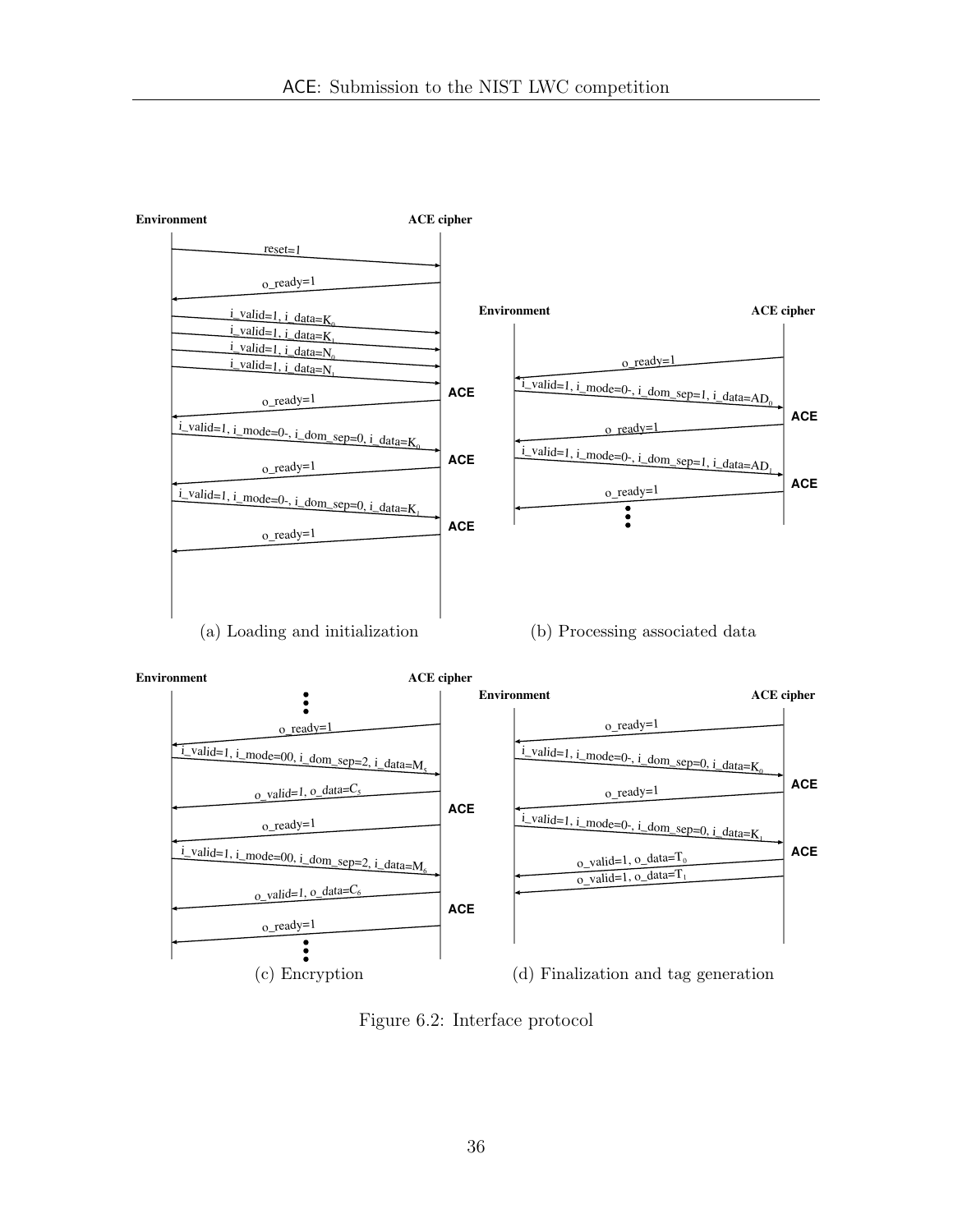**(a) Loading and initialization**

Environment → ACE cipher:

- Environment → ACE cipher: reset=1
- ACE cipher → Environment: o_ready=1
- Environment → ACE cipher: i_valid=1, i_data=$K_0$
- Environment → ACE cipher: i_valid=1, i_data=$K_1$
- Environment → ACE cipher: i_valid=1, i_data=$N_0$
- Environment → ACE cipher: i_valid=1, i_data=$N_1$
- ACE
- ACE cipher → Environment: o_ready=1
- Environment → ACE cipher: i_valid=1, i_mode=0-, i_dom_sep=0, i_data=$K_0$
- ACE
- ACE cipher → Environment: o_ready=1
- Environment → ACE cipher: i_valid=1, i_mode=0-, i_dom_sep=0, i_data=$K_1$
- ACE
- ACE cipher → Environment: o_ready=1

(a) Loading and initialization

**(b) Processing associated data**

- ACE cipher → Environment: o_ready=1
- Environment → ACE cipher: i_valid=1, i_mode=0-, i_dom_sep=1, i_data=$AD_0$
- ACE
- ACE cipher → Environment: o_ready=1
- Environment → ACE cipher: i_valid=1, i_mode=0-, i_dom_sep=1, i_data=$AD_1$
- ACE
- ACE cipher → Environment: o_ready=1
- ⋮

(b) Processing associated data

**(c) Encryption**

- ⋮
- ACE cipher → Environment: o_ready=1
- Environment → ACE cipher: i_valid=1, i_mode=00, i_dom_sep=2, i_data=$M_5$
- ACE cipher → Environment: o_valid=1, o_data=$C_5$
- ACE
- ACE cipher → Environment: o_ready=1
- Environment → ACE cipher: i_valid=1, i_mode=00, i_dom_sep=2, i_data=$M_6$
- ACE cipher → Environment: o_valid=1, o_data=$C_6$
- ACE
- ACE cipher → Environment: o_ready=1
- ⋮

(c) Encryption

**(d) Finalization and tag generation**

- ACE cipher → Environment: o_ready=1
- Environment → ACE cipher: i_valid=1, i_mode=0-, i_dom_sep=0, i_data=$K_0$
- ACE
- ACE cipher → Environment: o_ready=1
- Environment → ACE cipher: i_valid=1, i_mode=0-, i_dom_sep=0, i_data=$K_1$
- ACE
- ACE cipher → Environment: o_valid=1, o_data=$T_0$
- ACE cipher → Environment: o_valid=1, o_data=$T_1$

(d) Finalization and tag generation

Figure 6.2: Interface protocol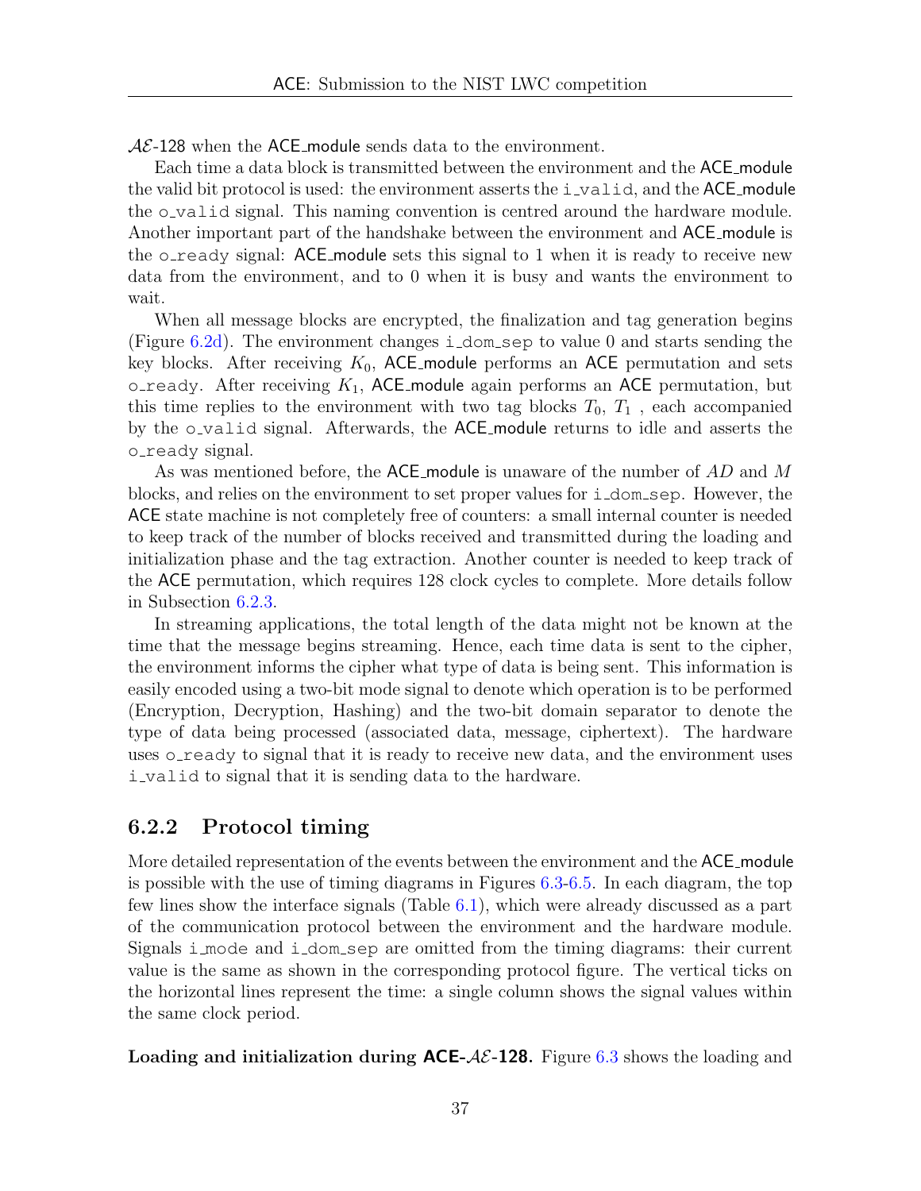$\mathcal{AE}$-128 when the ACE_module sends data to the environment.

Each time a data block is transmitted between the environment and the ACE_module the valid bit protocol is used: the environment asserts the i_valid, and the ACE_module the o_valid signal. This naming convention is centred around the hardware module. Another important part of the handshake between the environment and ACE_module is the o_ready signal: ACE_module sets this signal to 1 when it is ready to receive new data from the environment, and to 0 when it is busy and wants the environment to wait.

When all message blocks are encrypted, the finalization and tag generation begins (Figure 6.2d). The environment changes i_dom_sep to value 0 and starts sending the key blocks. After receiving $K_0$, ACE_module performs an ACE permutation and sets o_ready. After receiving $K_1$, ACE_module again performs an ACE permutation, but this time replies to the environment with two tag blocks $T_0$, $T_1$ , each accompanied by the o_valid signal. Afterwards, the ACE_module returns to idle and asserts the o_ready signal.

As was mentioned before, the ACE_module is unaware of the number of $AD$ and $M$ blocks, and relies on the environment to set proper values for i_dom_sep. However, the ACE state machine is not completely free of counters: a small internal counter is needed to keep track of the number of blocks received and transmitted during the loading and initialization phase and the tag extraction. Another counter is needed to keep track of the ACE permutation, which requires 128 clock cycles to complete. More details follow in Subsection 6.2.3.

In streaming applications, the total length of the data might not be known at the time that the message begins streaming. Hence, each time data is sent to the cipher, the environment informs the cipher what type of data is being sent. This information is easily encoded using a two-bit mode signal to denote which operation is to be performed (Encryption, Decryption, Hashing) and the two-bit domain separator to denote the type of data being processed (associated data, message, ciphertext). The hardware uses o_ready to signal that it is ready to receive new data, and the environment uses i_valid to signal that it is sending data to the hardware.

### 6.2.2 Protocol timing

More detailed representation of the events between the environment and the ACE_module is possible with the use of timing diagrams in Figures 6.3-6.5. In each diagram, the top few lines show the interface signals (Table 6.1), which were already discussed as a part of the communication protocol between the environment and the hardware module. Signals i_mode and i_dom_sep are omitted from the timing diagrams: their current value is the same as shown in the corresponding protocol figure. The vertical ticks on the horizontal lines represent the time: a single column shows the signal values within the same clock period.

**Loading and initialization during ACE-$\mathcal{AE}$-128.** Figure 6.3 shows the loading and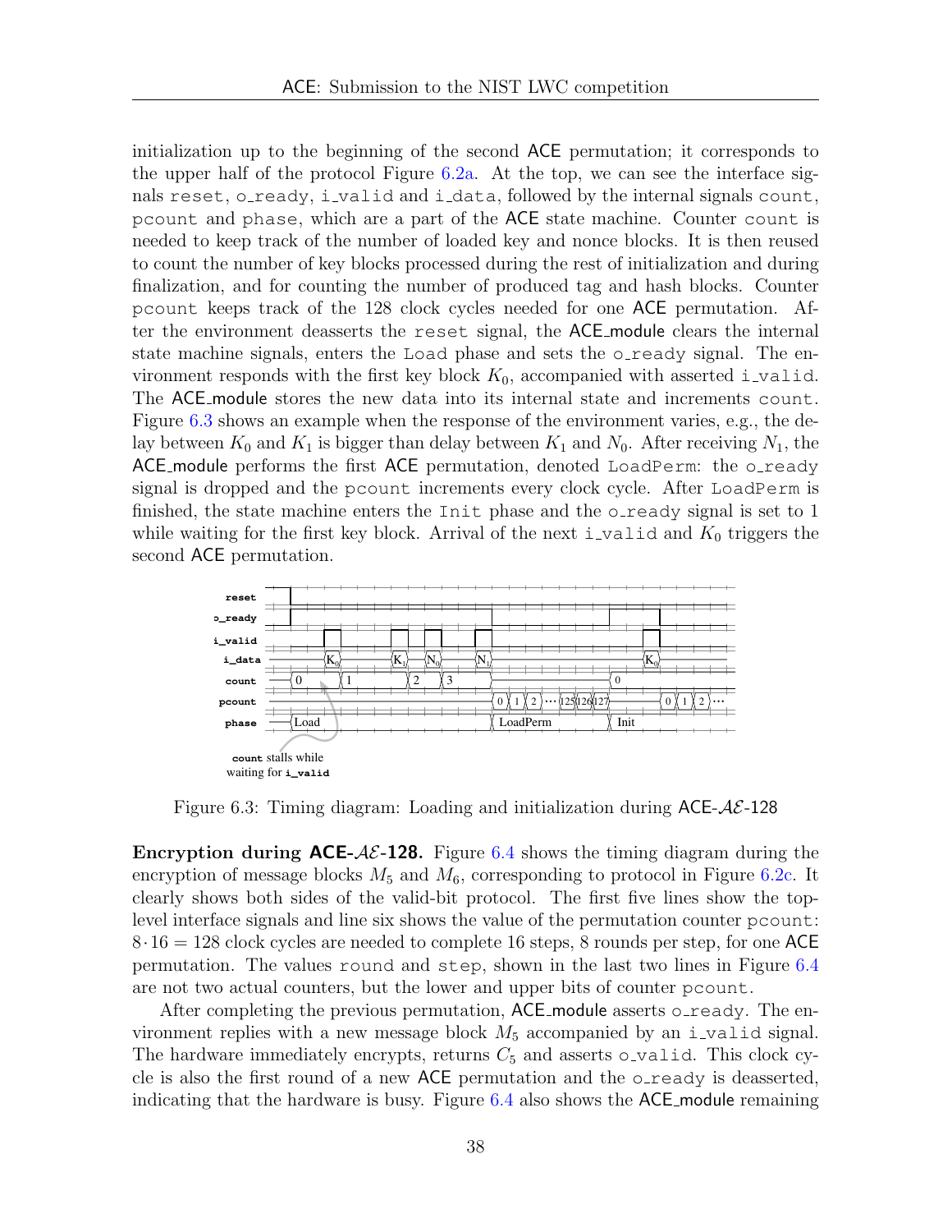initialization up to the beginning of the second ACE permutation; it corresponds to the upper half of the protocol Figure 6.2a. At the top, we can see the interface signals `reset`, `o_ready`, `i_valid` and `i_data`, followed by the internal signals `count`, `pcount` and `phase`, which are a part of the ACE state machine. Counter `count` is needed to keep track of the number of loaded key and nonce blocks. It is then reused to count the number of key blocks processed during the rest of initialization and during finalization, and for counting the number of produced tag and hash blocks. Counter `pcount` keeps track of the 128 clock cycles needed for one ACE permutation. After the environment deasserts the `reset` signal, the ACE_module clears the internal state machine signals, enters the `Load` phase and sets the `o_ready` signal. The environment responds with the first key block $K_0$, accompanied with asserted `i_valid`. The ACE_module stores the new data into its internal state and increments `count`. Figure 6.3 shows an example when the response of the environment varies, e.g., the delay between $K_0$ and $K_1$ is bigger than delay between $K_1$ and $N_0$. After receiving $N_1$, the ACE_module performs the first ACE permutation, denoted `LoadPerm`: the `o_ready` signal is dropped and the `pcount` increments every clock cycle. After `LoadPerm` is finished, the state machine enters the `Init` phase and the `o_ready` signal is set to 1 while waiting for the first key block. Arrival of the next `i_valid` and $K_0$ triggers the second ACE permutation.

Figure 6.3: Timing diagram: Loading and initialization during ACE-$\mathcal{AE}$-128

**Encryption during ACE-$\mathcal{AE}$-128.** Figure 6.4 shows the timing diagram during the encryption of message blocks $M_5$ and $M_6$, corresponding to protocol in Figure 6.2c. It clearly shows both sides of the valid-bit protocol. The first five lines show the top-level interface signals and line six shows the value of the permutation counter `pcount`: $8 \cdot 16 = 128$ clock cycles are needed to complete 16 steps, 8 rounds per step, for one ACE permutation. The values `round` and `step`, shown in the last two lines in Figure 6.4 are not two actual counters, but the lower and upper bits of counter `pcount`.

After completing the previous permutation, ACE_module asserts `o_ready`. The environment replies with a new message block $M_5$ accompanied by an `i_valid` signal. The hardware immediately encrypts, returns $C_5$ and asserts `o_valid`. This clock cycle is also the first round of a new ACE permutation and the `o_ready` is deasserted, indicating that the hardware is busy. Figure 6.4 also shows the ACE_module remaining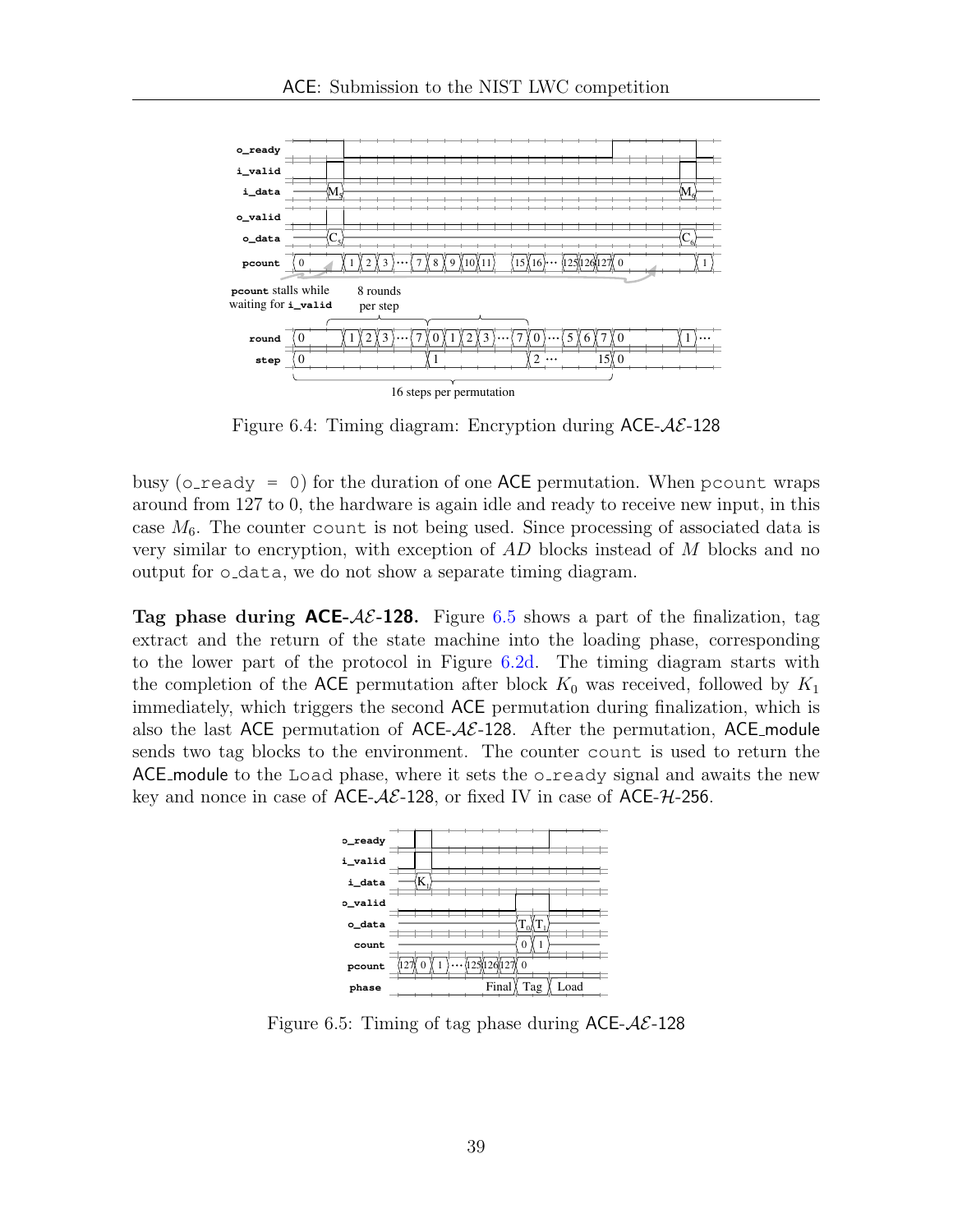Figure 6.4: Timing diagram: Encryption during ACE-$\mathcal{AE}$-128

busy (o_ready = 0) for the duration of one ACE permutation. When pcount wraps around from 127 to 0, the hardware is again idle and ready to receive new input, in this case $M_6$. The counter count is not being used. Since processing of associated data is very similar to encryption, with exception of $AD$ blocks instead of $M$ blocks and no output for o_data, we do not show a separate timing diagram.

**Tag phase during ACE-$\mathcal{AE}$-128.** Figure 6.5 shows a part of the finalization, tag extract and the return of the state machine into the loading phase, corresponding to the lower part of the protocol in Figure 6.2d. The timing diagram starts with the completion of the ACE permutation after block $K_0$ was received, followed by $K_1$ immediately, which triggers the second ACE permutation during finalization, which is also the last ACE permutation of ACE-$\mathcal{AE}$-128. After the permutation, ACE_module sends two tag blocks to the environment. The counter count is used to return the ACE_module to the Load phase, where it sets the o_ready signal and awaits the new key and nonce in case of ACE-$\mathcal{AE}$-128, or fixed IV in case of ACE-$\mathcal{H}$-256.

Figure 6.5: Timing of tag phase during ACE-$\mathcal{AE}$-128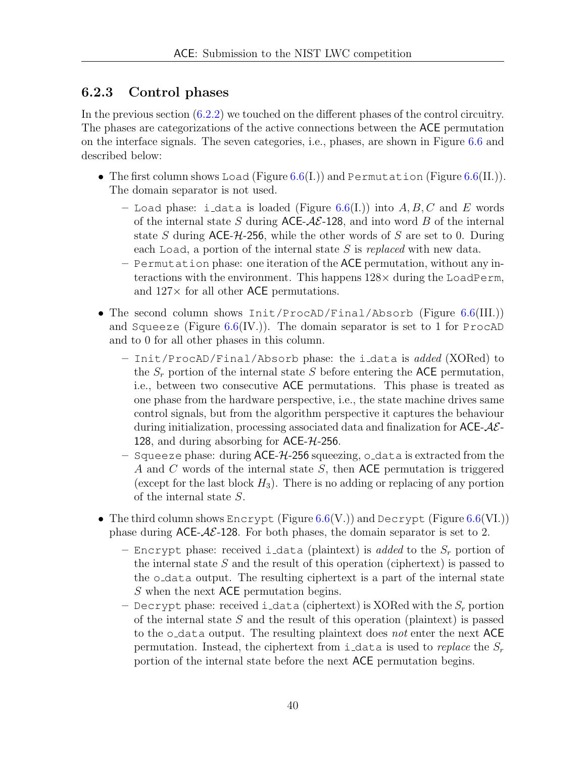### 6.2.3 Control phases

In the previous section (6.2.2) we touched on the different phases of the control circuitry. The phases are categorizations of the active connections between the ACE permutation on the interface signals. The seven categories, i.e., phases, are shown in Figure 6.6 and described below:

- The first column shows `Load` (Figure 6.6(I.)) and `Permutation` (Figure 6.6(II.)). The domain separator is not used.
  - `Load` phase: `i_data` is loaded (Figure 6.6(I.)) into $A, B, C$ and $E$ words of the internal state $S$ during ACE-$\mathcal{AE}$-128, and into word $B$ of the internal state $S$ during ACE-$\mathcal{H}$-256, while the other words of $S$ are set to 0. During each `Load`, a portion of the internal state $S$ is *replaced* with new data.
  - `Permutation` phase: one iteration of the ACE permutation, without any interactions with the environment. This happens $128\times$ during the `LoadPerm`, and $127\times$ for all other ACE permutations.
- The second column shows `Init/ProcAD/Final/Absorb` (Figure 6.6(III.)) and `Squeeze` (Figure 6.6(IV.)). The domain separator is set to 1 for `ProcAD` and to 0 for all other phases in this column.
  - `Init/ProcAD/Final/Absorb` phase: the `i_data` is *added* (XORed) to the $S_r$ portion of the internal state $S$ before entering the ACE permutation, i.e., between two consecutive ACE permutations. This phase is treated as one phase from the hardware perspective, i.e., the state machine drives same control signals, but from the algorithm perspective it captures the behaviour during initialization, processing associated data and finalization for ACE-$\mathcal{AE}$-128, and during absorbing for ACE-$\mathcal{H}$-256.
  - `Squeeze` phase: during ACE-$\mathcal{H}$-256 squeezing, `o_data` is extracted from the $A$ and $C$ words of the internal state $S$, then ACE permutation is triggered (except for the last block $H_3$). There is no adding or replacing of any portion of the internal state $S$.
- The third column shows `Encrypt` (Figure 6.6(V.)) and `Decrypt` (Figure 6.6(VI.)) phase during ACE-$\mathcal{AE}$-128. For both phases, the domain separator is set to 2.
  - `Encrypt` phase: received `i_data` (plaintext) is *added* to the $S_r$ portion of the internal state $S$ and the result of this operation (ciphertext) is passed to the `o_data` output. The resulting ciphertext is a part of the internal state $S$ when the next ACE permutation begins.
  - `Decrypt` phase: received `i_data` (ciphertext) is XORed with the $S_r$ portion of the internal state $S$ and the result of this operation (plaintext) is passed to the `o_data` output. The resulting plaintext does *not* enter the next ACE permutation. Instead, the ciphertext from `i_data` is used to *replace* the $S_r$ portion of the internal state before the next ACE permutation begins.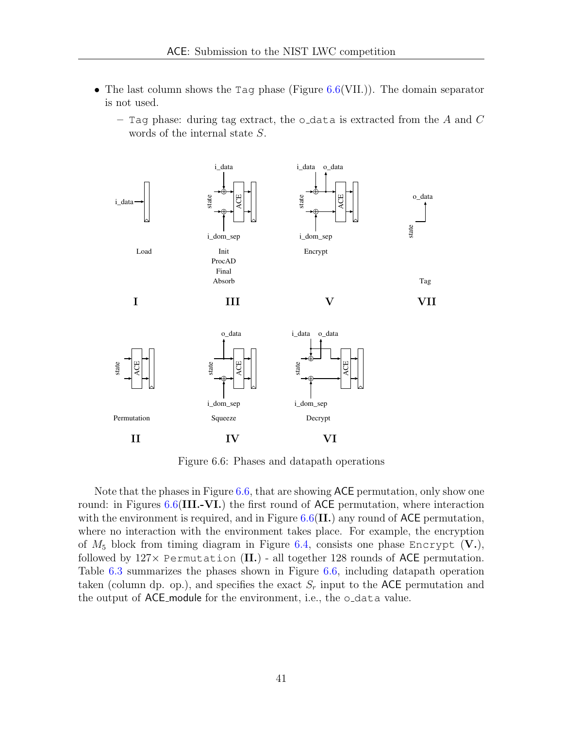- The last column shows the `Tag` phase (Figure 6.6(VII.)). The domain separator is not used.
  - `Tag` phase: during tag extract, the `o_data` is extracted from the $A$ and $C$ words of the internal state $S$.

Figure 6.6: Phases and datapath operations

Note that the phases in Figure 6.6, that are showing ACE permutation, only show one round: in Figures 6.6(**III.-VI.**) the first round of ACE permutation, where interaction with the environment is required, and in Figure 6.6(**II.**) any round of ACE permutation, where no interaction with the environment takes place. For example, the encryption of $M_5$ block from timing diagram in Figure 6.4, consists one phase `Encrypt` (**V.**), followed by 127× `Permutation` (**II.**) - all together 128 rounds of ACE permutation. Table 6.3 summarizes the phases shown in Figure 6.6, including datapath operation taken (column dp. op.), and specifies the exact $S_r$ input to the ACE permutation and the output of ACE_module for the environment, i.e., the `o_data` value.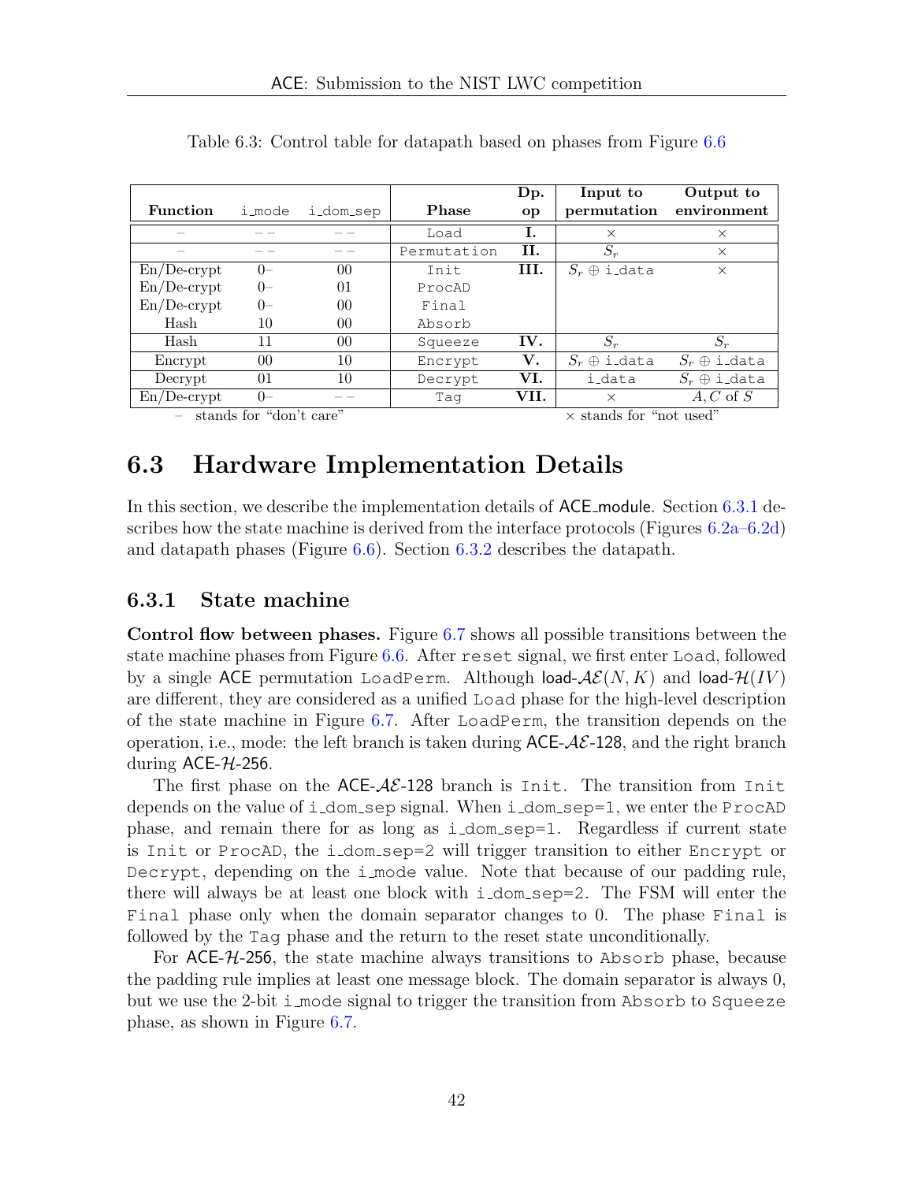Table 6.3: Control table for datapath based on phases from Figure 6.6

| Function | i_mode | i_dom_sep | Phase | Dp. op | Input to permutation | Output to environment |
|---|---|---|---|---|---|---|
| – | – – | – – | Load | **I.** | × | × |
| – | – – | – – | Permutation | **II.** | $S_r$ | × |
| En/De-crypt | 0– | 00 | Init | **III.** | $S_r \oplus$ i_data | × |
| En/De-crypt | 0– | 01 | ProcAD | | | |
| En/De-crypt | 0– | 00 | Final | | | |
| Hash | 10 | 00 | Absorb | | | |
| Hash | 11 | 00 | Squeeze | **IV.** | $S_r$ | $S_r$ |
| Encrypt | 00 | 10 | Encrypt | **V.** | $S_r \oplus$ i_data | $S_r \oplus$ i_data |
| Decrypt | 01 | 10 | Decrypt | **VI.** | i_data | $S_r \oplus$ i_data |
| En/De-crypt | 0– | – – | Tag | **VII.** | × | $A, C$ of $S$ |

– stands for "don't care" × stands for "not used"

## 6.3 Hardware Implementation Details

In this section, we describe the implementation details of ACE_module. Section 6.3.1 describes how the state machine is derived from the interface protocols (Figures 6.2a–6.2d) and datapath phases (Figure 6.6). Section 6.3.2 describes the datapath.

### 6.3.1 State machine

**Control flow between phases.** Figure 6.7 shows all possible transitions between the state machine phases from Figure 6.6. After reset signal, we first enter Load, followed by a single ACE permutation LoadPerm. Although load-$\mathcal{AE}(N, K)$ and load-$\mathcal{H}(IV)$ are different, they are considered as a unified Load phase for the high-level description of the state machine in Figure 6.7. After LoadPerm, the transition depends on the operation, i.e., mode: the left branch is taken during ACE-$\mathcal{AE}$-128, and the right branch during ACE-$\mathcal{H}$-256.

The first phase on the ACE-$\mathcal{AE}$-128 branch is Init. The transition from Init depends on the value of i_dom_sep signal. When i_dom_sep=1, we enter the ProcAD phase, and remain there for as long as i_dom_sep=1. Regardless if current state is Init or ProcAD, the i_dom_sep=2 will trigger transition to either Encrypt or Decrypt, depending on the i_mode value. Note that because of our padding rule, there will always be at least one block with i_dom_sep=2. The FSM will enter the Final phase only when the domain separator changes to 0. The phase Final is followed by the Tag phase and the return to the reset state unconditionally.

For ACE-$\mathcal{H}$-256, the state machine always transitions to Absorb phase, because the padding rule implies at least one message block. The domain separator is always 0, but we use the 2-bit i_mode signal to trigger the transition from Absorb to Squeeze phase, as shown in Figure 6.7.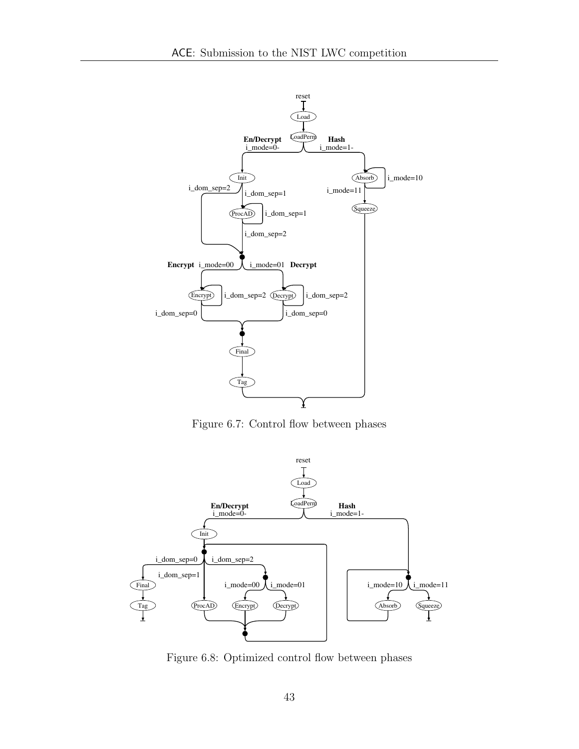Figure 6.7: Control flow between phases

Figure 6.8: Optimized control flow between phases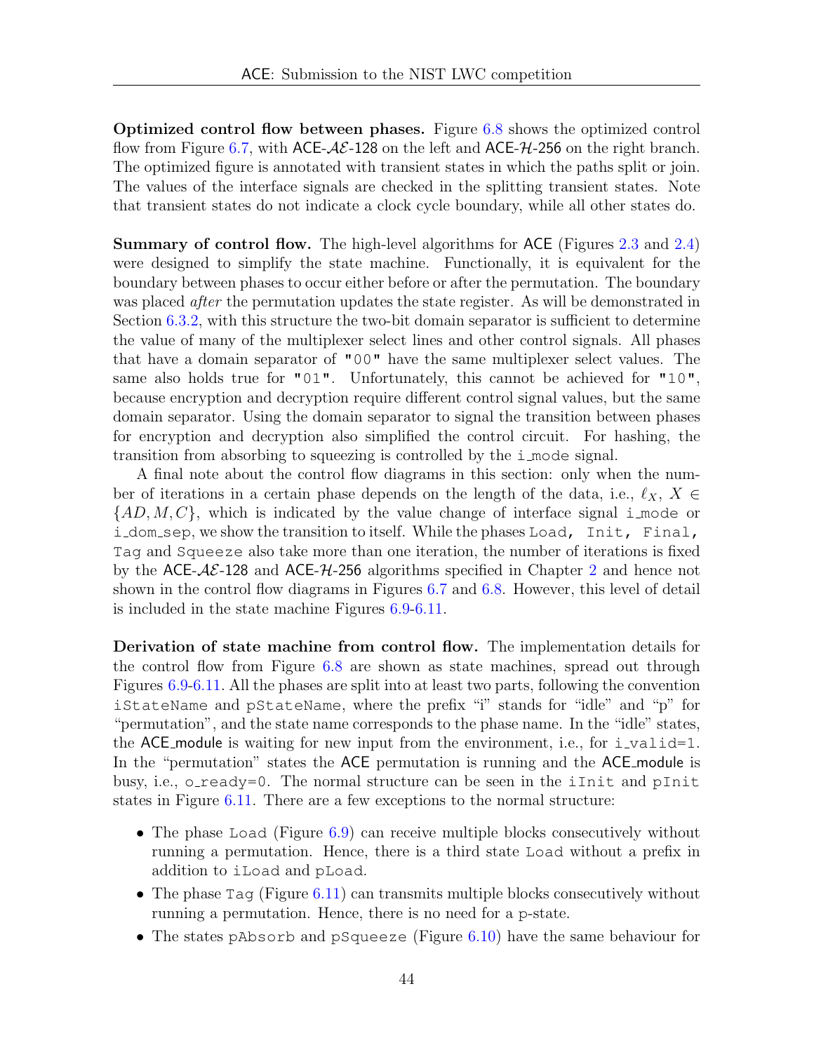**Optimized control flow between phases.** Figure 6.8 shows the optimized control flow from Figure 6.7, with ACE-$\mathcal{AE}$-128 on the left and ACE-$\mathcal{H}$-256 on the right branch. The optimized figure is annotated with transient states in which the paths split or join. The values of the interface signals are checked in the splitting transient states. Note that transient states do not indicate a clock cycle boundary, while all other states do.

**Summary of control flow.** The high-level algorithms for ACE (Figures 2.3 and 2.4) were designed to simplify the state machine. Functionally, it is equivalent for the boundary between phases to occur either before or after the permutation. The boundary was placed *after* the permutation updates the state register. As will be demonstrated in Section 6.3.2, with this structure the two-bit domain separator is sufficient to determine the value of many of the multiplexer select lines and other control signals. All phases that have a domain separator of `"00"` have the same multiplexer select values. The same also holds true for `"01"`. Unfortunately, this cannot be achieved for `"10"`, because encryption and decryption require different control signal values, but the same domain separator. Using the domain separator to signal the transition between phases for encryption and decryption also simplified the control circuit. For hashing, the transition from absorbing to squeezing is controlled by the `i_mode` signal.

A final note about the control flow diagrams in this section: only when the number of iterations in a certain phase depends on the length of the data, i.e., $\ell_X$, $X \in \{AD, M, C\}$, which is indicated by the value change of interface signal `i_mode` or `i_dom_sep`, we show the transition to itself. While the phases `Load`, `Init`, `Final`, `Tag` and `Squeeze` also take more than one iteration, the number of iterations is fixed by the ACE-$\mathcal{AE}$-128 and ACE-$\mathcal{H}$-256 algorithms specified in Chapter 2 and hence not shown in the control flow diagrams in Figures 6.7 and 6.8. However, this level of detail is included in the state machine Figures 6.9-6.11.

**Derivation of state machine from control flow.** The implementation details for the control flow from Figure 6.8 are shown as state machines, spread out through Figures 6.9-6.11. All the phases are split into at least two parts, following the convention `iStateName` and `pStateName`, where the prefix "i" stands for "idle" and "p" for "permutation", and the state name corresponds to the phase name. In the "idle" states, the ACE_module is waiting for new input from the environment, i.e., for `i_valid=1`. In the "permutation" states the ACE permutation is running and the ACE_module is busy, i.e., `o_ready=0`. The normal structure can be seen in the `iInit` and `pInit` states in Figure 6.11. There are a few exceptions to the normal structure:

- The phase `Load` (Figure 6.9) can receive multiple blocks consecutively without running a permutation. Hence, there is a third state `Load` without a prefix in addition to `iLoad` and `pLoad`.
- The phase `Tag` (Figure 6.11) can transmits multiple blocks consecutively without running a permutation. Hence, there is no need for a `p`-state.
- The states `pAbsorb` and `pSqueeze` (Figure 6.10) have the same behaviour for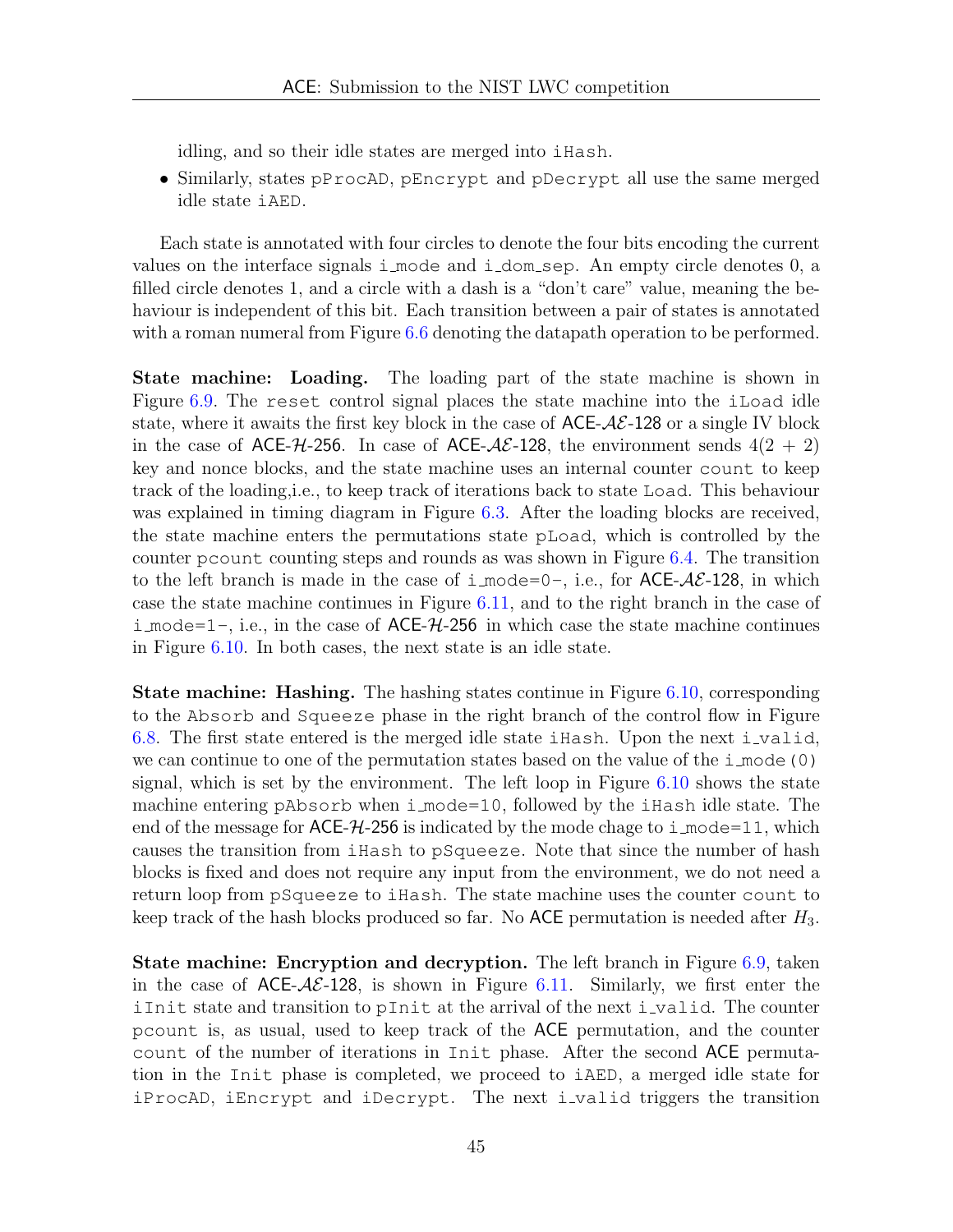idling, and so their idle states are merged into iHash.

- Similarly, states pProcAD, pEncrypt and pDecrypt all use the same merged idle state iAED.

Each state is annotated with four circles to denote the four bits encoding the current values on the interface signals i_mode and i_dom_sep. An empty circle denotes 0, a filled circle denotes 1, and a circle with a dash is a "don't care" value, meaning the behaviour is independent of this bit. Each transition between a pair of states is annotated with a roman numeral from Figure 6.6 denoting the datapath operation to be performed.

**State machine: Loading.** The loading part of the state machine is shown in Figure 6.9. The reset control signal places the state machine into the iLoad idle state, where it awaits the first key block in the case of ACE-$\mathcal{AE}$-128 or a single IV block in the case of ACE-$\mathcal{H}$-256. In case of ACE-$\mathcal{AE}$-128, the environment sends $4(2 + 2)$ key and nonce blocks, and the state machine uses an internal counter count to keep track of the loading,i.e., to keep track of iterations back to state Load. This behaviour was explained in timing diagram in Figure 6.3. After the loading blocks are received, the state machine enters the permutations state pLoad, which is controlled by the counter pcount counting steps and rounds as was shown in Figure 6.4. The transition to the left branch is made in the case of i_mode=0-, i.e., for ACE-$\mathcal{AE}$-128, in which case the state machine continues in Figure 6.11, and to the right branch in the case of i_mode=1-, i.e., in the case of ACE-$\mathcal{H}$-256 in which case the state machine continues in Figure 6.10. In both cases, the next state is an idle state.

**State machine: Hashing.** The hashing states continue in Figure 6.10, corresponding to the Absorb and Squeeze phase in the right branch of the control flow in Figure 6.8. The first state entered is the merged idle state iHash. Upon the next i_valid, we can continue to one of the permutation states based on the value of the i_mode(0) signal, which is set by the environment. The left loop in Figure 6.10 shows the state machine entering pAbsorb when i_mode=10, followed by the iHash idle state. The end of the message for ACE-$\mathcal{H}$-256 is indicated by the mode chage to i_mode=11, which causes the transition from iHash to pSqueeze. Note that since the number of hash blocks is fixed and does not require any input from the environment, we do not need a return loop from pSqueeze to iHash. The state machine uses the counter count to keep track of the hash blocks produced so far. No ACE permutation is needed after $H_3$.

**State machine: Encryption and decryption.** The left branch in Figure 6.9, taken in the case of ACE-$\mathcal{AE}$-128, is shown in Figure 6.11. Similarly, we first enter the iInit state and transition to pInit at the arrival of the next i_valid. The counter pcount is, as usual, used to keep track of the ACE permutation, and the counter count of the number of iterations in Init phase. After the second ACE permutation in the Init phase is completed, we proceed to iAED, a merged idle state for iProcAD, iEncrypt and iDecrypt. The next i_valid triggers the transition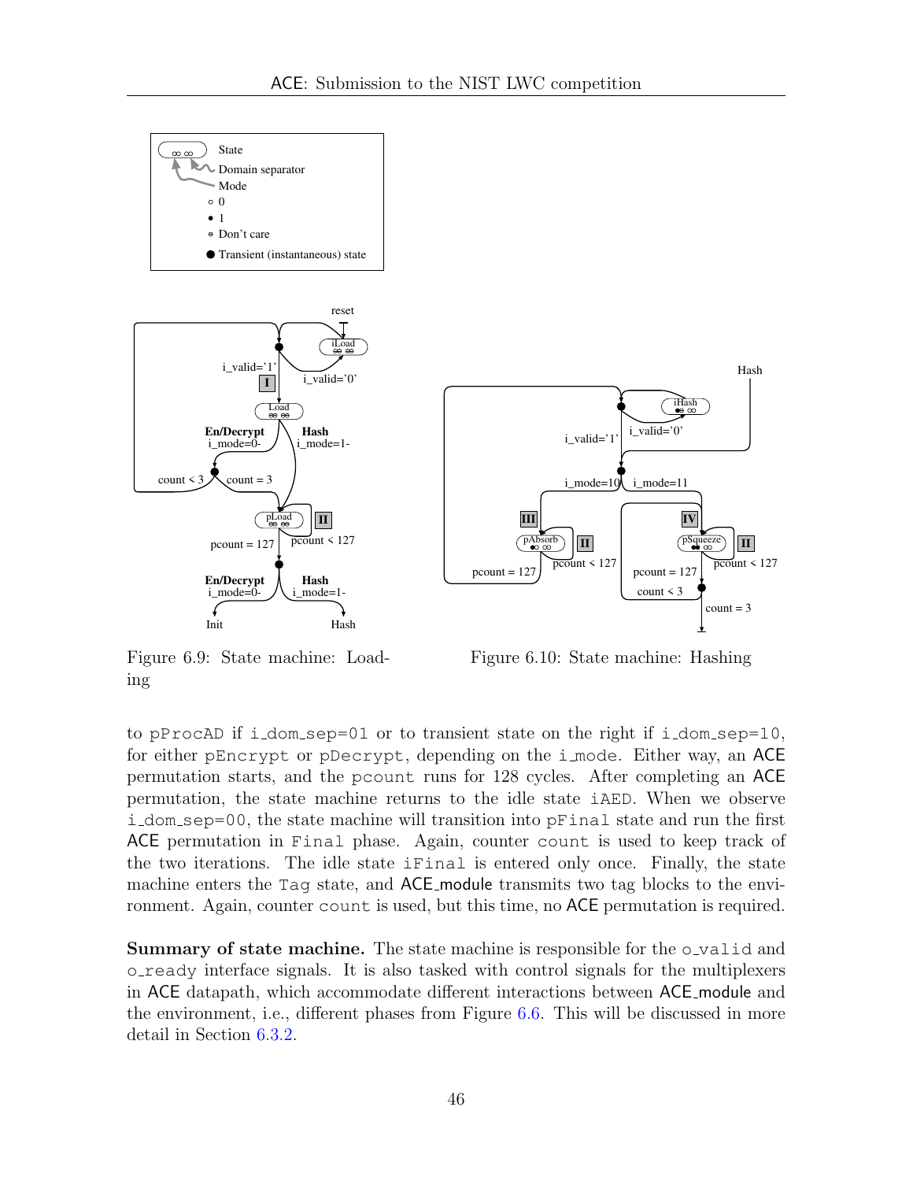Figure 6.9: State machine: Loading

Figure 6.10: State machine: Hashing

to pProcAD if i_dom_sep=01 or to transient state on the right if i_dom_sep=10, for either pEncrypt or pDecrypt, depending on the i_mode. Either way, an ACE permutation starts, and the pcount runs for 128 cycles. After completing an ACE permutation, the state machine returns to the idle state iAED. When we observe i_dom_sep=00, the state machine will transition into pFinal state and run the first ACE permutation in Final phase. Again, counter count is used to keep track of the two iterations. The idle state iFinal is entered only once. Finally, the state machine enters the Tag state, and ACE_module transmits two tag blocks to the environment. Again, counter count is used, but this time, no ACE permutation is required.

**Summary of state machine.** The state machine is responsible for the o_valid and o_ready interface signals. It is also tasked with control signals for the multiplexers in ACE datapath, which accommodate different interactions between ACE_module and the environment, i.e., different phases from Figure 6.6. This will be discussed in more detail in Section 6.3.2.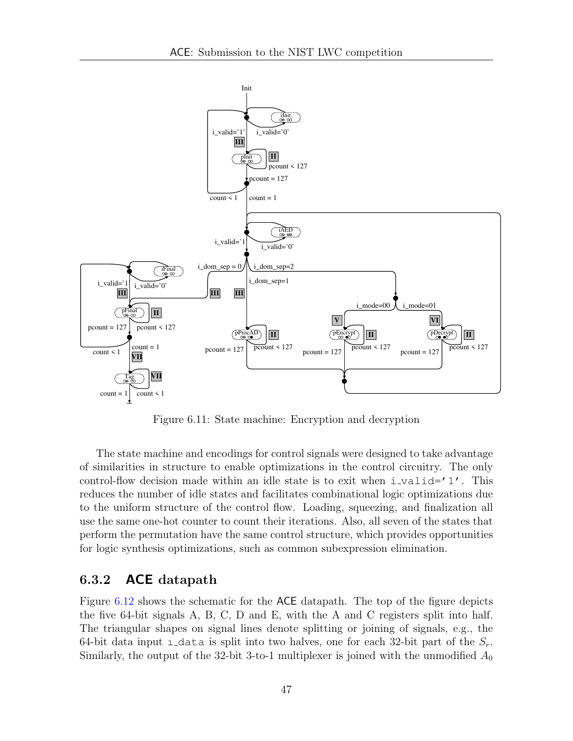Figure 6.11: State machine: Encryption and decryption

The state machine and encodings for control signals were designed to take advantage of similarities in structure to enable optimizations in the control circuitry. The only control-flow decision made within an idle state is to exit when `i_valid='1'`. This reduces the number of idle states and facilitates combinational logic optimizations due to the uniform structure of the control flow. Loading, squeezing, and finalization all use the same one-hot counter to count their iterations. Also, all seven of the states that perform the permutation have the same control structure, which provides opportunities for logic synthesis optimizations, such as common subexpression elimination.

### 6.3.2 ACE datapath

Figure 6.12 shows the schematic for the ACE datapath. The top of the figure depicts the five 64-bit signals A, B, C, D and E, with the A and C registers split into half. The triangular shapes on signal lines denote splitting or joining of signals, e.g., the 64-bit data input `i_data` is split into two halves, one for each 32-bit part of the $S_r$. Similarly, the output of the 32-bit 3-to-1 multiplexer is joined with the unmodified $A_0$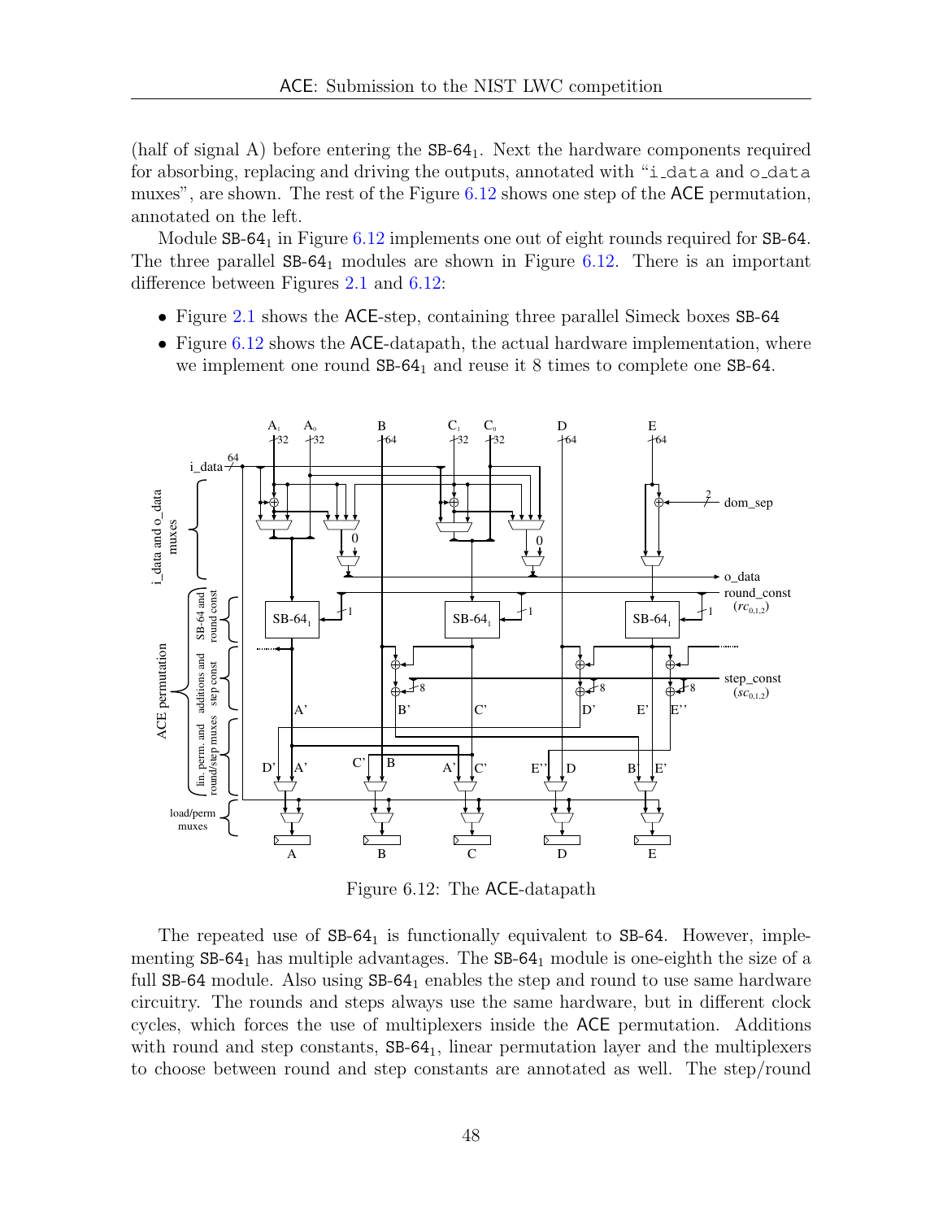(half of signal A) before entering the $\texttt{SB-64}_1$. Next the hardware components required for absorbing, replacing and driving the outputs, annotated with "i_data and o_data muxes", are shown. The rest of the Figure 6.12 shows one step of the ACE permutation, annotated on the left.

Module $\texttt{SB-64}_1$ in Figure 6.12 implements one out of eight rounds required for SB-64. The three parallel $\texttt{SB-64}_1$ modules are shown in Figure 6.12. There is an important difference between Figures 2.1 and 6.12:

- Figure 2.1 shows the ACE-step, containing three parallel Simeck boxes SB-64
- Figure 6.12 shows the ACE-datapath, the actual hardware implementation, where we implement one round $\texttt{SB-64}_1$ and reuse it 8 times to complete one SB-64.

Figure 6.12: The ACE-datapath

The repeated use of $\texttt{SB-64}_1$ is functionally equivalent to SB-64. However, implementing $\texttt{SB-64}_1$ has multiple advantages. The $\texttt{SB-64}_1$ module is one-eighth the size of a full SB-64 module. Also using $\texttt{SB-64}_1$ enables the step and round to use same hardware circuitry. The rounds and steps always use the same hardware, but in different clock cycles, which forces the use of multiplexers inside the ACE permutation. Additions with round and step constants, $\texttt{SB-64}_1$, linear permutation layer and the multiplexers to choose between round and step constants are annotated as well. The step/round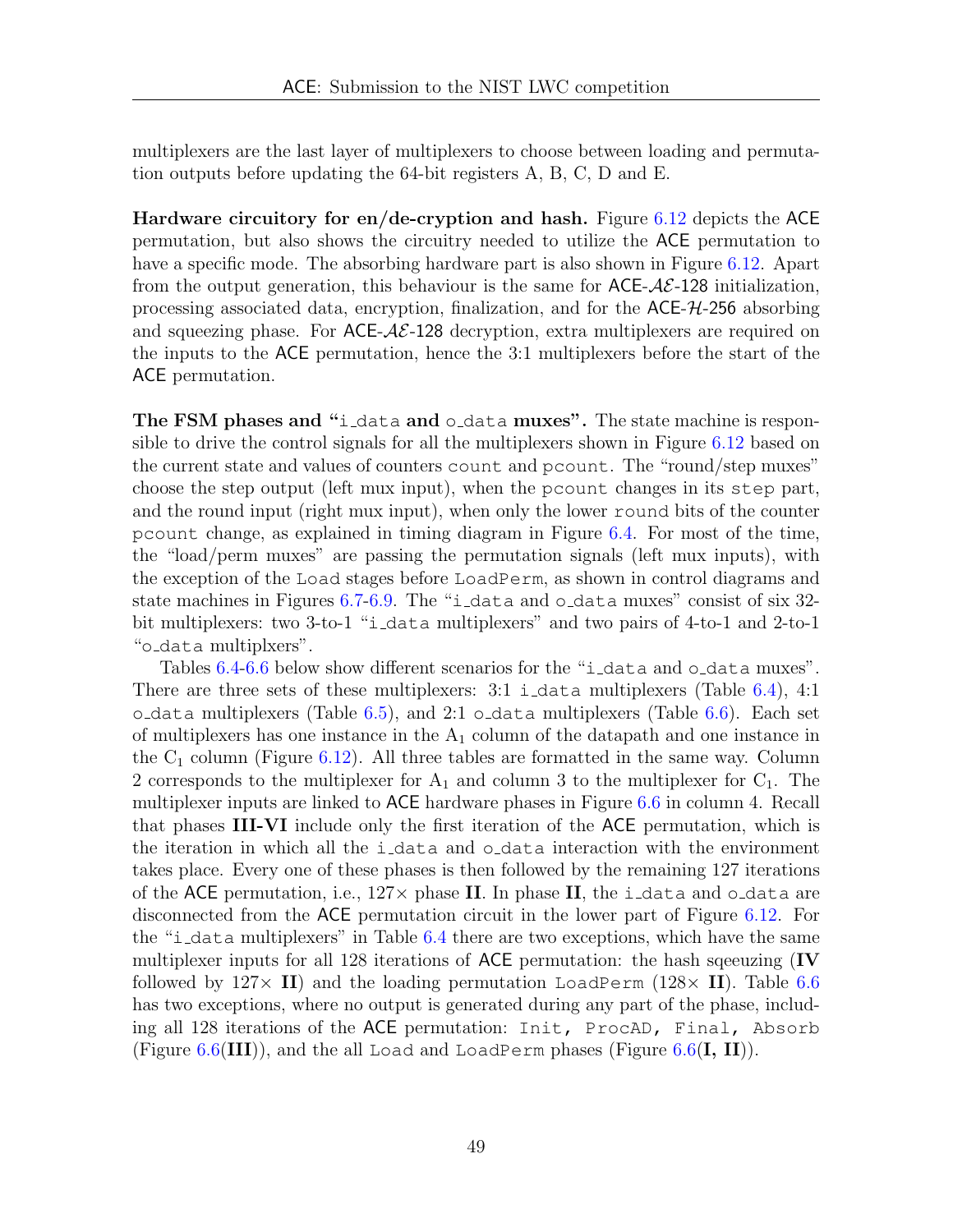multiplexers are the last layer of multiplexers to choose between loading and permutation outputs before updating the 64-bit registers A, B, C, D and E.

**Hardware circuitory for en/de-cryption and hash.** Figure 6.12 depicts the ACE permutation, but also shows the circuitry needed to utilize the ACE permutation to have a specific mode. The absorbing hardware part is also shown in Figure 6.12. Apart from the output generation, this behaviour is the same for ACE-$\mathcal{AE}$-128 initialization, processing associated data, encryption, finalization, and for the ACE-$\mathcal{H}$-256 absorbing and squeezing phase. For ACE-$\mathcal{AE}$-128 decryption, extra multiplexers are required on the inputs to the ACE permutation, hence the 3:1 multiplexers before the start of the ACE permutation.

**The FSM phases and "`i_data` and `o_data` muxes".** The state machine is responsible to drive the control signals for all the multiplexers shown in Figure 6.12 based on the current state and values of counters `count` and `pcount`. The "round/step muxes" choose the step output (left mux input), when the `pcount` changes in its `step` part, and the round input (right mux input), when only the lower `round` bits of the counter `pcount` change, as explained in timing diagram in Figure 6.4. For most of the time, the "load/perm muxes" are passing the permutation signals (left mux inputs), with the exception of the `Load` stages before `LoadPerm`, as shown in control diagrams and state machines in Figures 6.7-6.9. The "`i_data` and `o_data` muxes" consist of six 32-bit multiplexers: two 3-to-1 "`i_data` multiplexers" and two pairs of 4-to-1 and 2-to-1 "`o_data` multiplxers".

Tables 6.4-6.6 below show different scenarios for the "`i_data` and `o_data` muxes". There are three sets of these multiplexers: 3:1 `i_data` multiplexers (Table 6.4), 4:1 `o_data` multiplexers (Table 6.5), and 2:1 `o_data` multiplexers (Table 6.6). Each set of multiplexers has one instance in the $A_1$ column of the datapath and one instance in the $C_1$ column (Figure 6.12). All three tables are formatted in the same way. Column 2 corresponds to the multiplexer for $A_1$ and column 3 to the multiplexer for $C_1$. The multiplexer inputs are linked to ACE hardware phases in Figure 6.6 in column 4. Recall that phases **III-VI** include only the first iteration of the ACE permutation, which is the iteration in which all the `i_data` and `o_data` interaction with the environment takes place. Every one of these phases is then followed by the remaining 127 iterations of the ACE permutation, i.e., 127× phase **II**. In phase **II**, the `i_data` and `o_data` are disconnected from the ACE permutation circuit in the lower part of Figure 6.12. For the "`i_data` multiplexers" in Table 6.4 there are two exceptions, which have the same multiplexer inputs for all 128 iterations of ACE permutation: the hash sqeeuzing (**IV** followed by 127× **II**) and the loading permutation `LoadPerm` (128× **II**). Table 6.6 has two exceptions, where no output is generated during any part of the phase, including all 128 iterations of the ACE permutation: `Init, ProcAD, Final, Absorb` (Figure 6.6(**III**)), and the all `Load` and `LoadPerm` phases (Figure 6.6(**I, II**)).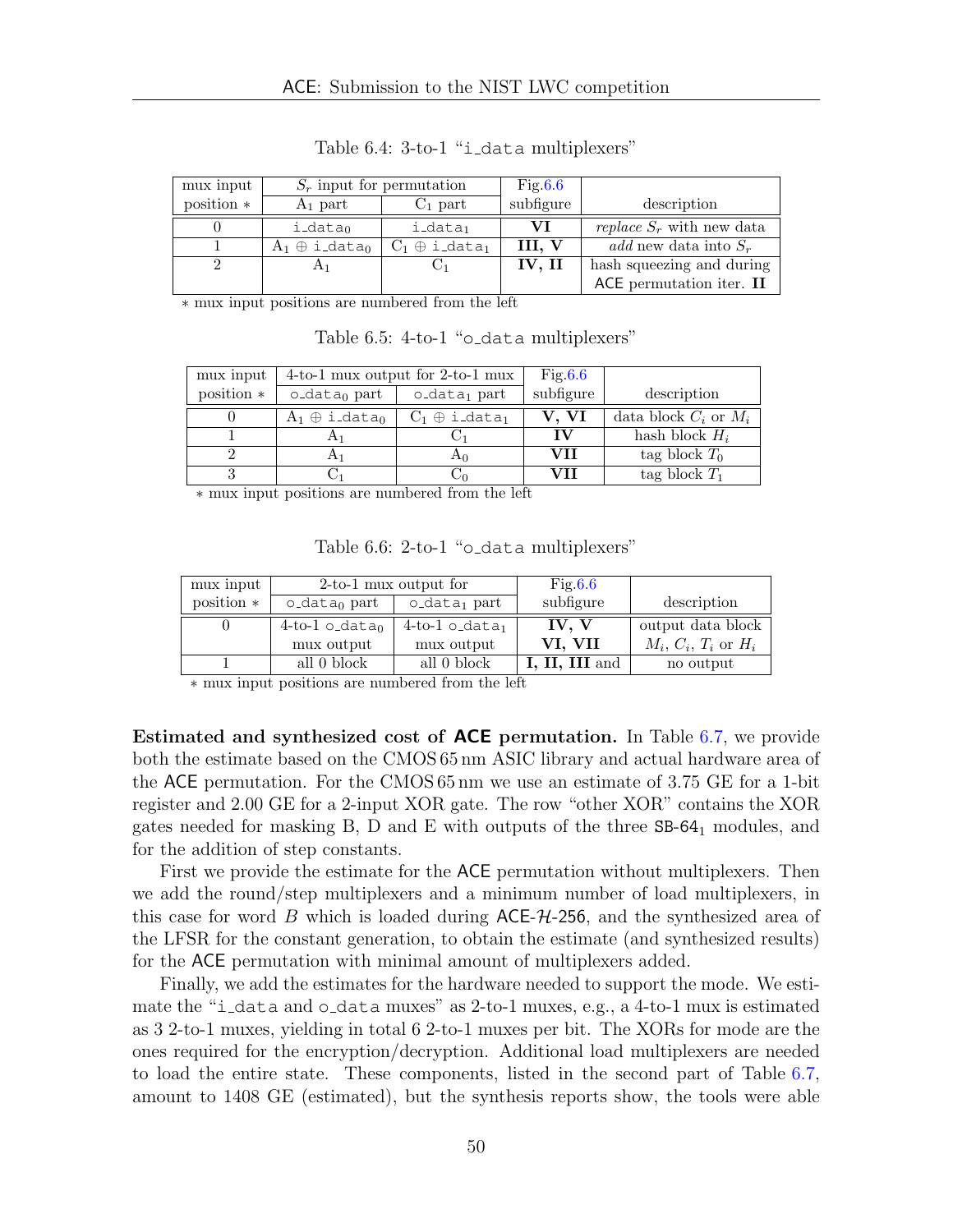Table 6.4: 3-to-1 "i_data multiplexers"

| mux input position * | $S_r$ input for permutation | | Fig.6.6 subfigure | description |
|---|---|---|---|---|
| | $A_1$ part | $C_1$ part | | |
| 0 | $\texttt{i\_data}_0$ | $\texttt{i\_data}_1$ | **VI** | *replace* $S_r$ with new data |
| 1 | $A_1 \oplus \texttt{i\_data}_0$ | $C_1 \oplus \texttt{i\_data}_1$ | **III, V** | *add* new data into $S_r$ |
| 2 | $A_1$ | $C_1$ | **IV, II** | hash squeezing and during ACE permutation iter. **II** |

* mux input positions are numbered from the left

Table 6.5: 4-to-1 "o_data multiplexers"

| mux input position * | 4-to-1 mux output for 2-to-1 mux | | Fig.6.6 subfigure | description |
|---|---|---|---|---|
| | $\texttt{o\_data}_0$ part | $\texttt{o\_data}_1$ part | | |
| 0 | $A_1 \oplus \texttt{i\_data}_0$ | $C_1 \oplus \texttt{i\_data}_1$ | **V, VI** | data block $C_i$ or $M_i$ |
| 1 | $A_1$ | $C_1$ | **IV** | hash block $H_i$ |
| 2 | $A_1$ | $A_0$ | **VII** | tag block $T_0$ |
| 3 | $C_1$ | $C_0$ | **VII** | tag block $T_1$ |

* mux input positions are numbered from the left

Table 6.6: 2-to-1 "o_data multiplexers"

| mux input position * | 2-to-1 mux output for | | Fig.6.6 subfigure | description |
|---|---|---|---|---|
| | $\texttt{o\_data}_0$ part | $\texttt{o\_data}_1$ part | | |
| 0 | 4-to-1 $\texttt{o\_data}_0$ mux output | 4-to-1 $\texttt{o\_data}_1$ mux output | **IV, V VI, VII** | output data block $M_i$, $C_i$, $T_i$ or $H_i$ |
| 1 | all 0 block | all 0 block | **I, II, III** and | no output |

* mux input positions are numbered from the left

**Estimated and synthesized cost of ACE permutation.** In Table 6.7, we provide both the estimate based on the CMOS 65 nm ASIC library and actual hardware area of the ACE permutation. For the CMOS 65 nm we use an estimate of 3.75 GE for a 1-bit register and 2.00 GE for a 2-input XOR gate. The row "other XOR" contains the XOR gates needed for masking B, D and E with outputs of the three $\textsf{SB-64}_1$ modules, and for the addition of step constants.

First we provide the estimate for the ACE permutation without multiplexers. Then we add the round/step multiplexers and a minimum number of load multiplexers, in this case for word $B$ which is loaded during ACE-$\mathcal{H}$-256, and the synthesized area of the LFSR for the constant generation, to obtain the estimate (and synthesized results) for the ACE permutation with minimal amount of multiplexers added.

Finally, we add the estimates for the hardware needed to support the mode. We estimate the "i_data and o_data muxes" as 2-to-1 muxes, e.g., a 4-to-1 mux is estimated as 3 2-to-1 muxes, yielding in total 6 2-to-1 muxes per bit. The XORs for mode are the ones required for the encryption/decryption. Additional load multiplexers are needed to load the entire state. These components, listed in the second part of Table 6.7, amount to 1408 GE (estimated), but the synthesis reports show, the tools were able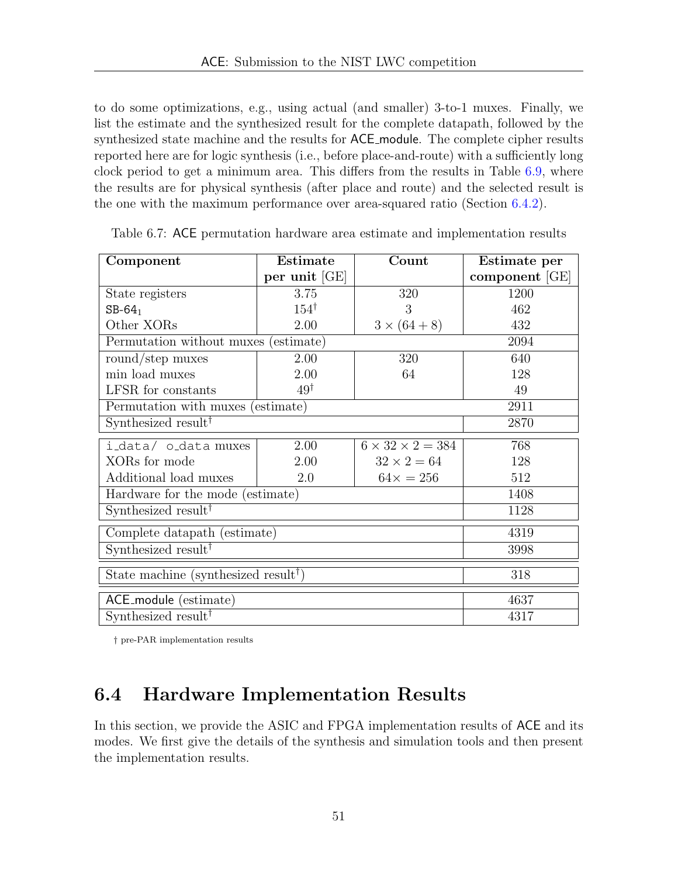to do some optimizations, e.g., using actual (and smaller) 3-to-1 muxes. Finally, we list the estimate and the synthesized result for the complete datapath, followed by the synthesized state machine and the results for ACE_module. The complete cipher results reported here are for logic synthesis (i.e., before place-and-route) with a sufficiently long clock period to get a minimum area. This differs from the results in Table 6.9, where the results are for physical synthesis (after place and route) and the selected result is the one with the maximum performance over area-squared ratio (Section 6.4.2).

Table 6.7: ACE permutation hardware area estimate and implementation results

| **Component** | **Estimate per unit** [GE] | **Count** | **Estimate per component** [GE] |
|---|---|---|---|
| State registers | 3.75 | 320 | 1200 |
| $\mathsf{SB}\text{-}\mathsf{64}_1$ | 154† | 3 | 462 |
| Other XORs | 2.00 | $3 \times (64 + 8)$ | 432 |
| Permutation without muxes (estimate) | | | 2094 |
| round/step muxes | 2.00 | 320 | 640 |
| min load muxes | 2.00 | 64 | 128 |
| LFSR for constants | 49† | | 49 |
| Permutation with muxes (estimate) | | | 2911 |
| Synthesized result† | | | 2870 |
| i_data/ o_data muxes | 2.00 | $6 \times 32 \times 2 = 384$ | 768 |
| XORs for mode | 2.00 | $32 \times 2 = 64$ | 128 |
| Additional load muxes | 2.0 | $64\times = 256$ | 512 |
| Hardware for the mode (estimate) | | | 1408 |
| Synthesized result† | | | 1128 |
| Complete datapath (estimate) | | | 4319 |
| Synthesized result† | | | 3998 |
| State machine (synthesized result†) | | | 318 |
| ACE_module (estimate) | | | 4637 |
| Synthesized result† | | | 4317 |

† pre-PAR implementation results

## 6.4 Hardware Implementation Results

In this section, we provide the ASIC and FPGA implementation results of ACE and its modes. We first give the details of the synthesis and simulation tools and then present the implementation results.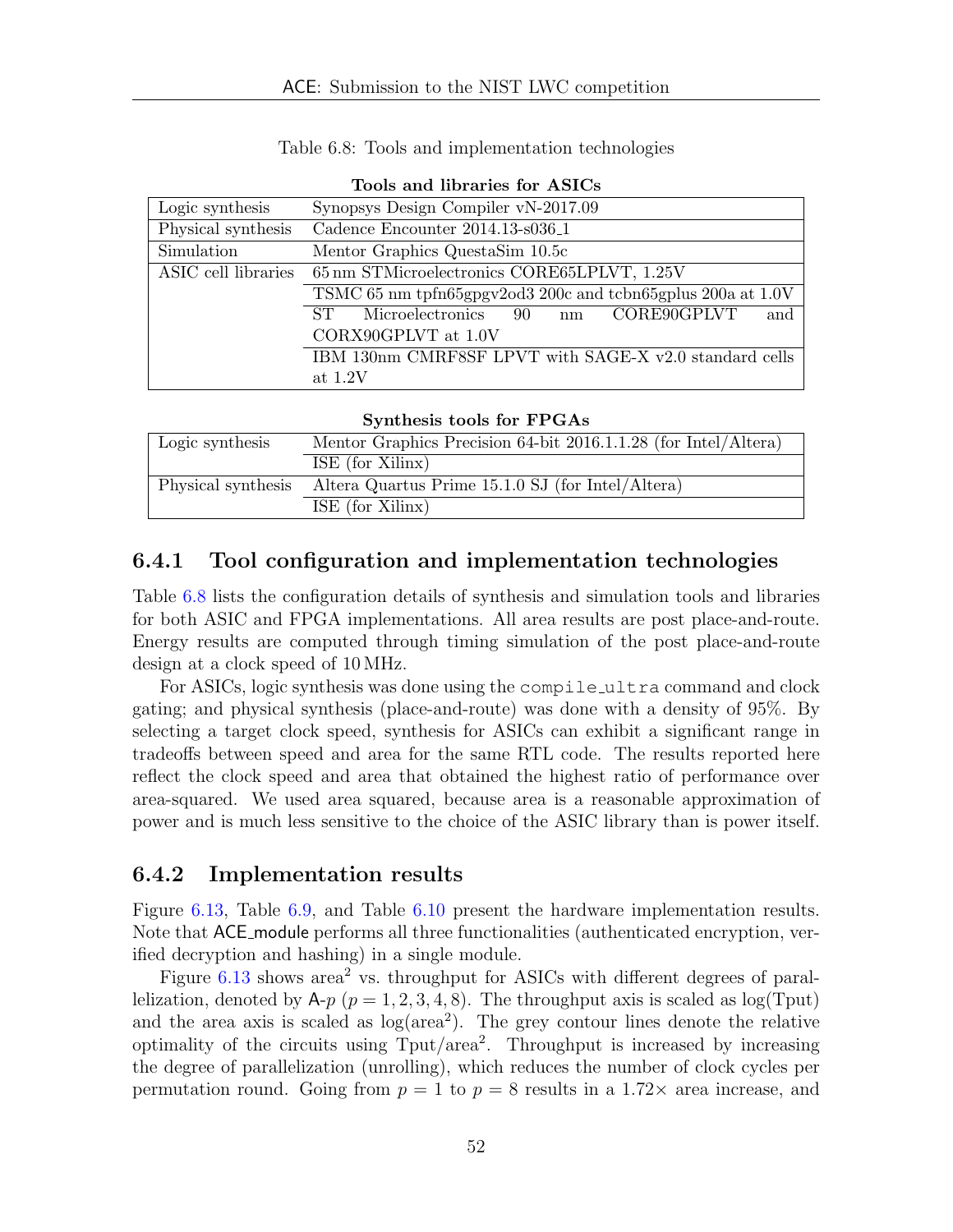Table 6.8: Tools and implementation technologies

**Tools and libraries for ASICs**

| | |
|---|---|
| Logic synthesis | Synopsys Design Compiler vN-2017.09 |
| Physical synthesis | Cadence Encounter 2014.13-s036_1 |
| Simulation | Mentor Graphics QuestaSim 10.5c |
| ASIC cell libraries | 65 nm STMicroelectronics CORE65LPLVT, 1.25V |
| | TSMC 65 nm tpfn65gpgv2od3 200c and tcbn65gplus 200a at 1.0V |
| | ST Microelectronics 90 nm CORE90GPLVT and CORX90GPLVT at 1.0V |
| | IBM 130nm CMRF8SF LPVT with SAGE-X v2.0 standard cells at 1.2V |

**Synthesis tools for FPGAs**

| | |
|---|---|
| Logic synthesis | Mentor Graphics Precision 64-bit 2016.1.1.28 (for Intel/Altera) |
| | ISE (for Xilinx) |
| Physical synthesis | Altera Quartus Prime 15.1.0 SJ (for Intel/Altera) |
| | ISE (for Xilinx) |

### 6.4.1 Tool configuration and implementation technologies

Table 6.8 lists the configuration details of synthesis and simulation tools and libraries for both ASIC and FPGA implementations. All area results are post place-and-route. Energy results are computed through timing simulation of the post place-and-route design at a clock speed of 10 MHz.

For ASICs, logic synthesis was done using the `compile_ultra` command and clock gating; and physical synthesis (place-and-route) was done with a density of 95%. By selecting a target clock speed, synthesis for ASICs can exhibit a significant range in tradeoffs between speed and area for the same RTL code. The results reported here reflect the clock speed and area that obtained the highest ratio of performance over area-squared. We used area squared, because area is a reasonable approximation of power and is much less sensitive to the choice of the ASIC library than is power itself.

### 6.4.2 Implementation results

Figure 6.13, Table 6.9, and Table 6.10 present the hardware implementation results. Note that ACE_module performs all three functionalities (authenticated encryption, verified decryption and hashing) in a single module.

Figure 6.13 shows area$^2$ vs. throughput for ASICs with different degrees of parallelization, denoted by A-$p$ ($p = 1, 2, 3, 4, 8$). The throughput axis is scaled as log(Tput) and the area axis is scaled as log(area$^2$). The grey contour lines denote the relative optimality of the circuits using Tput/area$^2$. Throughput is increased by increasing the degree of parallelization (unrolling), which reduces the number of clock cycles per permutation round. Going from $p = 1$ to $p = 8$ results in a 1.72× area increase, and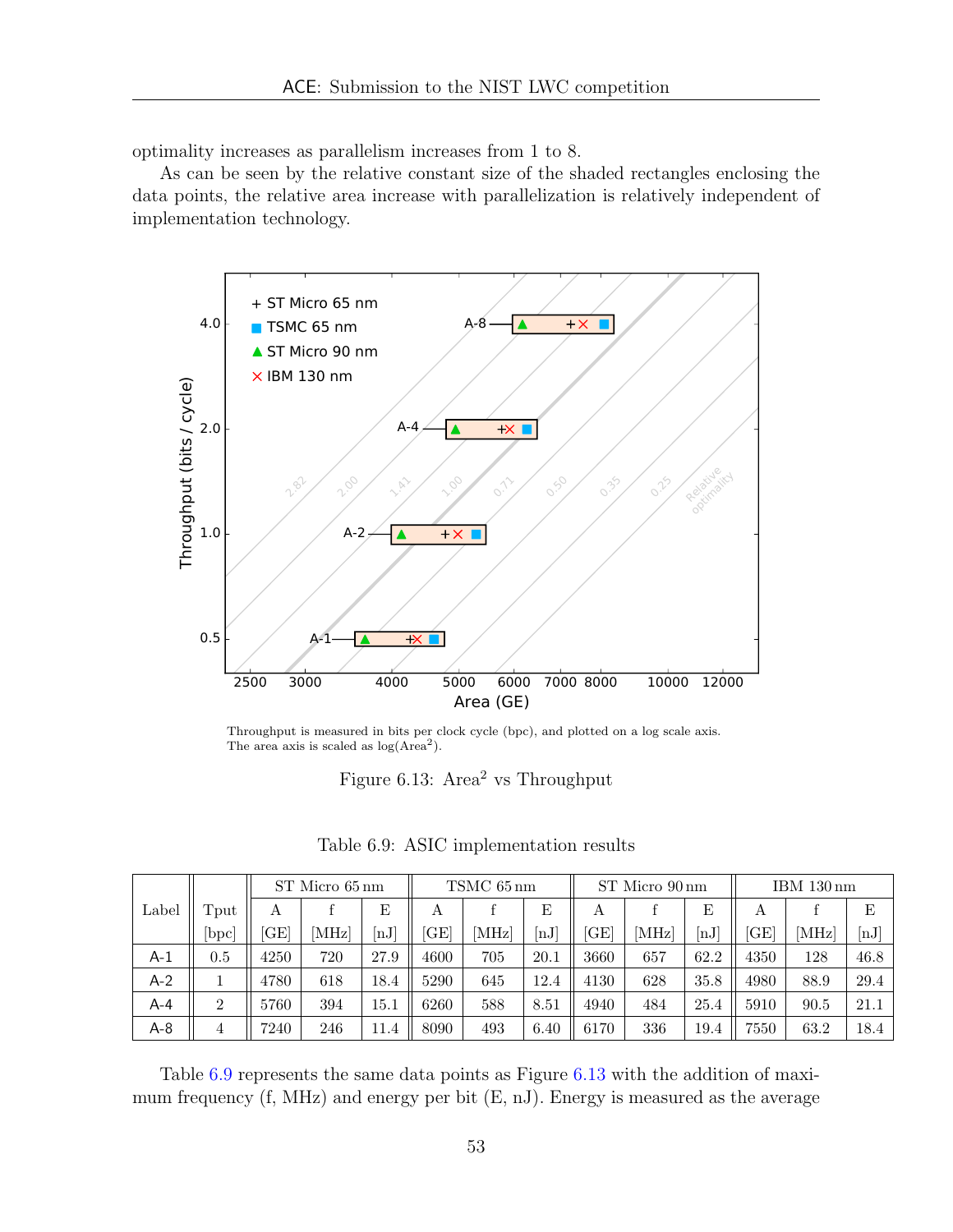optimality increases as parallelism increases from 1 to 8.

As can be seen by the relative constant size of the shaded rectangles enclosing the data points, the relative area increase with parallelization is relatively independent of implementation technology.

Throughput is measured in bits per clock cycle (bpc), and plotted on a log scale axis. The area axis is scaled as log(Area$^2$).

Figure 6.13: Area$^2$ vs Throughput

Table 6.9: ASIC implementation results

| Label | Tput | ST Micro 65 nm | | | TSMC 65 nm | | | ST Micro 90 nm | | | IBM 130 nm | | |
|---|---|---|---|---|---|---|---|---|---|---|---|---|---|
| | [bpc] | A [GE] | f [MHz] | E [nJ] | A [GE] | f [MHz] | E [nJ] | A [GE] | f [MHz] | E [nJ] | A [GE] | f [MHz] | E [nJ] |
| A-1 | 0.5 | 4250 | 720 | 27.9 | 4600 | 705 | 20.1 | 3660 | 657 | 62.2 | 4350 | 128 | 46.8 |
| A-2 | 1 | 4780 | 618 | 18.4 | 5290 | 645 | 12.4 | 4130 | 628 | 35.8 | 4980 | 88.9 | 29.4 |
| A-4 | 2 | 5760 | 394 | 15.1 | 6260 | 588 | 8.51 | 4940 | 484 | 25.4 | 5910 | 90.5 | 21.1 |
| A-8 | 4 | 7240 | 246 | 11.4 | 8090 | 493 | 6.40 | 6170 | 336 | 19.4 | 7550 | 63.2 | 18.4 |

Table 6.9 represents the same data points as Figure 6.13 with the addition of maximum frequency (f, MHz) and energy per bit (E, nJ). Energy is measured as the average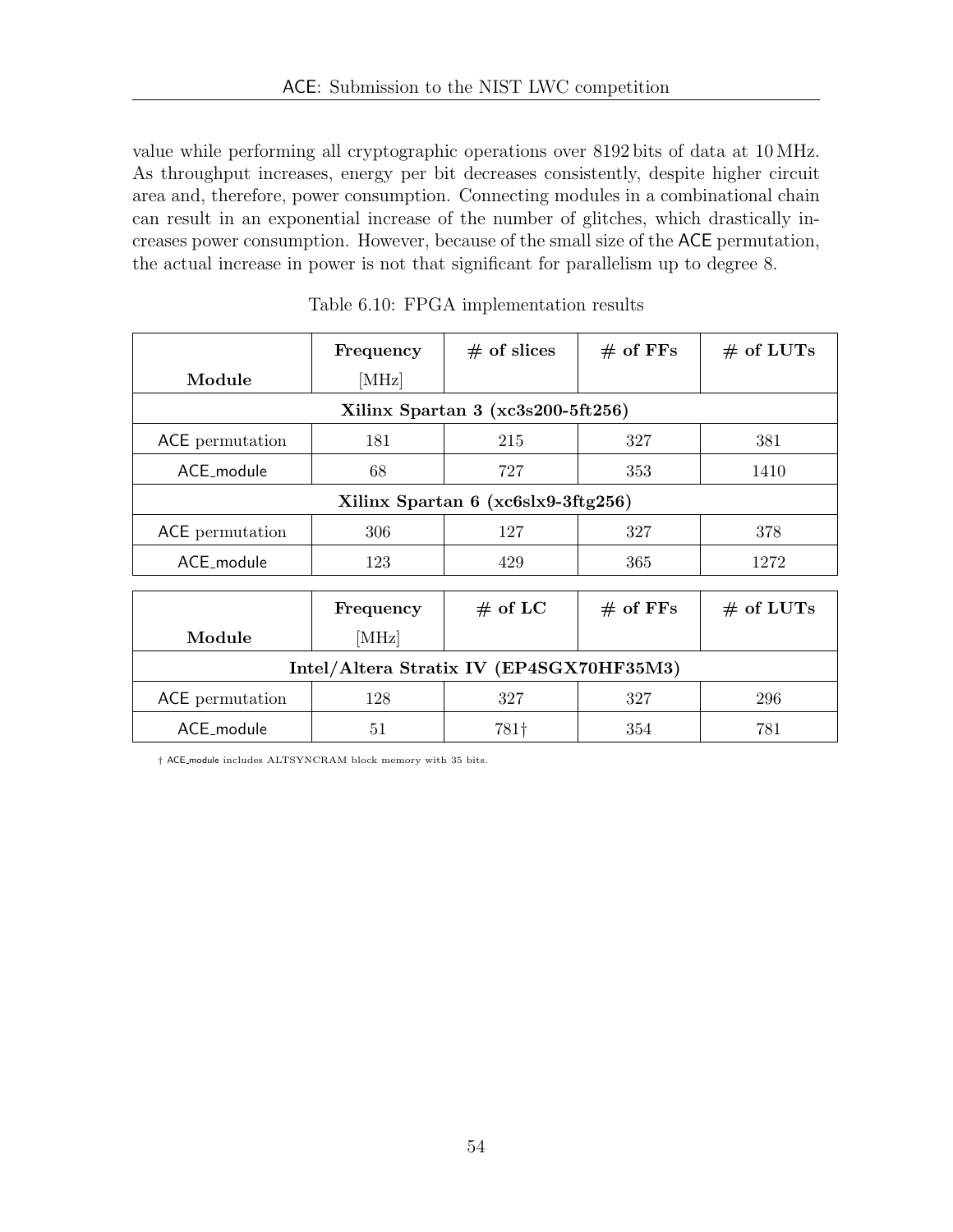value while performing all cryptographic operations over 8192 bits of data at 10 MHz. As throughput increases, energy per bit decreases consistently, despite higher circuit area and, therefore, power consumption. Connecting modules in a combinational chain can result in an exponential increase of the number of glitches, which drastically increases power consumption. However, because of the small size of the ACE permutation, the actual increase in power is not that significant for parallelism up to degree 8.

Table 6.10: FPGA implementation results

| **Module** | **Frequency** [MHz] | **# of slices** | **# of FFs** | **# of LUTs** |
|---|---|---|---|---|
| **Xilinx Spartan 3 (xc3s200-5ft256)** | | | | |
| ACE permutation | 181 | 215 | 327 | 381 |
| ACE_module | 68 | 727 | 353 | 1410 |
| **Xilinx Spartan 6 (xc6slx9-3ftg256)** | | | | |
| ACE permutation | 306 | 127 | 327 | 378 |
| ACE_module | 123 | 429 | 365 | 1272 |

| **Module** | **Frequency** [MHz] | **# of LC** | **# of FFs** | **# of LUTs** |
|---|---|---|---|---|
| **Intel/Altera Stratix IV (EP4SGX70HF35M3)** | | | | |
| ACE permutation | 128 | 327 | 327 | 296 |
| ACE_module | 51 | 781† | 354 | 781 |

† ACE_module includes ALTSYNCRAM block memory with 35 bits.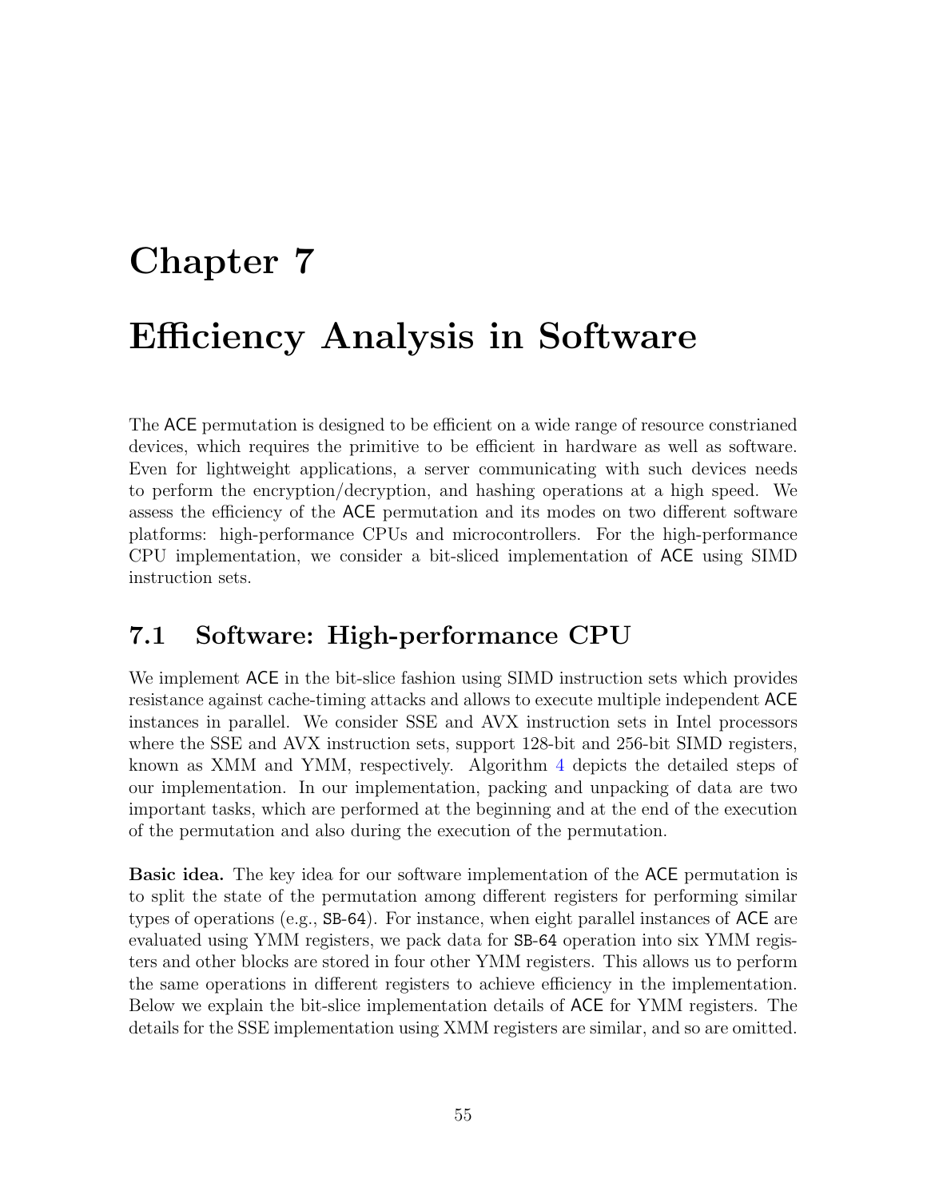# Chapter 7

# Efficiency Analysis in Software

The ACE permutation is designed to be efficient on a wide range of resource constrianed devices, which requires the primitive to be efficient in hardware as well as software. Even for lightweight applications, a server communicating with such devices needs to perform the encryption/decryption, and hashing operations at a high speed. We assess the efficiency of the ACE permutation and its modes on two different software platforms: high-performance CPUs and microcontrollers. For the high-performance CPU implementation, we consider a bit-sliced implementation of ACE using SIMD instruction sets.

## 7.1 Software: High-performance CPU

We implement ACE in the bit-slice fashion using SIMD instruction sets which provides resistance against cache-timing attacks and allows to execute multiple independent ACE instances in parallel. We consider SSE and AVX instruction sets in Intel processors where the SSE and AVX instruction sets, support 128-bit and 256-bit SIMD registers, known as XMM and YMM, respectively. Algorithm 4 depicts the detailed steps of our implementation. In our implementation, packing and unpacking of data are two important tasks, which are performed at the beginning and at the end of the execution of the permutation and also during the execution of the permutation.

**Basic idea.** The key idea for our software implementation of the ACE permutation is to split the state of the permutation among different registers for performing similar types of operations (e.g., SB-64). For instance, when eight parallel instances of ACE are evaluated using YMM registers, we pack data for SB-64 operation into six YMM registers and other blocks are stored in four other YMM registers. This allows us to perform the same operations in different registers to achieve efficiency in the implementation. Below we explain the bit-slice implementation details of ACE for YMM registers. The details for the SSE implementation using XMM registers are similar, and so are omitted.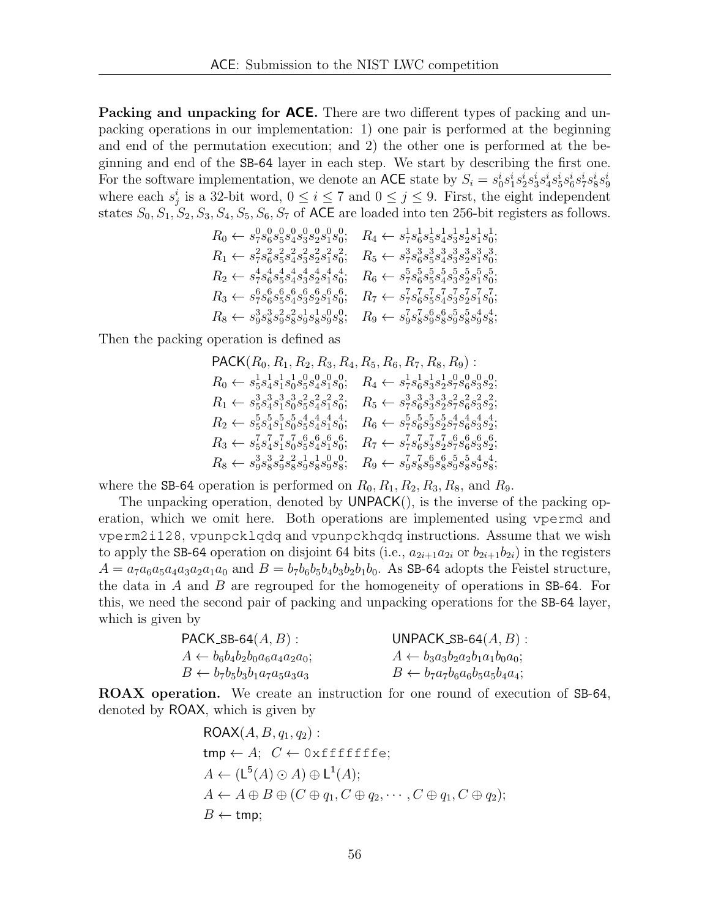**Packing and unpacking for ACE.** There are two different types of packing and unpacking operations in our implementation: 1) one pair is performed at the beginning and end of the permutation execution; and 2) the other one is performed at the beginning and end of the SB-64 layer in each step. We start by describing the first one. For the software implementation, we denote an ACE state by $S_i = s_0^i s_1^i s_2^i s_3^i s_4^i s_5^i s_6^i s_7^i s_8^i s_9^i$ where each $s_j^i$ is a 32-bit word, $0 \le i \le 7$ and $0 \le j \le 9$. First, the eight independent states $S_0, S_1, S_2, S_3, S_4, S_5, S_6, S_7$ of ACE are loaded into ten 256-bit registers as follows.

$$
\begin{array}{ll}
R_0 \leftarrow s_7^0 s_6^0 s_5^0 s_4^0 s_3^0 s_2^0 s_1^0 s_0^0; & R_4 \leftarrow s_7^1 s_6^1 s_5^1 s_4^1 s_3^1 s_2^1 s_1^1 s_0^1; \\
R_1 \leftarrow s_7^2 s_6^2 s_5^2 s_4^2 s_3^2 s_2^2 s_1^2 s_0^2; & R_5 \leftarrow s_7^3 s_6^3 s_5^3 s_4^3 s_3^3 s_2^3 s_1^3 s_0^3; \\
R_2 \leftarrow s_7^4 s_6^4 s_5^4 s_4^4 s_3^4 s_2^4 s_1^4 s_0^4; & R_6 \leftarrow s_7^5 s_6^5 s_5^5 s_4^5 s_3^5 s_2^5 s_1^5 s_0^5; \\
R_3 \leftarrow s_7^6 s_6^6 s_5^6 s_4^6 s_3^6 s_2^6 s_1^6 s_0^6; & R_7 \leftarrow s_7^7 s_6^7 s_5^7 s_4^7 s_3^7 s_2^7 s_1^7 s_0^7; \\
R_8 \leftarrow s_9^3 s_8^3 s_9^2 s_8^2 s_9^1 s_8^1 s_9^0 s_8^0; & R_9 \leftarrow s_9^7 s_8^7 s_9^6 s_8^6 s_9^5 s_8^5 s_9^4 s_8^4;
\end{array}
$$

Then the packing operation is defined as

$$
\begin{array}{ll}
\multicolumn{2}{l}{\mathsf{PACK}(R_0, R_1, R_2, R_3, R_4, R_5, R_6, R_7, R_8, R_9):} \\
R_0 \leftarrow s_5^1 s_4^1 s_1^1 s_0^1 s_5^0 s_4^0 s_1^0 s_0^0; & R_4 \leftarrow s_7^1 s_6^1 s_3^1 s_2^1 s_7^0 s_6^0 s_3^0 s_2^0; \\
R_1 \leftarrow s_5^3 s_4^3 s_1^3 s_0^3 s_5^2 s_4^2 s_1^2 s_0^2; & R_5 \leftarrow s_7^3 s_6^3 s_3^3 s_2^3 s_7^2 s_6^2 s_3^2 s_2^2; \\
R_2 \leftarrow s_5^5 s_4^5 s_1^5 s_0^5 s_5^4 s_4^4 s_1^4 s_0^4; & R_6 \leftarrow s_7^5 s_6^5 s_3^5 s_2^5 s_7^4 s_6^4 s_3^4 s_2^4; \\
R_3 \leftarrow s_5^7 s_4^7 s_1^7 s_0^7 s_5^6 s_4^6 s_1^6 s_0^6; & R_7 \leftarrow s_7^7 s_6^7 s_3^7 s_2^7 s_7^6 s_6^6 s_3^6 s_2^6; \\
R_8 \leftarrow s_9^3 s_8^3 s_9^2 s_8^2 s_9^1 s_8^1 s_9^0 s_8^0; & R_9 \leftarrow s_9^7 s_8^7 s_9^6 s_8^6 s_9^5 s_8^5 s_9^4 s_8^4;
\end{array}
$$

where the SB-64 operation is performed on $R_0, R_1, R_2, R_3, R_8$, and $R_9$.

The unpacking operation, denoted by UNPACK(), is the inverse of the packing operation, which we omit here. Both operations are implemented using `vpermd` and `vperm2i128`, `vpunpcklqdq` and `vpunpckhqdq` instructions. Assume that we wish to apply the SB-64 operation on disjoint 64 bits (i.e., $a_{2i+1}a_{2i}$ or $b_{2i+1}b_{2i}$) in the registers $A = a_7a_6a_5a_4a_3a_2a_1a_0$ and $B = b_7b_6b_5b_4b_3b_2b_1b_0$. As SB-64 adopts the Feistel structure, the data in $A$ and $B$ are regrouped for the homogeneity of operations in SB-64. For this, we need the second pair of packing and unpacking operations for the SB-64 layer, which is given by

$$
\begin{array}{ll}
\mathsf{PACK\_SB\text{-}64}(A, B): & \mathsf{UNPACK\_SB\text{-}64}(A, B): \\
A \leftarrow b_6b_4b_2b_0a_6a_4a_2a_0; & A \leftarrow b_3a_3b_2a_2b_1a_1b_0a_0; \\
B \leftarrow b_7b_5b_3b_1a_7a_5a_3a_3 & B \leftarrow b_7a_7b_6a_6b_5a_5b_4a_4;
\end{array}
$$

**ROAX operation.** We create an instruction for one round of execution of SB-64, denoted by ROAX, which is given by

$$
\begin{array}{l}
\mathsf{ROAX}(A, B, q_1, q_2): \\
\mathsf{tmp} \leftarrow A;\ \ C \leftarrow \texttt{0xfffffffe}; \\
A \leftarrow (\mathsf{L}^5(A) \odot A) \oplus \mathsf{L}^1(A); \\
A \leftarrow A \oplus B \oplus (C \oplus q_1, C \oplus q_2, \cdots, C \oplus q_1, C \oplus q_2); \\
B \leftarrow \mathsf{tmp};
\end{array}
$$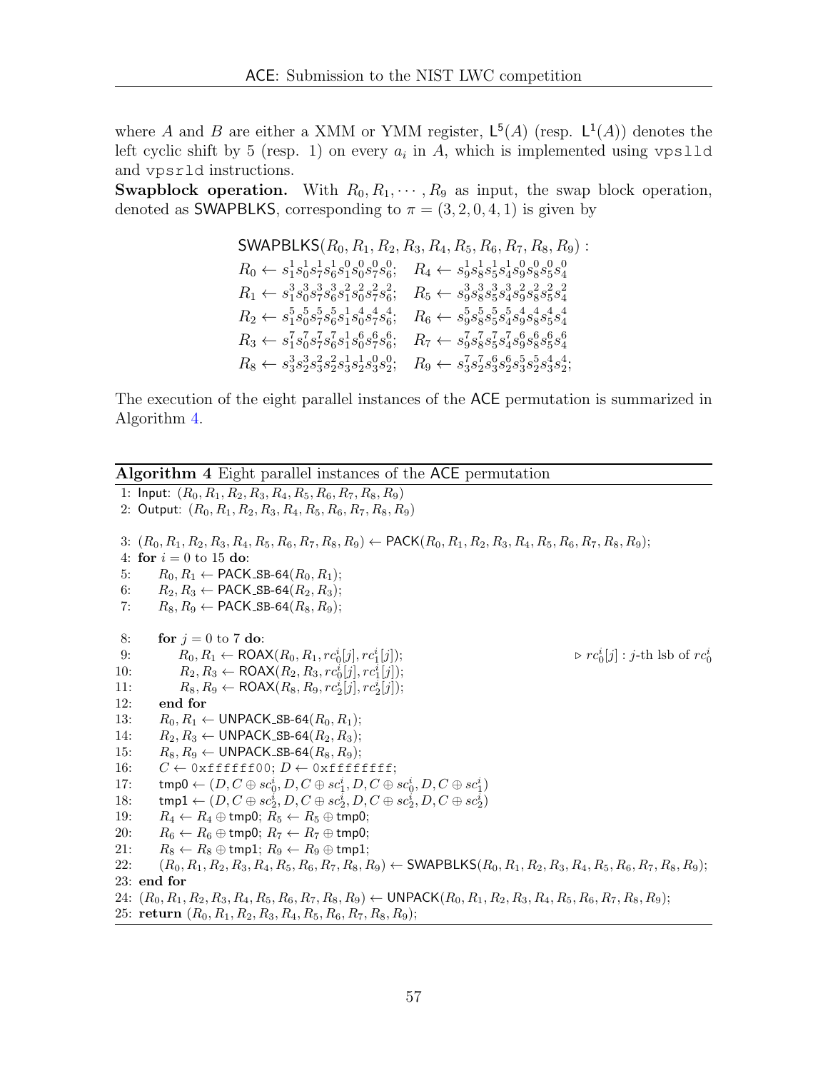where $A$ and $B$ are either a XMM or YMM register, $\mathsf{L}^5(A)$ (resp. $\mathsf{L}^1(A)$) denotes the left cyclic shift by 5 (resp. 1) on every $a_i$ in $A$, which is implemented using `vpslld` and `vpsrld` instructions.

**Swapblock operation.** With $R_0, R_1, \cdots, R_9$ as input, the swap block operation, denoted as SWAPBLKS, corresponding to $\pi = (3, 2, 0, 4, 1)$ is given by

$$
\begin{array}{ll}
\multicolumn{2}{l}{\mathsf{SWAPBLKS}(R_0, R_1, R_2, R_3, R_4, R_5, R_6, R_7, R_8, R_9):} \\
R_0 \leftarrow s_1^1 s_0^1 s_7^1 s_6^1 s_1^0 s_0^0 s_7^0 s_6^0; & R_4 \leftarrow s_9^1 s_8^1 s_5^1 s_4^1 s_9^0 s_8^0 s_5^0 s_4^0 \\
R_1 \leftarrow s_1^3 s_0^3 s_7^3 s_6^3 s_1^2 s_0^2 s_7^2 s_6^2; & R_5 \leftarrow s_9^3 s_8^3 s_5^3 s_4^3 s_9^2 s_8^2 s_5^2 s_4^2 \\
R_2 \leftarrow s_1^5 s_0^5 s_7^5 s_6^5 s_1^4 s_0^4 s_7^4 s_6^4; & R_6 \leftarrow s_9^5 s_8^5 s_5^5 s_4^5 s_9^4 s_8^4 s_5^4 s_4^4 \\
R_3 \leftarrow s_1^7 s_0^7 s_7^7 s_6^7 s_1^6 s_0^6 s_7^6 s_6^6; & R_7 \leftarrow s_9^7 s_8^7 s_5^7 s_4^7 s_9^6 s_8^6 s_5^6 s_4^6 \\
R_8 \leftarrow s_3^3 s_2^3 s_3^2 s_2^2 s_3^1 s_2^1 s_3^0 s_2^0; & R_9 \leftarrow s_3^7 s_2^7 s_3^6 s_2^6 s_3^5 s_2^5 s_3^4 s_2^4;
\end{array}
$$

The execution of the eight parallel instances of the ACE permutation is summarized in Algorithm 4.

**Algorithm 4** Eight parallel instances of the ACE permutation

```
1: Input: (R0, R1, R2, R3, R4, R5, R6, R7, R8, R9)
2: Output: (R0, R1, R2, R3, R4, R5, R6, R7, R8, R9)

3: (R0, R1, R2, R3, R4, R5, R6, R7, R8, R9) ← PACK(R0, R1, R2, R3, R4, R5, R6, R7, R8, R9);
4: for i = 0 to 15 do:
5:     R0, R1 ← PACK_SB-64(R0, R1);
6:     R2, R3 ← PACK_SB-64(R2, R3);
7:     R8, R9 ← PACK_SB-64(R8, R9);

8:     for j = 0 to 7 do:
9:         R0, R1 ← ROAX(R0, R1, rc0^i[j], rc1^i[j]);      ▷ rc0^i[j] : j-th lsb of rc0^i
10:        R2, R3 ← ROAX(R2, R3, rc0^i[j], rc1^i[j]);
11:        R8, R9 ← ROAX(R8, R9, rc2^i[j], rc2^i[j]);
12:    end for
13:    R0, R1 ← UNPACK_SB-64(R0, R1);
14:    R2, R3 ← UNPACK_SB-64(R2, R3);
15:    R8, R9 ← UNPACK_SB-64(R8, R9);
16:    C ← 0xffffff00; D ← 0xffffffff;
17:    tmp0 ← (D, C ⊕ sc0^i, D, C ⊕ sc1^i, D, C ⊕ sc0^i, D, C ⊕ sc1^i)
18:    tmp1 ← (D, C ⊕ sc2^i, D, C ⊕ sc2^i, D, C ⊕ sc2^i, D, C ⊕ sc2^i)
19:    R4 ← R4 ⊕ tmp0; R5 ← R5 ⊕ tmp0;
20:    R6 ← R6 ⊕ tmp0; R7 ← R7 ⊕ tmp0;
21:    R8 ← R8 ⊕ tmp1; R9 ← R9 ⊕ tmp1;
22:    (R0, R1, R2, R3, R4, R5, R6, R7, R8, R9) ← SWAPBLKS(R0, R1, R2, R3, R4, R5, R6, R7, R8, R9);
23: end for
24: (R0, R1, R2, R3, R4, R5, R6, R7, R8, R9) ← UNPACK(R0, R1, R2, R3, R4, R5, R6, R7, R8, R9);
25: return (R0, R1, R2, R3, R4, R5, R6, R7, R8, R9);
```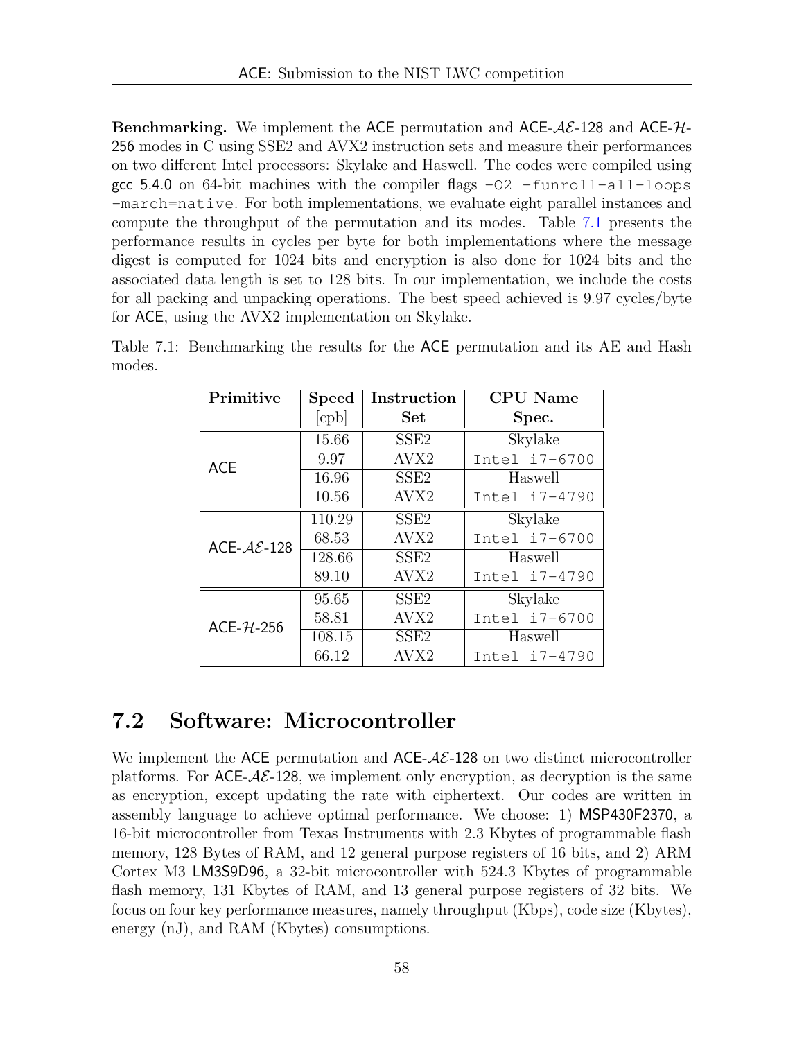**Benchmarking.** We implement the ACE permutation and ACE-$\mathcal{AE}$-128 and ACE-$\mathcal{H}$-256 modes in C using SSE2 and AVX2 instruction sets and measure their performances on two different Intel processors: Skylake and Haswell. The codes were compiled using gcc 5.4.0 on 64-bit machines with the compiler flags `-O2 -funroll-all-loops -march=native`. For both implementations, we evaluate eight parallel instances and compute the throughput of the permutation and its modes. Table 7.1 presents the performance results in cycles per byte for both implementations where the message digest is computed for 1024 bits and encryption is also done for 1024 bits and the associated data length is set to 128 bits. In our implementation, we include the costs for all packing and unpacking operations. The best speed achieved is 9.97 cycles/byte for ACE, using the AVX2 implementation on Skylake.

Table 7.1: Benchmarking the results for the ACE permutation and its AE and Hash modes.

| Primitive | Speed [cpb] | Instruction Set | CPU Name Spec. |
|---|---|---|---|
| ACE | 15.66 | SSE2 | Skylake |
| | 9.97 | AVX2 | Intel i7-6700 |
| | 16.96 | SSE2 | Haswell |
| | 10.56 | AVX2 | Intel i7-4790 |
| ACE-$\mathcal{AE}$-128 | 110.29 | SSE2 | Skylake |
| | 68.53 | AVX2 | Intel i7-6700 |
| | 128.66 | SSE2 | Haswell |
| | 89.10 | AVX2 | Intel i7-4790 |
| ACE-$\mathcal{H}$-256 | 95.65 | SSE2 | Skylake |
| | 58.81 | AVX2 | Intel i7-6700 |
| | 108.15 | SSE2 | Haswell |
| | 66.12 | AVX2 | Intel i7-4790 |

## 7.2 Software: Microcontroller

We implement the ACE permutation and ACE-$\mathcal{AE}$-128 on two distinct microcontroller platforms. For ACE-$\mathcal{AE}$-128, we implement only encryption, as decryption is the same as encryption, except updating the rate with ciphertext. Our codes are written in assembly language to achieve optimal performance. We choose: 1) MSP430F2370, a 16-bit microcontroller from Texas Instruments with 2.3 Kbytes of programmable flash memory, 128 Bytes of RAM, and 12 general purpose registers of 16 bits, and 2) ARM Cortex M3 LM3S9D96, a 32-bit microcontroller with 524.3 Kbytes of programmable flash memory, 131 Kbytes of RAM, and 13 general purpose registers of 32 bits. We focus on four key performance measures, namely throughput (Kbps), code size (Kbytes), energy (nJ), and RAM (Kbytes) consumptions.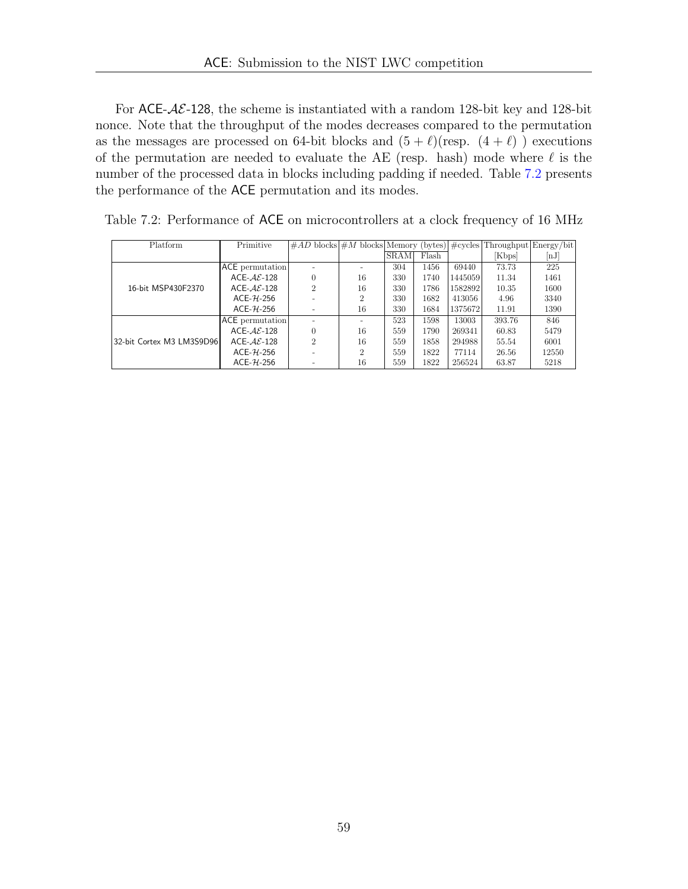For ACE-$\mathcal{AE}$-128, the scheme is instantiated with a random 128-bit key and 128-bit nonce. Note that the throughput of the modes decreases compared to the permutation as the messages are processed on 64-bit blocks and $(5 + \ell)$(resp. $(4 + \ell)$ ) executions of the permutation are needed to evaluate the AE (resp. hash) mode where $\ell$ is the number of the processed data in blocks including padding if needed. Table 7.2 presents the performance of the ACE permutation and its modes.

Table 7.2: Performance of ACE on microcontrollers at a clock frequency of 16 MHz

| Platform | Primitive | #$AD$ blocks | #$M$ blocks | Memory (bytes) | | #cycles | Throughput | Energy/bit |
|---|---|---|---|---|---|---|---|---|
| | | | | SRAM | Flash | | [Kbps] | [nJ] |
| 16-bit MSP430F2370 | ACE permutation | - | - | 304 | 1456 | 69440 | 73.73 | 225 |
| | ACE-$\mathcal{AE}$-128 | 0 | 16 | 330 | 1740 | 1445059 | 11.34 | 1461 |
| | ACE-$\mathcal{AE}$-128 | 2 | 16 | 330 | 1786 | 1582892 | 10.35 | 1600 |
| | ACE-$\mathcal{H}$-256 | - | 2 | 330 | 1682 | 413056 | 4.96 | 3340 |
| | ACE-$\mathcal{H}$-256 | - | 16 | 330 | 1684 | 1375672 | 11.91 | 1390 |
| 32-bit Cortex M3 LM3S9D96 | ACE permutation | - | - | 523 | 1598 | 13003 | 393.76 | 846 |
| | ACE-$\mathcal{AE}$-128 | 0 | 16 | 559 | 1790 | 269341 | 60.83 | 5479 |
| | ACE-$\mathcal{AE}$-128 | 2 | 16 | 559 | 1858 | 294988 | 55.54 | 6001 |
| | ACE-$\mathcal{H}$-256 | - | 2 | 559 | 1822 | 77114 | 26.56 | 12550 |
| | ACE-$\mathcal{H}$-256 | - | 16 | 559 | 1822 | 256524 | 63.87 | 5218 |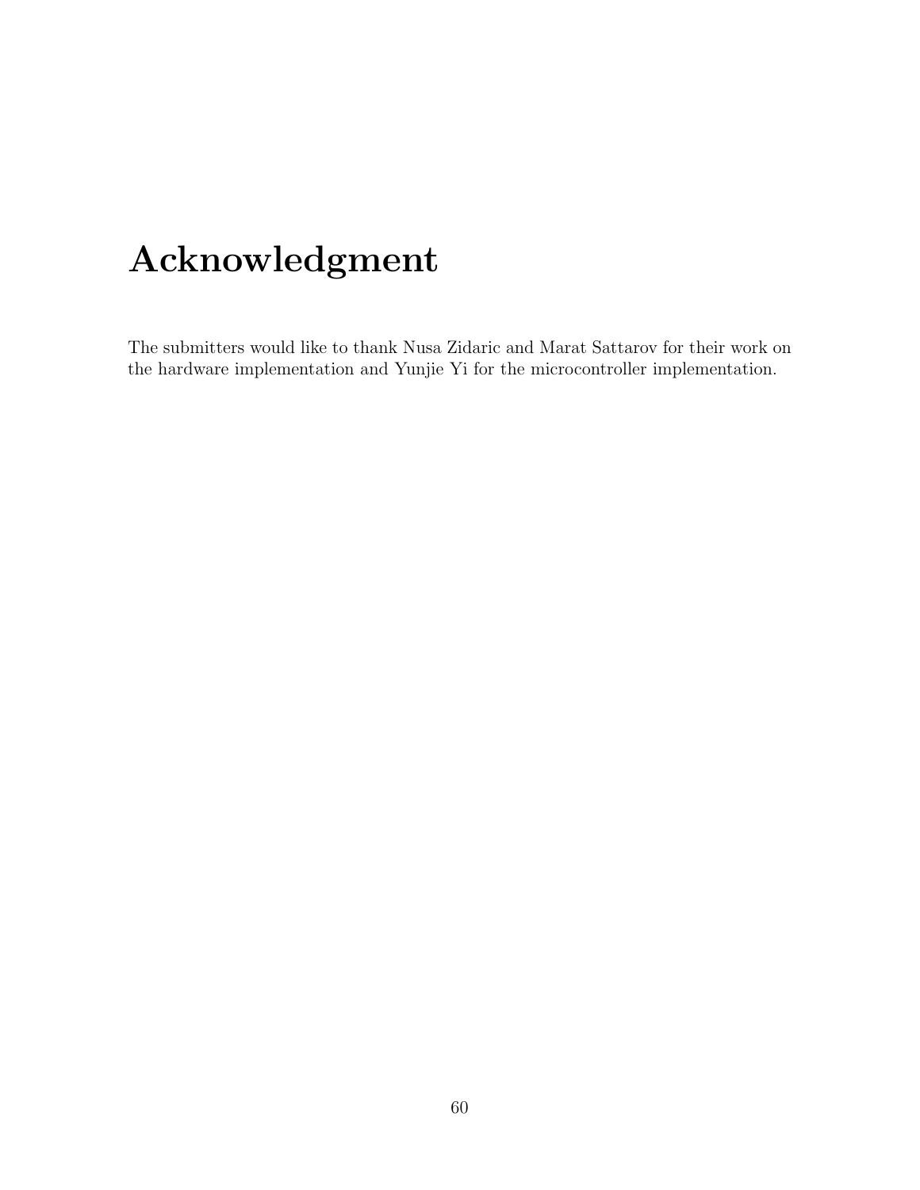# Acknowledgment

The submitters would like to thank Nusa Zidaric and Marat Sattarov for their work on the hardware implementation and Yunjie Yi for the microcontroller implementation.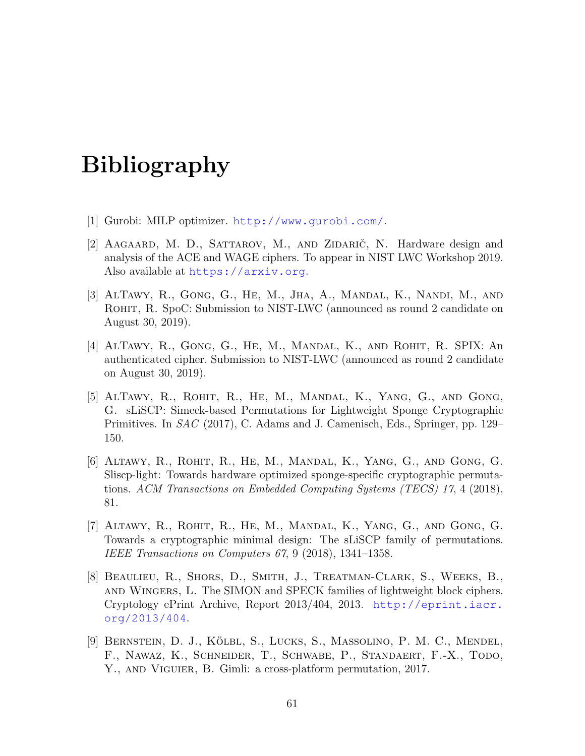# Bibliography

[1] Gurobi: MILP optimizer. http://www.gurobi.com/.

[2] Aagaard, M. D., Sattarov, M., and Zidarič, N. Hardware design and analysis of the ACE and WAGE ciphers. To appear in NIST LWC Workshop 2019. Also available at https://arxiv.org.

[3] AlTawy, R., Gong, G., He, M., Jha, A., Mandal, K., Nandi, M., and Rohit, R. SpoC: Submission to NIST-LWC (announced as round 2 candidate on August 30, 2019).

[4] AlTawy, R., Gong, G., He, M., Mandal, K., and Rohit, R. SPIX: An authenticated cipher. Submission to NIST-LWC (announced as round 2 candidate on August 30, 2019).

[5] AlTawy, R., Rohit, R., He, M., Mandal, K., Yang, G., and Gong, G. sLiSCP: Simeck-based Permutations for Lightweight Sponge Cryptographic Primitives. In *SAC* (2017), C. Adams and J. Camenisch, Eds., Springer, pp. 129–150.

[6] Altawy, R., Rohit, R., He, M., Mandal, K., Yang, G., and Gong, G. Sliscp-light: Towards hardware optimized sponge-specific cryptographic permutations. *ACM Transactions on Embedded Computing Systems (TECS) 17*, 4 (2018), 81.

[7] Altawy, R., Rohit, R., He, M., Mandal, K., Yang, G., and Gong, G. Towards a cryptographic minimal design: The sLiSCP family of permutations. *IEEE Transactions on Computers 67*, 9 (2018), 1341–1358.

[8] Beaulieu, R., Shors, D., Smith, J., Treatman-Clark, S., Weeks, B., and Wingers, L. The SIMON and SPECK families of lightweight block ciphers. Cryptology ePrint Archive, Report 2013/404, 2013. http://eprint.iacr.org/2013/404.

[9] Bernstein, D. J., Kölbl, S., Lucks, S., Massolino, P. M. C., Mendel, F., Nawaz, K., Schneider, T., Schwabe, P., Standaert, F.-X., Todo, Y., and Viguier, B. Gimli: a cross-platform permutation, 2017.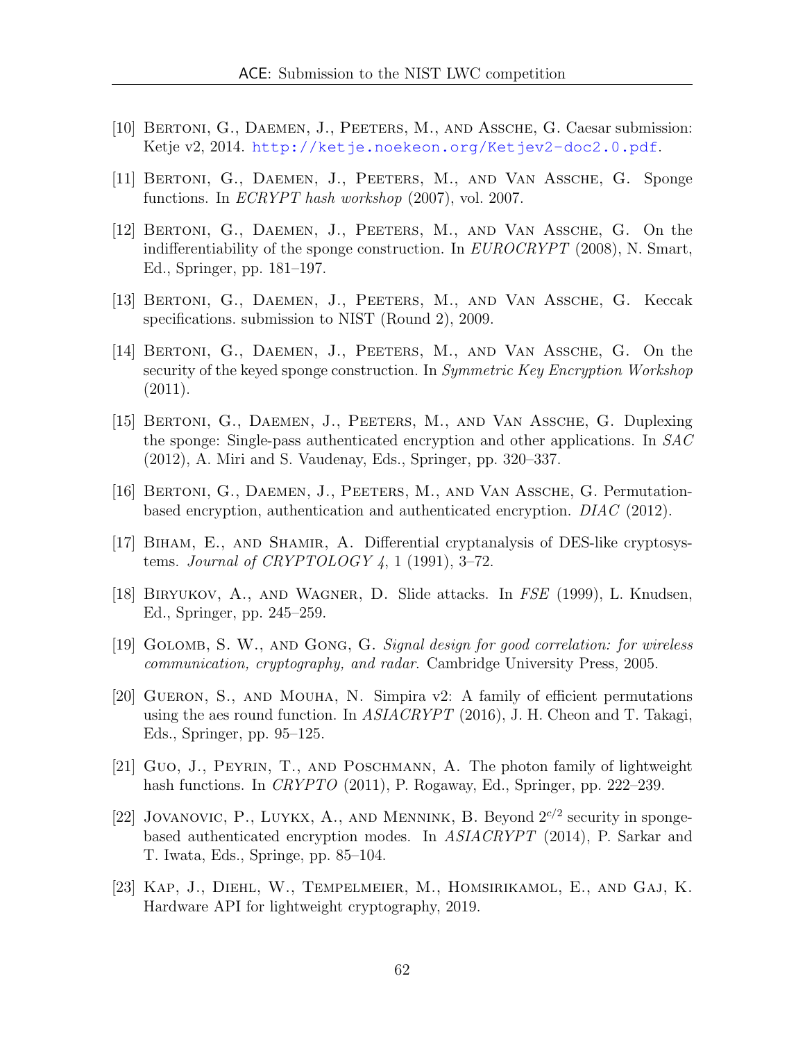[10] Bertoni, G., Daemen, J., Peeters, M., and Assche, G. Caesar submission: Ketje v2, 2014. http://ketje.noekeon.org/Ketjev2-doc2.0.pdf.

[11] Bertoni, G., Daemen, J., Peeters, M., and Van Assche, G. Sponge functions. In *ECRYPT hash workshop* (2007), vol. 2007.

[12] Bertoni, G., Daemen, J., Peeters, M., and Van Assche, G. On the indifferentiability of the sponge construction. In *EUROCRYPT* (2008), N. Smart, Ed., Springer, pp. 181–197.

[13] Bertoni, G., Daemen, J., Peeters, M., and Van Assche, G. Keccak specifications. submission to NIST (Round 2), 2009.

[14] Bertoni, G., Daemen, J., Peeters, M., and Van Assche, G. On the security of the keyed sponge construction. In *Symmetric Key Encryption Workshop* (2011).

[15] Bertoni, G., Daemen, J., Peeters, M., and Van Assche, G. Duplexing the sponge: Single-pass authenticated encryption and other applications. In *SAC* (2012), A. Miri and S. Vaudenay, Eds., Springer, pp. 320–337.

[16] Bertoni, G., Daemen, J., Peeters, M., and Van Assche, G. Permutation-based encryption, authentication and authenticated encryption. *DIAC* (2012).

[17] Biham, E., and Shamir, A. Differential cryptanalysis of DES-like cryptosystems. *Journal of CRYPTOLOGY 4*, 1 (1991), 3–72.

[18] Biryukov, A., and Wagner, D. Slide attacks. In *FSE* (1999), L. Knudsen, Ed., Springer, pp. 245–259.

[19] Golomb, S. W., and Gong, G. *Signal design for good correlation: for wireless communication, cryptography, and radar.* Cambridge University Press, 2005.

[20] Gueron, S., and Mouha, N. Simpira v2: A family of efficient permutations using the aes round function. In *ASIACRYPT* (2016), J. H. Cheon and T. Takagi, Eds., Springer, pp. 95–125.

[21] Guo, J., Peyrin, T., and Poschmann, A. The photon family of lightweight hash functions. In *CRYPTO* (2011), P. Rogaway, Ed., Springer, pp. 222–239.

[22] Jovanovic, P., Luykx, A., and Mennink, B. Beyond $2^{c/2}$ security in sponge-based authenticated encryption modes. In *ASIACRYPT* (2014), P. Sarkar and T. Iwata, Eds., Springe, pp. 85–104.

[23] Kap, J., Diehl, W., Tempelmeier, M., Homsirikamol, E., and Gaj, K. Hardware API for lightweight cryptography, 2019.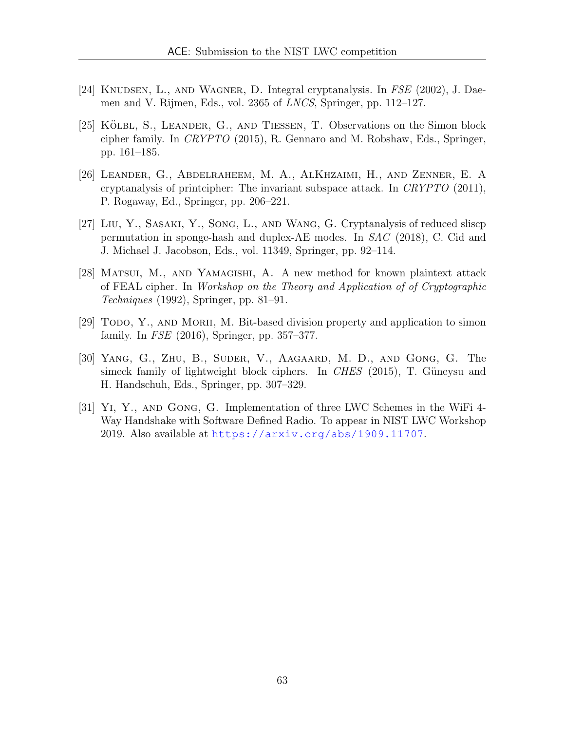[24] Knudsen, L., and Wagner, D. Integral cryptanalysis. In *FSE* (2002), J. Daemen and V. Rijmen, Eds., vol. 2365 of *LNCS*, Springer, pp. 112–127.

[25] Kölbl, S., Leander, G., and Tiessen, T. Observations on the Simon block cipher family. In *CRYPTO* (2015), R. Gennaro and M. Robshaw, Eds., Springer, pp. 161–185.

[26] Leander, G., Abdelraheem, M. A., AlKhzaimi, H., and Zenner, E. A cryptanalysis of printcipher: The invariant subspace attack. In *CRYPTO* (2011), P. Rogaway, Ed., Springer, pp. 206–221.

[27] Liu, Y., Sasaki, Y., Song, L., and Wang, G. Cryptanalysis of reduced sliscp permutation in sponge-hash and duplex-AE modes. In *SAC* (2018), C. Cid and J. Michael J. Jacobson, Eds., vol. 11349, Springer, pp. 92–114.

[28] Matsui, M., and Yamagishi, A. A new method for known plaintext attack of FEAL cipher. In *Workshop on the Theory and Application of of Cryptographic Techniques* (1992), Springer, pp. 81–91.

[29] Todo, Y., and Morii, M. Bit-based division property and application to simon family. In *FSE* (2016), Springer, pp. 357–377.

[30] Yang, G., Zhu, B., Suder, V., Aagaard, M. D., and Gong, G. The simeck family of lightweight block ciphers. In *CHES* (2015), T. Güneysu and H. Handschuh, Eds., Springer, pp. 307–329.

[31] Yi, Y., and Gong, G. Implementation of three LWC Schemes in the WiFi 4-Way Handshake with Software Defined Radio. To appear in NIST LWC Workshop 2019. Also available at https://arxiv.org/abs/1909.11707.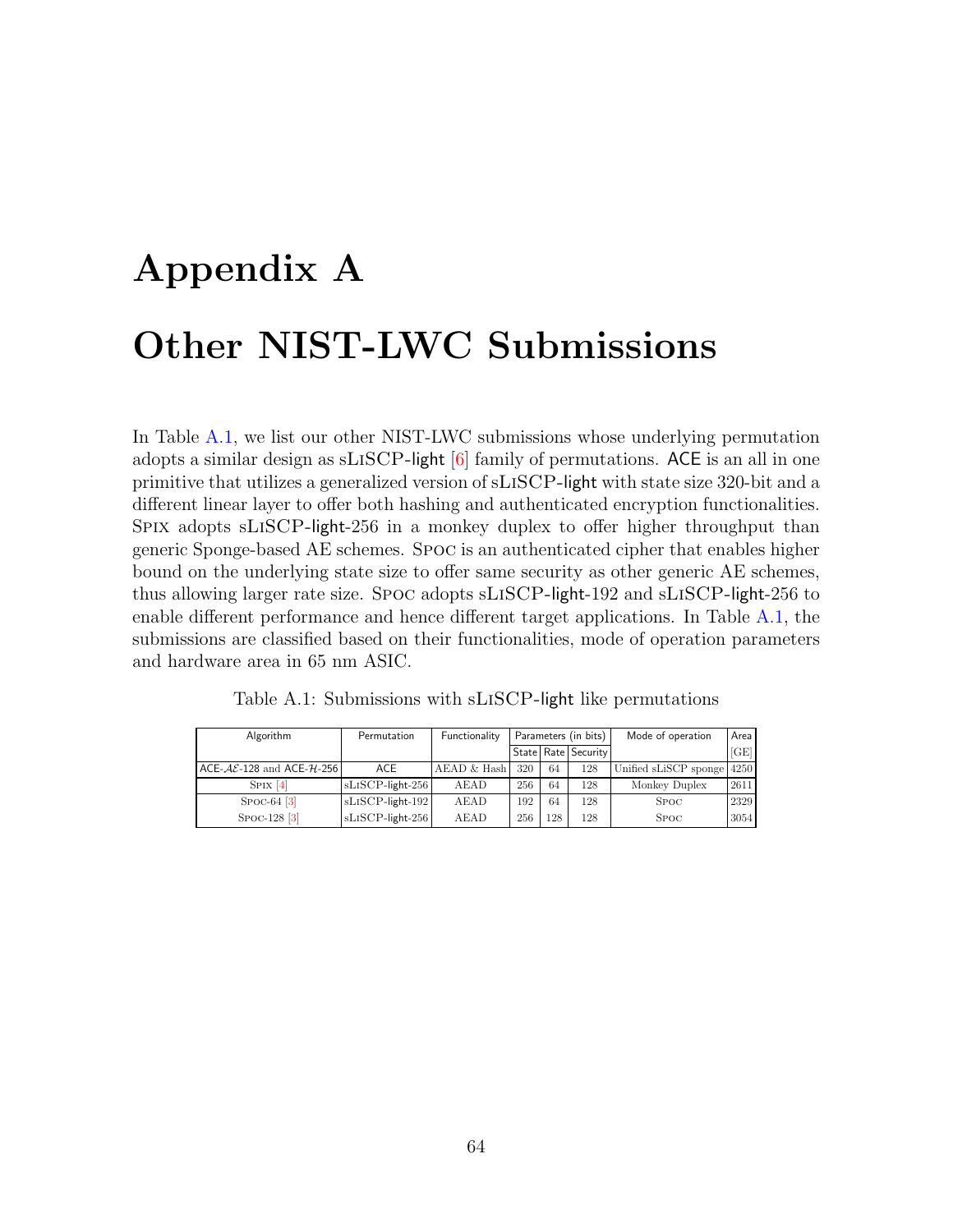# Appendix A

# Other NIST-LWC Submissions

In Table A.1, we list our other NIST-LWC submissions whose underlying permutation adopts a similar design as sLiSCP-light [6] family of permutations. ACE is an all in one primitive that utilizes a generalized version of sLiSCP-light with state size 320-bit and a different linear layer to offer both hashing and authenticated encryption functionalities. Spix adopts sLiSCP-light-256 in a monkey duplex to offer higher throughput than generic Sponge-based AE schemes. Spoc is an authenticated cipher that enables higher bound on the underlying state size to offer same security as other generic AE schemes, thus allowing larger rate size. Spoc adopts sLiSCP-light-192 and sLiSCP-light-256 to enable different performance and hence different target applications. In Table A.1, the submissions are classified based on their functionalities, mode of operation parameters and hardware area in 65 nm ASIC.

Table A.1: Submissions with sLiSCP-light like permutations

| Algorithm | Permutation | Functionality | Parameters (in bits) | | | Mode of operation | Area |
|---|---|---|---|---|---|---|---|
| | | | State | Rate | Security | | [GE] |
| ACE-$\mathcal{AE}$-128 and ACE-$\mathcal{H}$-256 | ACE | AEAD & Hash | 320 | 64 | 128 | Unified sLiSCP sponge | 4250 |
| Spix [4] | sLiSCP-light-256 | AEAD | 256 | 64 | 128 | Monkey Duplex | 2611 |
| Spoc-64 [3] | sLiSCP-light-192 | AEAD | 192 | 64 | 128 | Spoc | 2329 |
| Spoc-128 [3] | sLiSCP-light-256 | AEAD | 256 | 128 | 128 | Spoc | 3054 |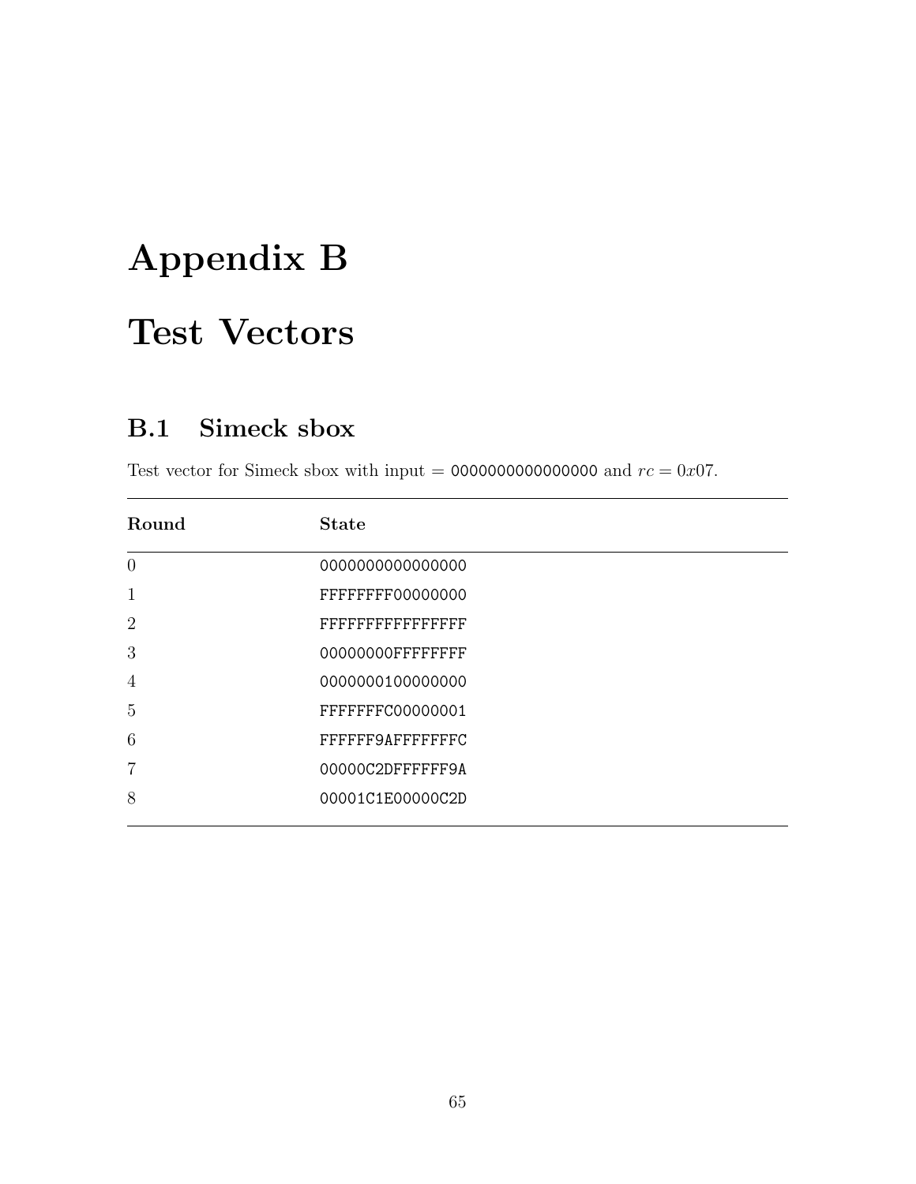# Appendix B

# Test Vectors

## B.1 Simeck sbox

Test vector for Simeck sbox with input = 0000000000000000 and $rc = 0x07$.

| Round | State |
|---|---|
| 0 | 0000000000000000 |
| 1 | FFFFFFFF00000000 |
| 2 | FFFFFFFFFFFFFFFF |
| 3 | 00000000FFFFFFFF |
| 4 | 0000000100000000 |
| 5 | FFFFFFFC00000001 |
| 6 | FFFFFF9AFFFFFFFC |
| 7 | 00000C2DFFFFFF9A |
| 8 | 00001C1E00000C2D |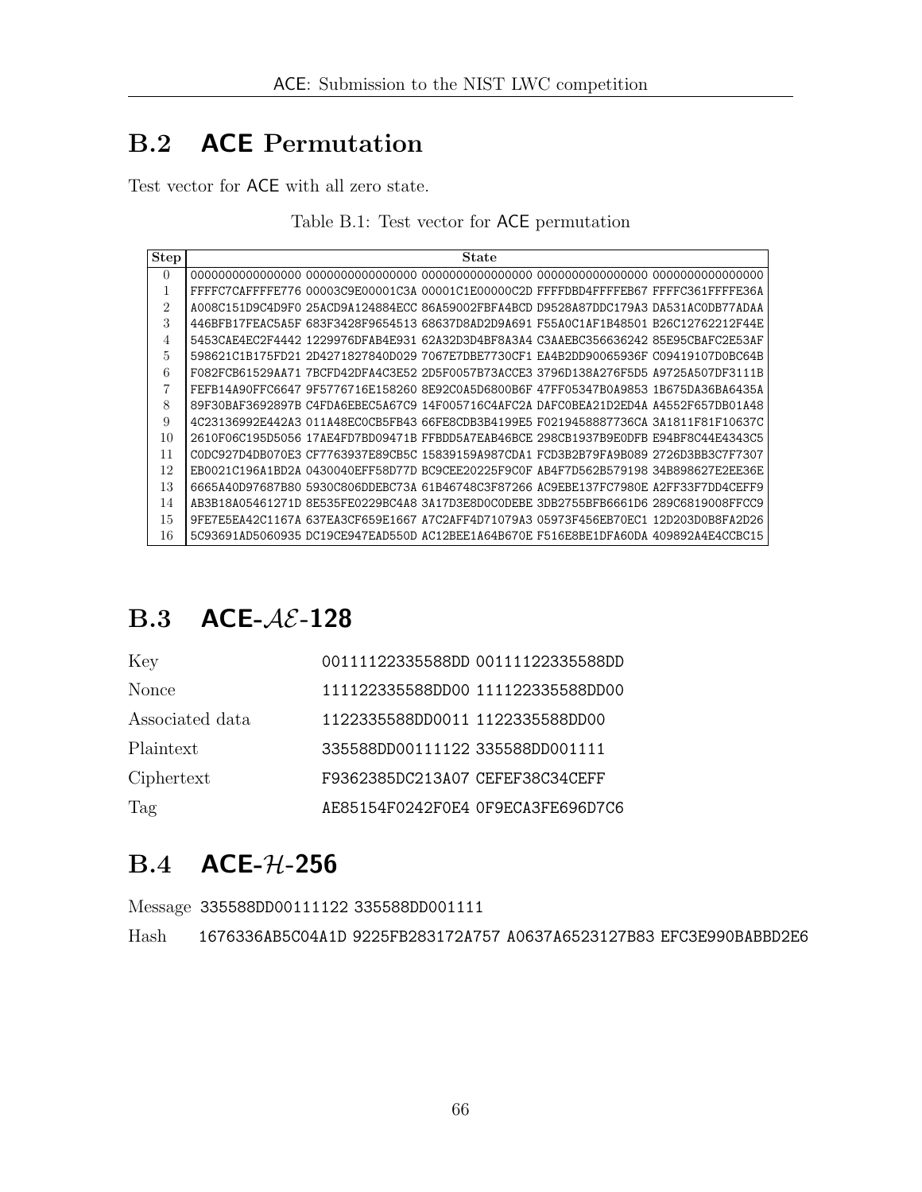## B.2 ACE Permutation

Test vector for ACE with all zero state.

Table B.1: Test vector for ACE permutation

| Step | State |
|---|---|
| 0 | 0000000000000000 0000000000000000 0000000000000000 0000000000000000 0000000000000000 |
| 1 | FFFFC7CAFFFFE776 00003C9E00001C3A 00001C1E00000C2D FFFFDBD4FFFFEB67 FFFFC361FFFFE36A |
| 2 | A008C151D9C4D9F0 25ACD9A124884ECC 86A59002FBFA4BCD D9528A87DDC179A3 DA531AC0DB77ADAA |
| 3 | 446BFB17FEAC5A5F 683F3428F9654513 68637D8AD2D9A691 F55A0C1AF1B48501 B26C12762212F44E |
| 4 | 5453CAE4EC2F4442 1229976DFAB4E931 62A32D3D4BF8A3A4 C3AAEBC356636242 85E95CBAFC2E53AF |
| 5 | 598621C1B175FD21 2D4271827840D029 7067E7DBE7730CF1 EA4B2DD90065936F C09419107D0BC64B |
| 6 | F082FCB61529AA71 7BCFD42DFA4C3E52 2D5F0057B73ACCE3 3796D138A276F5D5 A9725A507DF3111B |
| 7 | FEFB14A90FFC6647 9F5776716E158260 8E92C0A5D6800B6F 47FF05347B0A9853 1B675DA36BA6435A |
| 8 | 89F30BAF3692897B C4FDA6EBEC5A67C9 14F005716C4AFC2A DAFC0BEA21D2ED4A A4552F657DB01A48 |
| 9 | 4C23136992E442A3 011A48EC0CB5FB43 66FE8CDB3B4199E5 F0219458887736CA 3A1811F81F10637C |
| 10 | 2610F06C195D5056 17AE4FD7BD09471B FFBDD5A7EAB46BCE 298CB1937B9E0DFB E94BF8C44E4343C5 |
| 11 | C0DC927D4DB070E3 CF7763937E89CB5C 15839159A987CDA1 FCD3B2B79FA9B089 2726D3BB3C7F7307 |
| 12 | EB0021C196A1BD2A 0430040EFF58D77D BC9CEE20225F9C0F AB4F7D562B579198 34B898627E2EE36E |
| 13 | 6665A40D97687B80 5930C806DDEBC73A 61B46748C3F87266 AC9EBE137FC7980E A2FF33F7DD4CEFF9 |
| 14 | AB3B18A05461271D 8E535FE0229BC4A8 3A17D3E8D0C0DEBE 3DB2755BFB6661D6 289C6819008FFCC9 |
| 15 | 9FE7E5EA42C1167A 637EA3CF659E1667 A7C2AFF4D71079A3 05973F456EB70EC1 12D203D0B8FA2D26 |
| 16 | 5C93691AD5060935 DC19CE947EAD550D AC12BEE1A64B670E F516E8BE1DFA60DA 409892A4E4CCBC15 |

## B.3 ACE-$\mathcal{AE}$-128

| | |
|---|---|
| Key | 00111122335588DD 00111122335588DD |
| Nonce | 111122335588DD00 111122335588DD00 |
| Associated data | 1122335588DD0011 1122335588DD00 |
| Plaintext | 335588DD00111122 335588DD001111 |
| Ciphertext | F9362385DC213A07 CEFEF38C34CEFF |
| Tag | AE85154F0242F0E4 0F9ECA3FE696D7C6 |

## B.4 ACE-$\mathcal{H}$-256

Message 335588DD00111122 335588DD001111

Hash 1676336AB5C04A1D 9225FB283172A757 A0637A6523127B83 EFC3E990BABBD2E6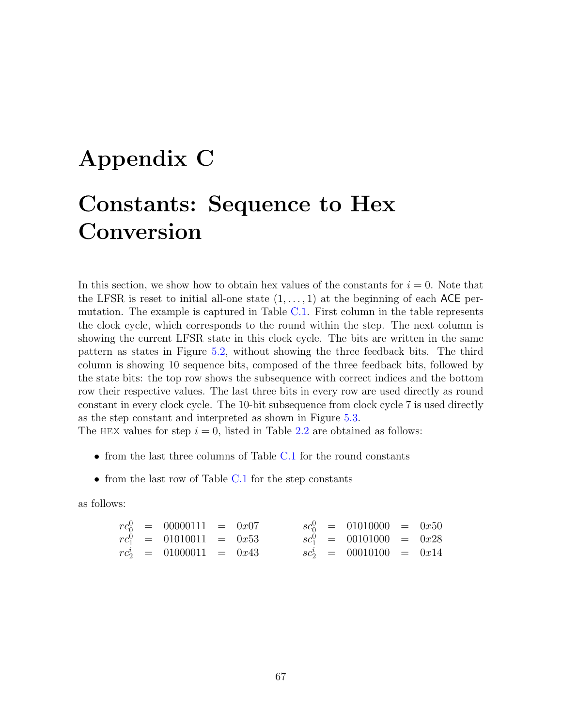# Appendix C

# Constants: Sequence to Hex Conversion

In this section, we show how to obtain hex values of the constants for $i = 0$. Note that the LFSR is reset to initial all-one state $(1, \ldots, 1)$ at the beginning of each ACE permutation. The example is captured in Table C.1. First column in the table represents the clock cycle, which corresponds to the round within the step. The next column is showing the current LFSR state in this clock cycle. The bits are written in the same pattern as states in Figure 5.2, without showing the three feedback bits. The third column is showing 10 sequence bits, composed of the three feedback bits, followed by the state bits: the top row shows the subsequence with correct indices and the bottom row their respective values. The last three bits in every row are used directly as round constant in every clock cycle. The 10-bit subsequence from clock cycle 7 is used directly as the step constant and interpreted as shown in Figure 5.3.

The HEX values for step $i = 0$, listed in Table 2.2 are obtained as follows:

- from the last three columns of Table C.1 for the round constants
- from the last row of Table C.1 for the step constants

as follows:

$$
\begin{array}{lllll}
rc_0^0 & = & 00000111 & = & 0x07 \\
rc_1^0 & = & 01010011 & = & 0x53 \\
rc_2^i & = & 01000011 & = & 0x43
\end{array}
\qquad
\begin{array}{lllll}
sc_0^0 & = & 01010000 & = & 0x50 \\
sc_1^0 & = & 00101000 & = & 0x28 \\
sc_2^i & = & 00010100 & = & 0x14
\end{array}
$$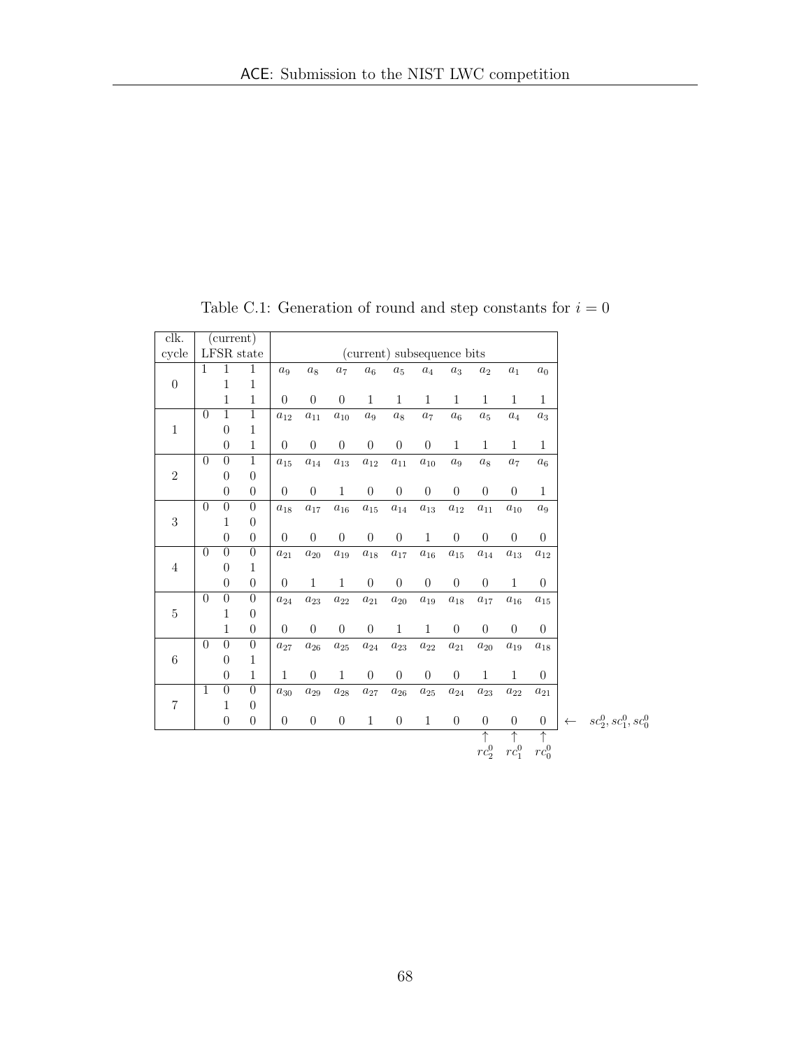Table C.1: Generation of round and step constants for $i = 0$

| clk. cycle | (current) LFSR state | | | (current) subsequence bits | | | | | | | | | |
|---|---|---|---|---|---|---|---|---|---|---|---|---|---|
| 0 | 1 | 1 | 1 | $a_9$ | $a_8$ | $a_7$ | $a_6$ | $a_5$ | $a_4$ | $a_3$ | $a_2$ | $a_1$ | $a_0$ |
| | | 1 | 1 | | | | | | | | | | |
| | | 1 | 1 | 0 | 0 | 0 | 1 | 1 | 1 | 1 | 1 | 1 | 1 |
| 1 | 0 | 1 | 1 | $a_{12}$ | $a_{11}$ | $a_{10}$ | $a_9$ | $a_8$ | $a_7$ | $a_6$ | $a_5$ | $a_4$ | $a_3$ |
| | | 0 | 1 | | | | | | | | | | |
| | | 0 | 1 | 0 | 0 | 0 | 0 | 0 | 0 | 1 | 1 | 1 | 1 |
| 2 | 0 | 0 | 1 | $a_{15}$ | $a_{14}$ | $a_{13}$ | $a_{12}$ | $a_{11}$ | $a_{10}$ | $a_9$ | $a_8$ | $a_7$ | $a_6$ |
| | | 0 | 0 | | | | | | | | | | |
| | | 0 | 0 | 0 | 0 | 1 | 0 | 0 | 0 | 0 | 0 | 0 | 1 |
| 3 | 0 | 0 | 0 | $a_{18}$ | $a_{17}$ | $a_{16}$ | $a_{15}$ | $a_{14}$ | $a_{13}$ | $a_{12}$ | $a_{11}$ | $a_{10}$ | $a_9$ |
| | | 1 | 0 | | | | | | | | | | |
| | | 0 | 0 | 0 | 0 | 0 | 0 | 0 | 1 | 0 | 0 | 0 | 0 |
| 4 | 0 | 0 | 0 | $a_{21}$ | $a_{20}$ | $a_{19}$ | $a_{18}$ | $a_{17}$ | $a_{16}$ | $a_{15}$ | $a_{14}$ | $a_{13}$ | $a_{12}$ |
| | | 0 | 1 | | | | | | | | | | |
| | | 0 | 0 | 0 | 1 | 1 | 0 | 0 | 0 | 0 | 0 | 1 | 0 |
| 5 | 0 | 0 | 0 | $a_{24}$ | $a_{23}$ | $a_{22}$ | $a_{21}$ | $a_{20}$ | $a_{19}$ | $a_{18}$ | $a_{17}$ | $a_{16}$ | $a_{15}$ |
| | | 1 | 0 | | | | | | | | | | |
| | | 1 | 0 | 0 | 0 | 0 | 0 | 1 | 1 | 0 | 0 | 0 | 0 |
| 6 | 0 | 0 | 0 | $a_{27}$ | $a_{26}$ | $a_{25}$ | $a_{24}$ | $a_{23}$ | $a_{22}$ | $a_{21}$ | $a_{20}$ | $a_{19}$ | $a_{18}$ |
| | | 0 | 1 | | | | | | | | | | |
| | | 0 | 1 | 1 | 0 | 1 | 0 | 0 | 0 | 0 | 1 | 1 | 0 |
| 7 | 1 | 0 | 0 | $a_{30}$ | $a_{29}$ | $a_{28}$ | $a_{27}$ | $a_{26}$ | $a_{25}$ | $a_{24}$ | $a_{23}$ | $a_{22}$ | $a_{21}$ |
| | | 1 | 0 | | | | | | | | | | |
| | | 0 | 0 | 0 | 0 | 0 | 1 | 0 | 1 | 0 | 0 | 0 | 0 ← $sc_2^0, sc_1^0, sc_0^0$ |
| | | | | | | | | | | | ↑ $rc_2^0$ | ↑ $rc_1^0$ | ↑ $rc_0^0$ |